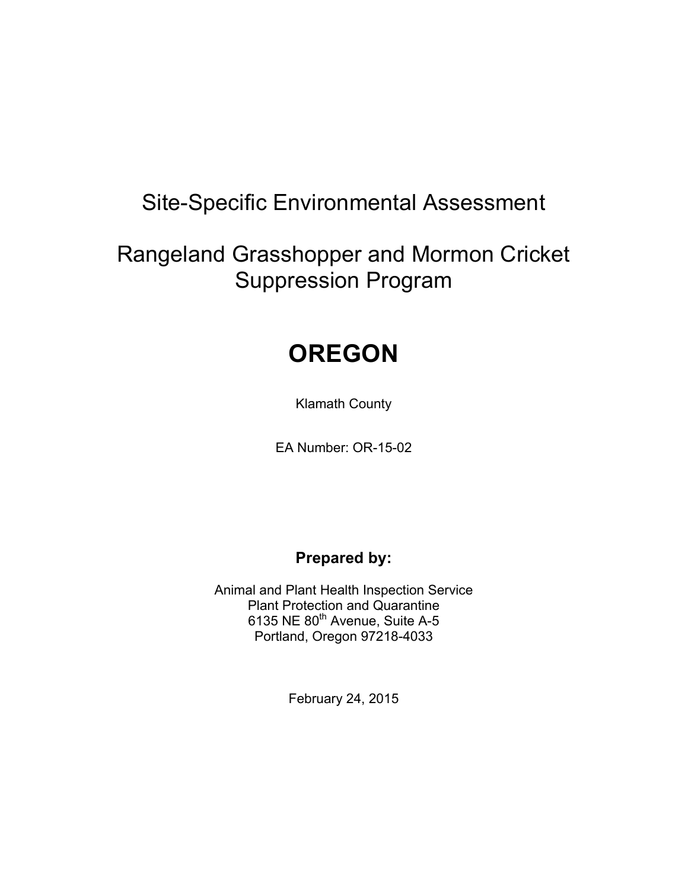# Site-Specific Environmental Assessment

# Rangeland Grasshopper and Mormon Cricket Suppression Program

# OREGON

Klamath County

EA Number: OR-15-02

**Prepared by:**

Animal and Plant Health Inspection Service
Plant Protection and Quarantine
6135 NE 80$^{th}$ Avenue, Suite A-5
Portland, Oregon 97218-4033

February 24, 2015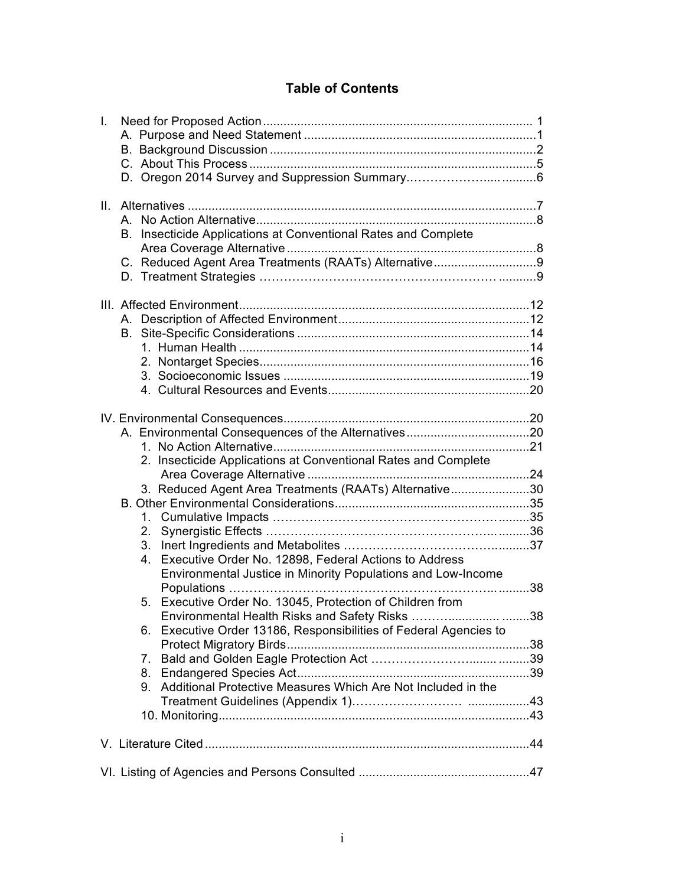# Table of Contents

I. Need for Proposed Action .......... 1
   A. Purpose and Need Statement .......... 1
   B. Background Discussion .......... 2
   C. About This Process .......... 5
   D. Oregon 2014 Survey and Suppression Summary .......... 6

II. Alternatives .......... 7
   A. No Action Alternative .......... 8
   B. Insecticide Applications at Conventional Rates and Complete Area Coverage Alternative .......... 8
   C. Reduced Agent Area Treatments (RAATs) Alternative .......... 9
   D. Treatment Strategies .......... 9

III. Affected Environment .......... 12
   A. Description of Affected Environment .......... 12
   B. Site-Specific Considerations .......... 14
      1. Human Health .......... 14
      2. Nontarget Species .......... 16
      3. Socioeconomic Issues .......... 19
      4. Cultural Resources and Events .......... 20

IV. Environmental Consequences .......... 20
   A. Environmental Consequences of the Alternatives .......... 20
      1. No Action Alternative .......... 21
      2. Insecticide Applications at Conventional Rates and Complete Area Coverage Alternative .......... 24
      3. Reduced Agent Area Treatments (RAATs) Alternative .......... 30
   B. Other Environmental Considerations .......... 35
      1. Cumulative Impacts .......... 35
      2. Synergistic Effects .......... 36
      3. Inert Ingredients and Metabolites .......... 37
      4. Executive Order No. 12898, Federal Actions to Address Environmental Justice in Minority Populations and Low-Income Populations .......... 38
      5. Executive Order No. 13045, Protection of Children from Environmental Health Risks and Safety Risks .......... 38
      6. Executive Order 13186, Responsibilities of Federal Agencies to Protect Migratory Birds .......... 38
      7. Bald and Golden Eagle Protection Act .......... 39
      8. Endangered Species Act .......... 39
      9. Additional Protective Measures Which Are Not Included in the Treatment Guidelines (Appendix 1) .......... 43
      10. Monitoring .......... 43

V. Literature Cited .......... 44

VI. Listing of Agencies and Persons Consulted .......... 47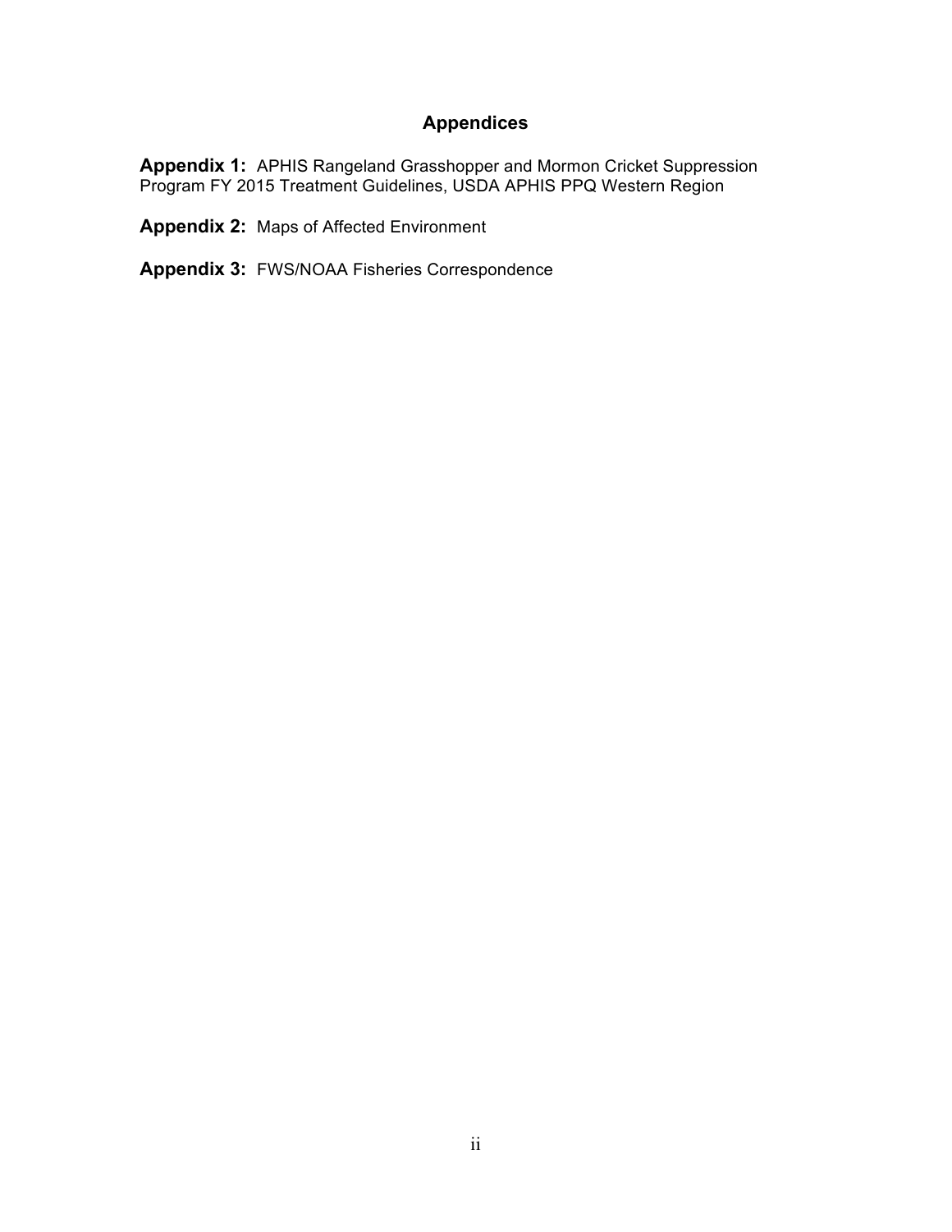## Appendices

**Appendix 1:** APHIS Rangeland Grasshopper and Mormon Cricket Suppression Program FY 2015 Treatment Guidelines, USDA APHIS PPQ Western Region

**Appendix 2:** Maps of Affected Environment

**Appendix 3:** FWS/NOAA Fisheries Correspondence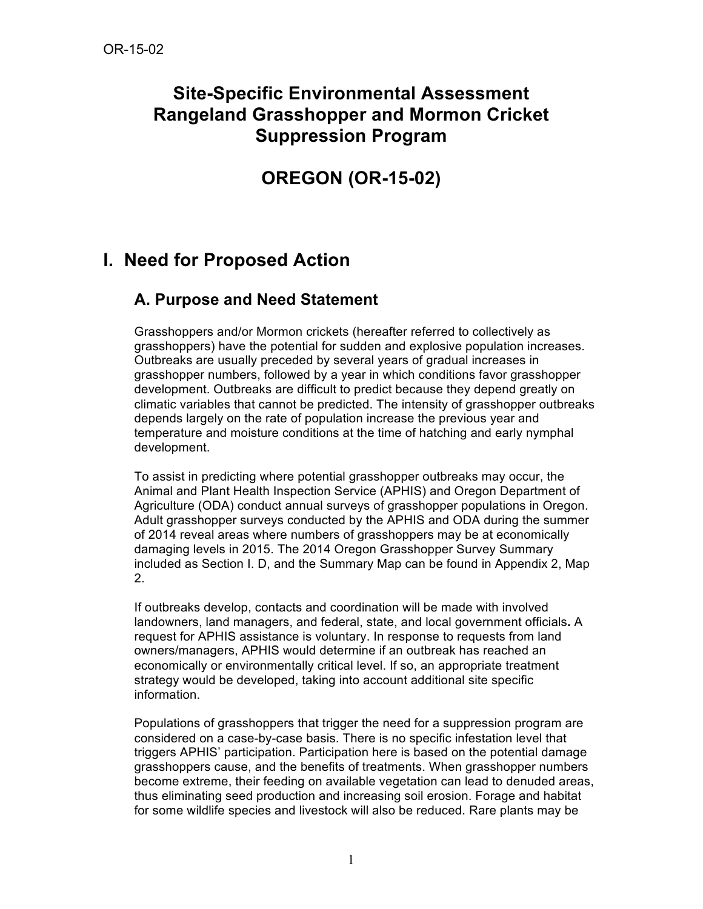# Site-Specific Environmental Assessment Rangeland Grasshopper and Mormon Cricket Suppression Program

# OREGON (OR-15-02)

## I. Need for Proposed Action

### A. Purpose and Need Statement

Grasshoppers and/or Mormon crickets (hereafter referred to collectively as grasshoppers) have the potential for sudden and explosive population increases. Outbreaks are usually preceded by several years of gradual increases in grasshopper numbers, followed by a year in which conditions favor grasshopper development. Outbreaks are difficult to predict because they depend greatly on climatic variables that cannot be predicted. The intensity of grasshopper outbreaks depends largely on the rate of population increase the previous year and temperature and moisture conditions at the time of hatching and early nymphal development.

To assist in predicting where potential grasshopper outbreaks may occur, the Animal and Plant Health Inspection Service (APHIS) and Oregon Department of Agriculture (ODA) conduct annual surveys of grasshopper populations in Oregon. Adult grasshopper surveys conducted by the APHIS and ODA during the summer of 2014 reveal areas where numbers of grasshoppers may be at economically damaging levels in 2015. The 2014 Oregon Grasshopper Survey Summary included as Section I. D, and the Summary Map can be found in Appendix 2, Map 2.

If outbreaks develop, contacts and coordination will be made with involved landowners, land managers, and federal, state, and local government officials**.** A request for APHIS assistance is voluntary. In response to requests from land owners/managers, APHIS would determine if an outbreak has reached an economically or environmentally critical level. If so, an appropriate treatment strategy would be developed, taking into account additional site specific information.

Populations of grasshoppers that trigger the need for a suppression program are considered on a case-by-case basis. There is no specific infestation level that triggers APHIS' participation. Participation here is based on the potential damage grasshoppers cause, and the benefits of treatments. When grasshopper numbers become extreme, their feeding on available vegetation can lead to denuded areas, thus eliminating seed production and increasing soil erosion. Forage and habitat for some wildlife species and livestock will also be reduced. Rare plants may be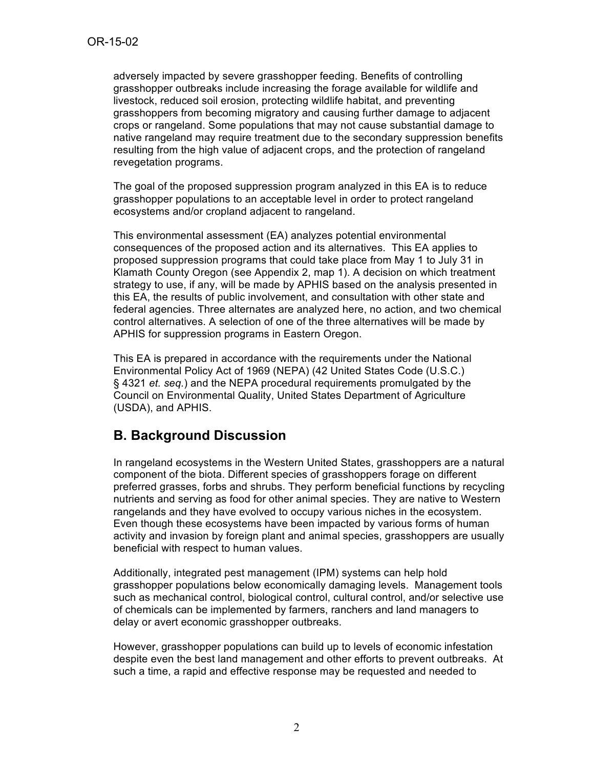adversely impacted by severe grasshopper feeding. Benefits of controlling grasshopper outbreaks include increasing the forage available for wildlife and livestock, reduced soil erosion, protecting wildlife habitat, and preventing grasshoppers from becoming migratory and causing further damage to adjacent crops or rangeland. Some populations that may not cause substantial damage to native rangeland may require treatment due to the secondary suppression benefits resulting from the high value of adjacent crops, and the protection of rangeland revegetation programs.

The goal of the proposed suppression program analyzed in this EA is to reduce grasshopper populations to an acceptable level in order to protect rangeland ecosystems and/or cropland adjacent to rangeland.

This environmental assessment (EA) analyzes potential environmental consequences of the proposed action and its alternatives. This EA applies to proposed suppression programs that could take place from May 1 to July 31 in Klamath County Oregon (see Appendix 2, map 1). A decision on which treatment strategy to use, if any, will be made by APHIS based on the analysis presented in this EA, the results of public involvement, and consultation with other state and federal agencies. Three alternates are analyzed here, no action, and two chemical control alternatives. A selection of one of the three alternatives will be made by APHIS for suppression programs in Eastern Oregon.

This EA is prepared in accordance with the requirements under the National Environmental Policy Act of 1969 (NEPA) (42 United States Code (U.S.C.) § 4321 *et. seq.*) and the NEPA procedural requirements promulgated by the Council on Environmental Quality, United States Department of Agriculture (USDA), and APHIS.

## B. Background Discussion

In rangeland ecosystems in the Western United States, grasshoppers are a natural component of the biota. Different species of grasshoppers forage on different preferred grasses, forbs and shrubs. They perform beneficial functions by recycling nutrients and serving as food for other animal species. They are native to Western rangelands and they have evolved to occupy various niches in the ecosystem. Even though these ecosystems have been impacted by various forms of human activity and invasion by foreign plant and animal species, grasshoppers are usually beneficial with respect to human values.

Additionally, integrated pest management (IPM) systems can help hold grasshopper populations below economically damaging levels. Management tools such as mechanical control, biological control, cultural control, and/or selective use of chemicals can be implemented by farmers, ranchers and land managers to delay or avert economic grasshopper outbreaks.

However, grasshopper populations can build up to levels of economic infestation despite even the best land management and other efforts to prevent outbreaks. At such a time, a rapid and effective response may be requested and needed to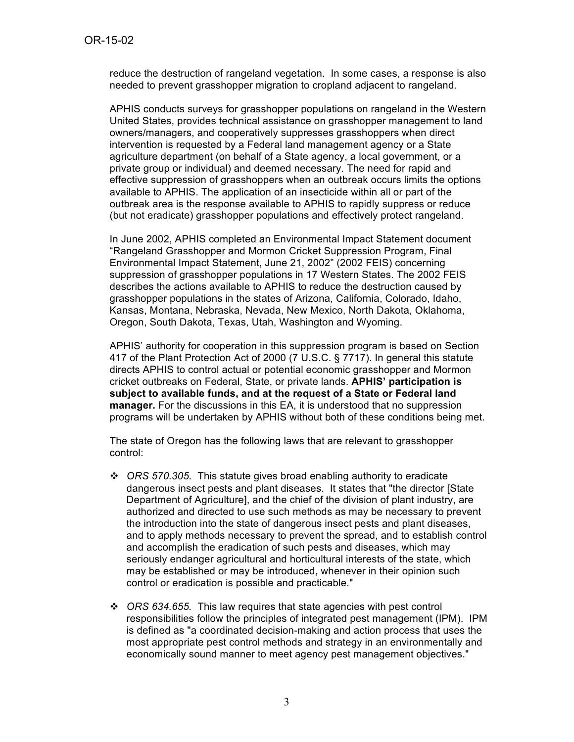reduce the destruction of rangeland vegetation. In some cases, a response is also needed to prevent grasshopper migration to cropland adjacent to rangeland.

APHIS conducts surveys for grasshopper populations on rangeland in the Western United States, provides technical assistance on grasshopper management to land owners/managers, and cooperatively suppresses grasshoppers when direct intervention is requested by a Federal land management agency or a State agriculture department (on behalf of a State agency, a local government, or a private group or individual) and deemed necessary. The need for rapid and effective suppression of grasshoppers when an outbreak occurs limits the options available to APHIS. The application of an insecticide within all or part of the outbreak area is the response available to APHIS to rapidly suppress or reduce (but not eradicate) grasshopper populations and effectively protect rangeland.

In June 2002, APHIS completed an Environmental Impact Statement document "Rangeland Grasshopper and Mormon Cricket Suppression Program, Final Environmental Impact Statement, June 21, 2002" (2002 FEIS) concerning suppression of grasshopper populations in 17 Western States. The 2002 FEIS describes the actions available to APHIS to reduce the destruction caused by grasshopper populations in the states of Arizona, California, Colorado, Idaho, Kansas, Montana, Nebraska, Nevada, New Mexico, North Dakota, Oklahoma, Oregon, South Dakota, Texas, Utah, Washington and Wyoming.

APHIS' authority for cooperation in this suppression program is based on Section 417 of the Plant Protection Act of 2000 (7 U.S.C. § 7717). In general this statute directs APHIS to control actual or potential economic grasshopper and Mormon cricket outbreaks on Federal, State, or private lands. **APHIS' participation is subject to available funds, and at the request of a State or Federal land manager.** For the discussions in this EA, it is understood that no suppression programs will be undertaken by APHIS without both of these conditions being met.

The state of Oregon has the following laws that are relevant to grasshopper control:

- *ORS 570.305.* This statute gives broad enabling authority to eradicate dangerous insect pests and plant diseases. It states that "the director [State Department of Agriculture], and the chief of the division of plant industry, are authorized and directed to use such methods as may be necessary to prevent the introduction into the state of dangerous insect pests and plant diseases, and to apply methods necessary to prevent the spread, and to establish control and accomplish the eradication of such pests and diseases, which may seriously endanger agricultural and horticultural interests of the state, which may be established or may be introduced, whenever in their opinion such control or eradication is possible and practicable."

- *ORS 634.655.* This law requires that state agencies with pest control responsibilities follow the principles of integrated pest management (IPM). IPM is defined as "a coordinated decision-making and action process that uses the most appropriate pest control methods and strategy in an environmentally and economically sound manner to meet agency pest management objectives."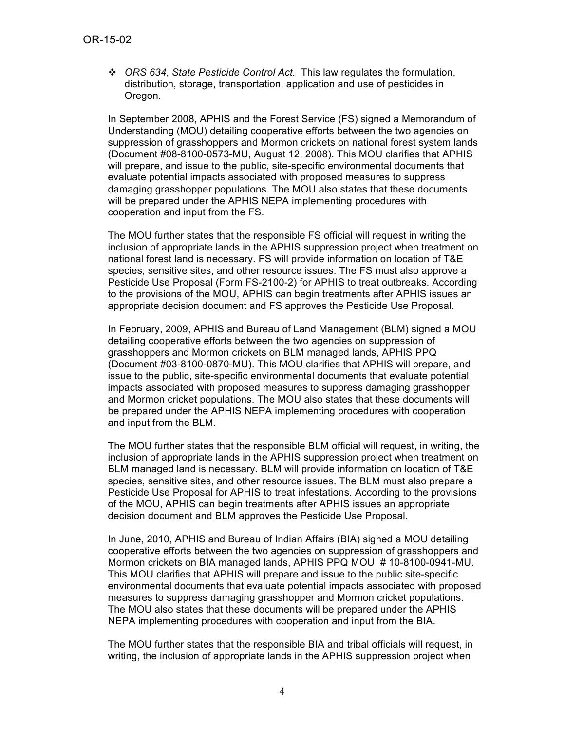- *ORS 634*, *State Pesticide Control Act.* This law regulates the formulation, distribution, storage, transportation, application and use of pesticides in Oregon.

In September 2008, APHIS and the Forest Service (FS) signed a Memorandum of Understanding (MOU) detailing cooperative efforts between the two agencies on suppression of grasshoppers and Mormon crickets on national forest system lands (Document #08-8100-0573-MU, August 12, 2008). This MOU clarifies that APHIS will prepare, and issue to the public, site-specific environmental documents that evaluate potential impacts associated with proposed measures to suppress damaging grasshopper populations. The MOU also states that these documents will be prepared under the APHIS NEPA implementing procedures with cooperation and input from the FS.

The MOU further states that the responsible FS official will request in writing the inclusion of appropriate lands in the APHIS suppression project when treatment on national forest land is necessary. FS will provide information on location of T&E species, sensitive sites, and other resource issues. The FS must also approve a Pesticide Use Proposal (Form FS-2100-2) for APHIS to treat outbreaks. According to the provisions of the MOU, APHIS can begin treatments after APHIS issues an appropriate decision document and FS approves the Pesticide Use Proposal.

In February, 2009, APHIS and Bureau of Land Management (BLM) signed a MOU detailing cooperative efforts between the two agencies on suppression of grasshoppers and Mormon crickets on BLM managed lands, APHIS PPQ (Document #03-8100-0870-MU). This MOU clarifies that APHIS will prepare, and issue to the public, site-specific environmental documents that evaluate potential impacts associated with proposed measures to suppress damaging grasshopper and Mormon cricket populations. The MOU also states that these documents will be prepared under the APHIS NEPA implementing procedures with cooperation and input from the BLM.

The MOU further states that the responsible BLM official will request, in writing, the inclusion of appropriate lands in the APHIS suppression project when treatment on BLM managed land is necessary. BLM will provide information on location of T&E species, sensitive sites, and other resource issues. The BLM must also prepare a Pesticide Use Proposal for APHIS to treat infestations. According to the provisions of the MOU, APHIS can begin treatments after APHIS issues an appropriate decision document and BLM approves the Pesticide Use Proposal.

In June, 2010, APHIS and Bureau of Indian Affairs (BIA) signed a MOU detailing cooperative efforts between the two agencies on suppression of grasshoppers and Mormon crickets on BIA managed lands, APHIS PPQ MOU # 10-8100-0941-MU. This MOU clarifies that APHIS will prepare and issue to the public site-specific environmental documents that evaluate potential impacts associated with proposed measures to suppress damaging grasshopper and Mormon cricket populations. The MOU also states that these documents will be prepared under the APHIS NEPA implementing procedures with cooperation and input from the BIA.

The MOU further states that the responsible BIA and tribal officials will request, in writing, the inclusion of appropriate lands in the APHIS suppression project when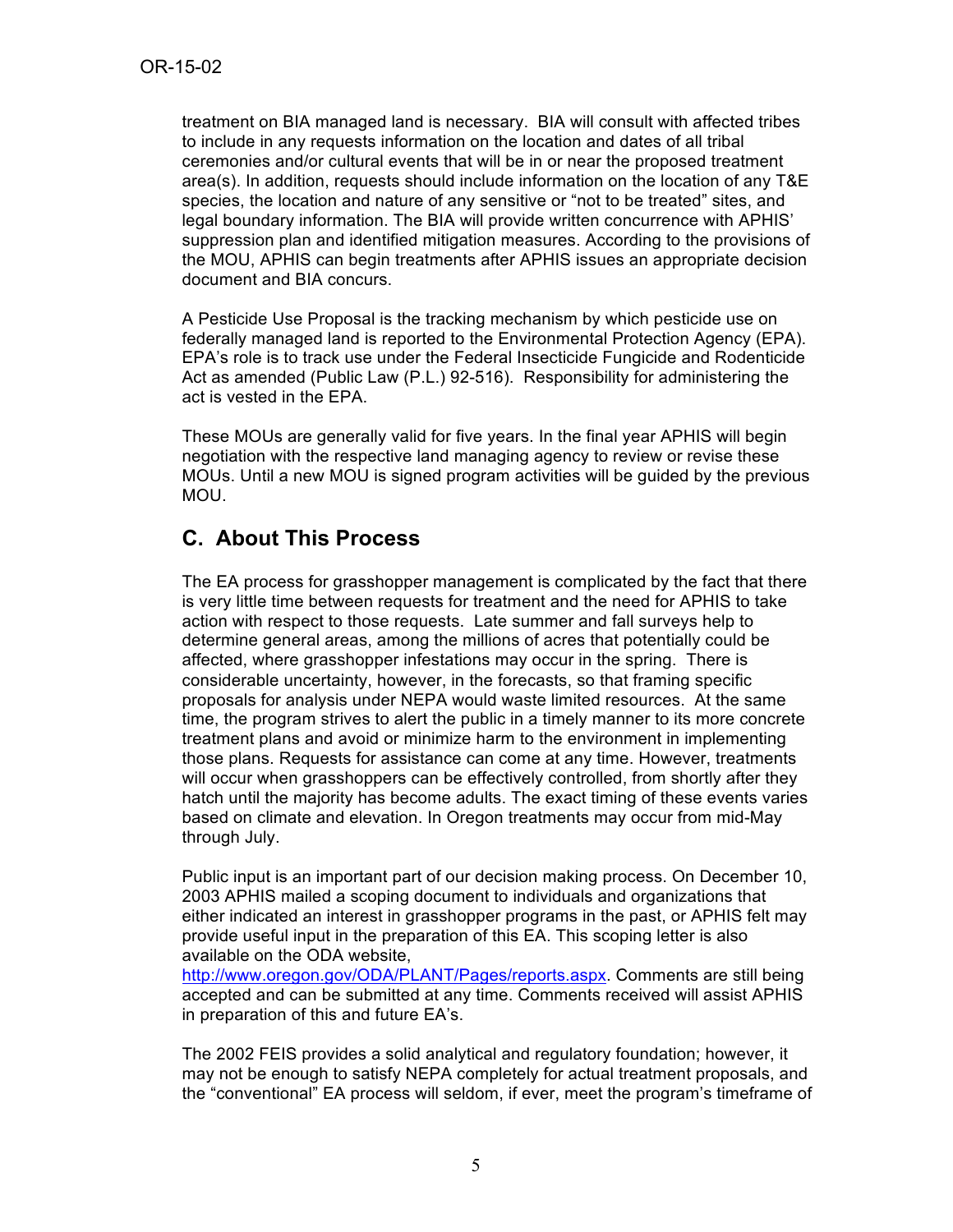treatment on BIA managed land is necessary. BIA will consult with affected tribes to include in any requests information on the location and dates of all tribal ceremonies and/or cultural events that will be in or near the proposed treatment area(s). In addition, requests should include information on the location of any T&E species, the location and nature of any sensitive or "not to be treated" sites, and legal boundary information. The BIA will provide written concurrence with APHIS' suppression plan and identified mitigation measures. According to the provisions of the MOU, APHIS can begin treatments after APHIS issues an appropriate decision document and BIA concurs.

A Pesticide Use Proposal is the tracking mechanism by which pesticide use on federally managed land is reported to the Environmental Protection Agency (EPA). EPA's role is to track use under the Federal Insecticide Fungicide and Rodenticide Act as amended (Public Law (P.L.) 92-516). Responsibility for administering the act is vested in the EPA.

These MOUs are generally valid for five years. In the final year APHIS will begin negotiation with the respective land managing agency to review or revise these MOUs. Until a new MOU is signed program activities will be guided by the previous MOU.

## C. About This Process

The EA process for grasshopper management is complicated by the fact that there is very little time between requests for treatment and the need for APHIS to take action with respect to those requests. Late summer and fall surveys help to determine general areas, among the millions of acres that potentially could be affected, where grasshopper infestations may occur in the spring. There is considerable uncertainty, however, in the forecasts, so that framing specific proposals for analysis under NEPA would waste limited resources. At the same time, the program strives to alert the public in a timely manner to its more concrete treatment plans and avoid or minimize harm to the environment in implementing those plans. Requests for assistance can come at any time. However, treatments will occur when grasshoppers can be effectively controlled, from shortly after they hatch until the majority has become adults. The exact timing of these events varies based on climate and elevation. In Oregon treatments may occur from mid-May through July.

Public input is an important part of our decision making process. On December 10, 2003 APHIS mailed a scoping document to individuals and organizations that either indicated an interest in grasshopper programs in the past, or APHIS felt may provide useful input in the preparation of this EA. This scoping letter is also available on the ODA website, http://www.oregon.gov/ODA/PLANT/Pages/reports.aspx. Comments are still being accepted and can be submitted at any time. Comments received will assist APHIS in preparation of this and future EA's.

The 2002 FEIS provides a solid analytical and regulatory foundation; however, it may not be enough to satisfy NEPA completely for actual treatment proposals, and the "conventional" EA process will seldom, if ever, meet the program's timeframe of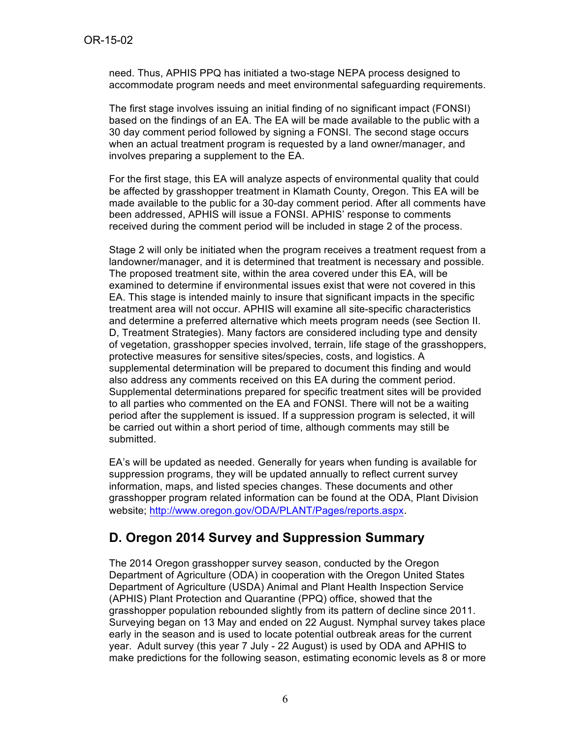need. Thus, APHIS PPQ has initiated a two-stage NEPA process designed to accommodate program needs and meet environmental safeguarding requirements.

The first stage involves issuing an initial finding of no significant impact (FONSI) based on the findings of an EA. The EA will be made available to the public with a 30 day comment period followed by signing a FONSI. The second stage occurs when an actual treatment program is requested by a land owner/manager, and involves preparing a supplement to the EA.

For the first stage, this EA will analyze aspects of environmental quality that could be affected by grasshopper treatment in Klamath County, Oregon. This EA will be made available to the public for a 30-day comment period. After all comments have been addressed, APHIS will issue a FONSI. APHIS' response to comments received during the comment period will be included in stage 2 of the process.

Stage 2 will only be initiated when the program receives a treatment request from a landowner/manager, and it is determined that treatment is necessary and possible. The proposed treatment site, within the area covered under this EA, will be examined to determine if environmental issues exist that were not covered in this EA. This stage is intended mainly to insure that significant impacts in the specific treatment area will not occur. APHIS will examine all site-specific characteristics and determine a preferred alternative which meets program needs (see Section II. D, Treatment Strategies). Many factors are considered including type and density of vegetation, grasshopper species involved, terrain, life stage of the grasshoppers, protective measures for sensitive sites/species, costs, and logistics. A supplemental determination will be prepared to document this finding and would also address any comments received on this EA during the comment period. Supplemental determinations prepared for specific treatment sites will be provided to all parties who commented on the EA and FONSI. There will not be a waiting period after the supplement is issued. If a suppression program is selected, it will be carried out within a short period of time, although comments may still be submitted.

EA's will be updated as needed. Generally for years when funding is available for suppression programs, they will be updated annually to reflect current survey information, maps, and listed species changes. These documents and other grasshopper program related information can be found at the ODA, Plant Division website; http://www.oregon.gov/ODA/PLANT/Pages/reports.aspx.

## D. Oregon 2014 Survey and Suppression Summary

The 2014 Oregon grasshopper survey season, conducted by the Oregon Department of Agriculture (ODA) in cooperation with the Oregon United States Department of Agriculture (USDA) Animal and Plant Health Inspection Service (APHIS) Plant Protection and Quarantine (PPQ) office, showed that the grasshopper population rebounded slightly from its pattern of decline since 2011. Surveying began on 13 May and ended on 22 August. Nymphal survey takes place early in the season and is used to locate potential outbreak areas for the current year. Adult survey (this year 7 July - 22 August) is used by ODA and APHIS to make predictions for the following season, estimating economic levels as 8 or more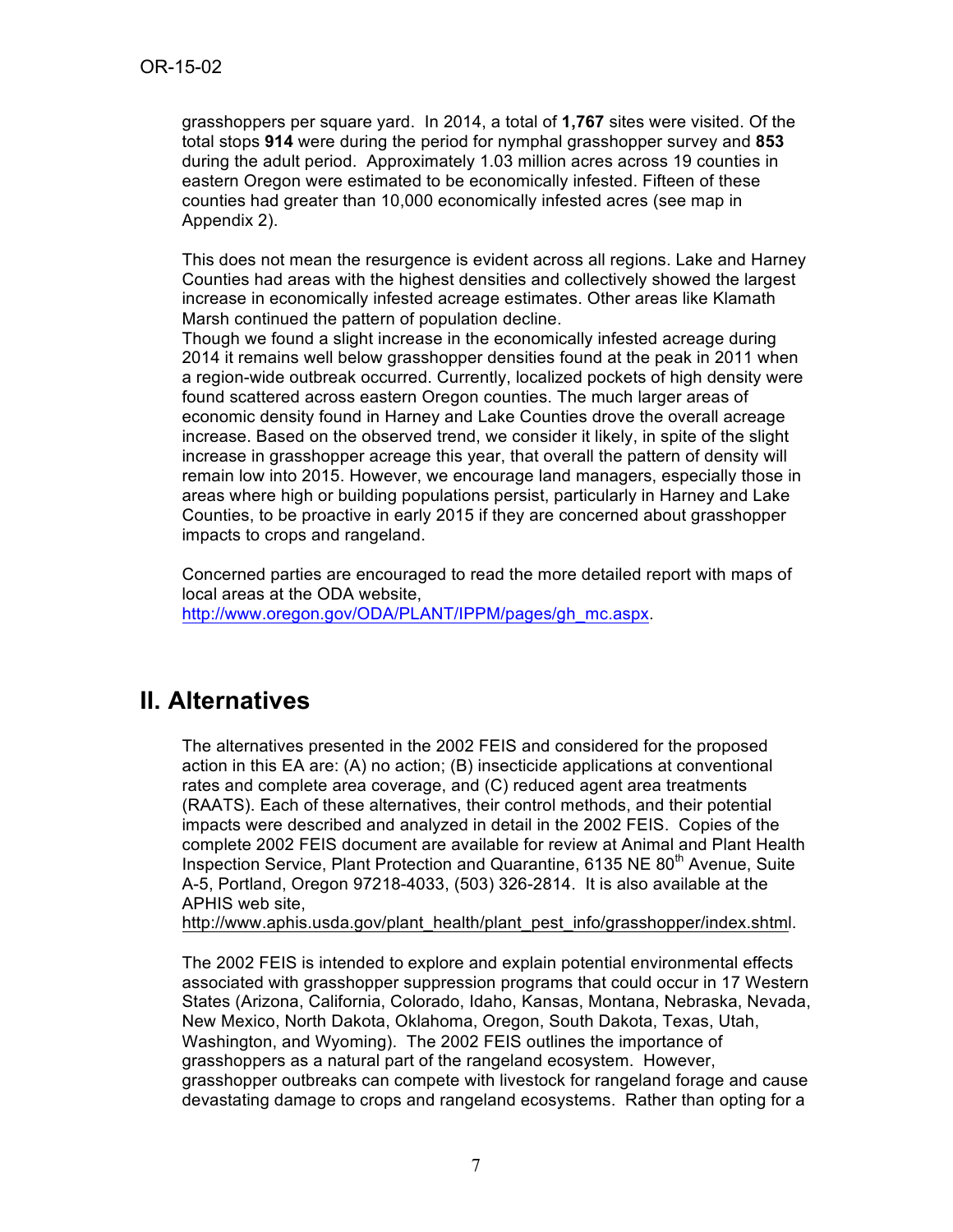grasshoppers per square yard. In 2014, a total of **1,767** sites were visited. Of the total stops **914** were during the period for nymphal grasshopper survey and **853** during the adult period. Approximately 1.03 million acres across 19 counties in eastern Oregon were estimated to be economically infested. Fifteen of these counties had greater than 10,000 economically infested acres (see map in Appendix 2).

This does not mean the resurgence is evident across all regions. Lake and Harney Counties had areas with the highest densities and collectively showed the largest increase in economically infested acreage estimates. Other areas like Klamath Marsh continued the pattern of population decline.
Though we found a slight increase in the economically infested acreage during 2014 it remains well below grasshopper densities found at the peak in 2011 when a region-wide outbreak occurred. Currently, localized pockets of high density were found scattered across eastern Oregon counties. The much larger areas of economic density found in Harney and Lake Counties drove the overall acreage increase. Based on the observed trend, we consider it likely, in spite of the slight increase in grasshopper acreage this year, that overall the pattern of density will remain low into 2015. However, we encourage land managers, especially those in areas where high or building populations persist, particularly in Harney and Lake Counties, to be proactive in early 2015 if they are concerned about grasshopper impacts to crops and rangeland.

Concerned parties are encouraged to read the more detailed report with maps of local areas at the ODA website, http://www.oregon.gov/ODA/PLANT/IPPM/pages/gh_mc.aspx.

# II. Alternatives

The alternatives presented in the 2002 FEIS and considered for the proposed action in this EA are: (A) no action; (B) insecticide applications at conventional rates and complete area coverage, and (C) reduced agent area treatments (RAATS). Each of these alternatives, their control methods, and their potential impacts were described and analyzed in detail in the 2002 FEIS. Copies of the complete 2002 FEIS document are available for review at Animal and Plant Health Inspection Service, Plant Protection and Quarantine, 6135 NE 80th Avenue, Suite A-5, Portland, Oregon 97218-4033, (503) 326-2814. It is also available at the APHIS web site, http://www.aphis.usda.gov/plant_health/plant_pest_info/grasshopper/index.shtml.

The 2002 FEIS is intended to explore and explain potential environmental effects associated with grasshopper suppression programs that could occur in 17 Western States (Arizona, California, Colorado, Idaho, Kansas, Montana, Nebraska, Nevada, New Mexico, North Dakota, Oklahoma, Oregon, South Dakota, Texas, Utah, Washington, and Wyoming). The 2002 FEIS outlines the importance of grasshoppers as a natural part of the rangeland ecosystem. However, grasshopper outbreaks can compete with livestock for rangeland forage and cause devastating damage to crops and rangeland ecosystems. Rather than opting for a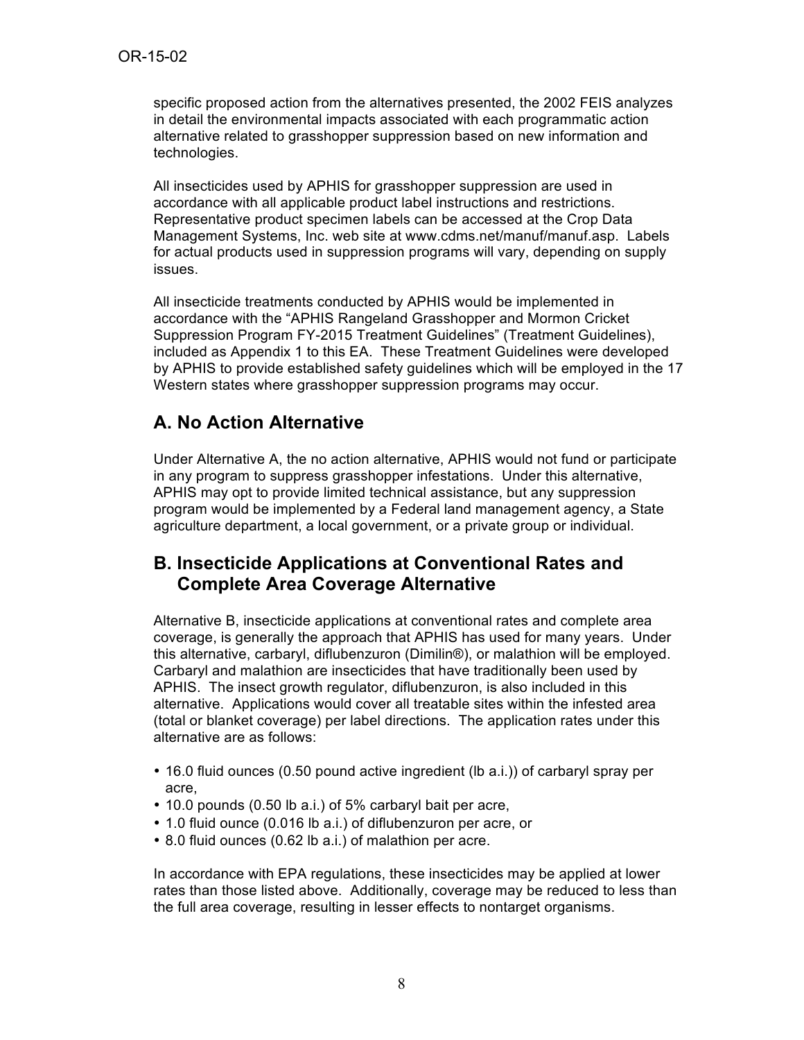specific proposed action from the alternatives presented, the 2002 FEIS analyzes in detail the environmental impacts associated with each programmatic action alternative related to grasshopper suppression based on new information and technologies.

All insecticides used by APHIS for grasshopper suppression are used in accordance with all applicable product label instructions and restrictions. Representative product specimen labels can be accessed at the Crop Data Management Systems, Inc. web site at www.cdms.net/manuf/manuf.asp. Labels for actual products used in suppression programs will vary, depending on supply issues.

All insecticide treatments conducted by APHIS would be implemented in accordance with the "APHIS Rangeland Grasshopper and Mormon Cricket Suppression Program FY-2015 Treatment Guidelines" (Treatment Guidelines), included as Appendix 1 to this EA. These Treatment Guidelines were developed by APHIS to provide established safety guidelines which will be employed in the 17 Western states where grasshopper suppression programs may occur.

## A. No Action Alternative

Under Alternative A, the no action alternative, APHIS would not fund or participate in any program to suppress grasshopper infestations. Under this alternative, APHIS may opt to provide limited technical assistance, but any suppression program would be implemented by a Federal land management agency, a State agriculture department, a local government, or a private group or individual.

## B. Insecticide Applications at Conventional Rates and Complete Area Coverage Alternative

Alternative B, insecticide applications at conventional rates and complete area coverage, is generally the approach that APHIS has used for many years. Under this alternative, carbaryl, diflubenzuron (Dimilin®), or malathion will be employed. Carbaryl and malathion are insecticides that have traditionally been used by APHIS. The insect growth regulator, diflubenzuron, is also included in this alternative. Applications would cover all treatable sites within the infested area (total or blanket coverage) per label directions. The application rates under this alternative are as follows:

- 16.0 fluid ounces (0.50 pound active ingredient (lb a.i.)) of carbaryl spray per acre,
- 10.0 pounds (0.50 lb a.i.) of 5% carbaryl bait per acre,
- 1.0 fluid ounce (0.016 lb a.i.) of diflubenzuron per acre, or
- 8.0 fluid ounces (0.62 lb a.i.) of malathion per acre.

In accordance with EPA regulations, these insecticides may be applied at lower rates than those listed above. Additionally, coverage may be reduced to less than the full area coverage, resulting in lesser effects to nontarget organisms.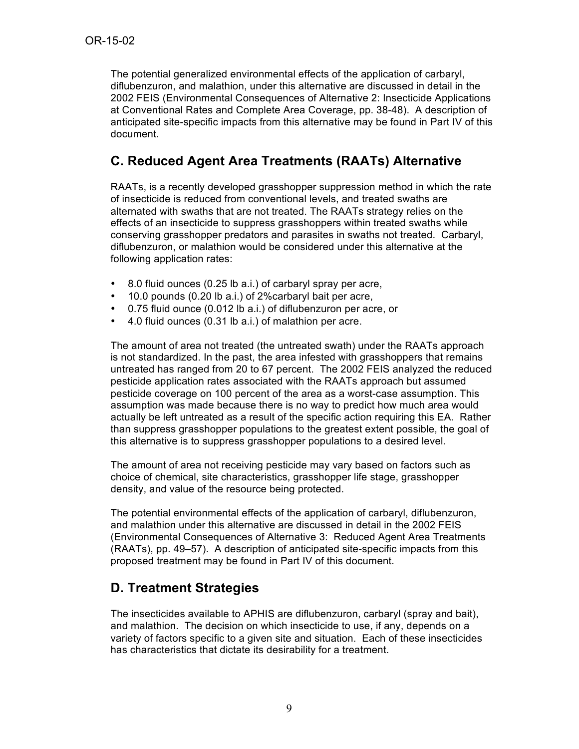The potential generalized environmental effects of the application of carbaryl, diflubenzuron, and malathion, under this alternative are discussed in detail in the 2002 FEIS (Environmental Consequences of Alternative 2: Insecticide Applications at Conventional Rates and Complete Area Coverage, pp. 38-48). A description of anticipated site-specific impacts from this alternative may be found in Part IV of this document.

## C. Reduced Agent Area Treatments (RAATs) Alternative

RAATs, is a recently developed grasshopper suppression method in which the rate of insecticide is reduced from conventional levels, and treated swaths are alternated with swaths that are not treated. The RAATs strategy relies on the effects of an insecticide to suppress grasshoppers within treated swaths while conserving grasshopper predators and parasites in swaths not treated. Carbaryl, diflubenzuron, or malathion would be considered under this alternative at the following application rates:

- 8.0 fluid ounces (0.25 lb a.i.) of carbaryl spray per acre,
- 10.0 pounds (0.20 lb a.i.) of 2%carbaryl bait per acre,
- 0.75 fluid ounce (0.012 lb a.i.) of diflubenzuron per acre, or
- 4.0 fluid ounces (0.31 lb a.i.) of malathion per acre.

The amount of area not treated (the untreated swath) under the RAATs approach is not standardized. In the past, the area infested with grasshoppers that remains untreated has ranged from 20 to 67 percent. The 2002 FEIS analyzed the reduced pesticide application rates associated with the RAATs approach but assumed pesticide coverage on 100 percent of the area as a worst-case assumption. This assumption was made because there is no way to predict how much area would actually be left untreated as a result of the specific action requiring this EA. Rather than suppress grasshopper populations to the greatest extent possible, the goal of this alternative is to suppress grasshopper populations to a desired level.

The amount of area not receiving pesticide may vary based on factors such as choice of chemical, site characteristics, grasshopper life stage, grasshopper density, and value of the resource being protected.

The potential environmental effects of the application of carbaryl, diflubenzuron, and malathion under this alternative are discussed in detail in the 2002 FEIS (Environmental Consequences of Alternative 3: Reduced Agent Area Treatments (RAATs), pp. 49–57). A description of anticipated site-specific impacts from this proposed treatment may be found in Part IV of this document.

## D. Treatment Strategies

The insecticides available to APHIS are diflubenzuron, carbaryl (spray and bait), and malathion. The decision on which insecticide to use, if any, depends on a variety of factors specific to a given site and situation. Each of these insecticides has characteristics that dictate its desirability for a treatment.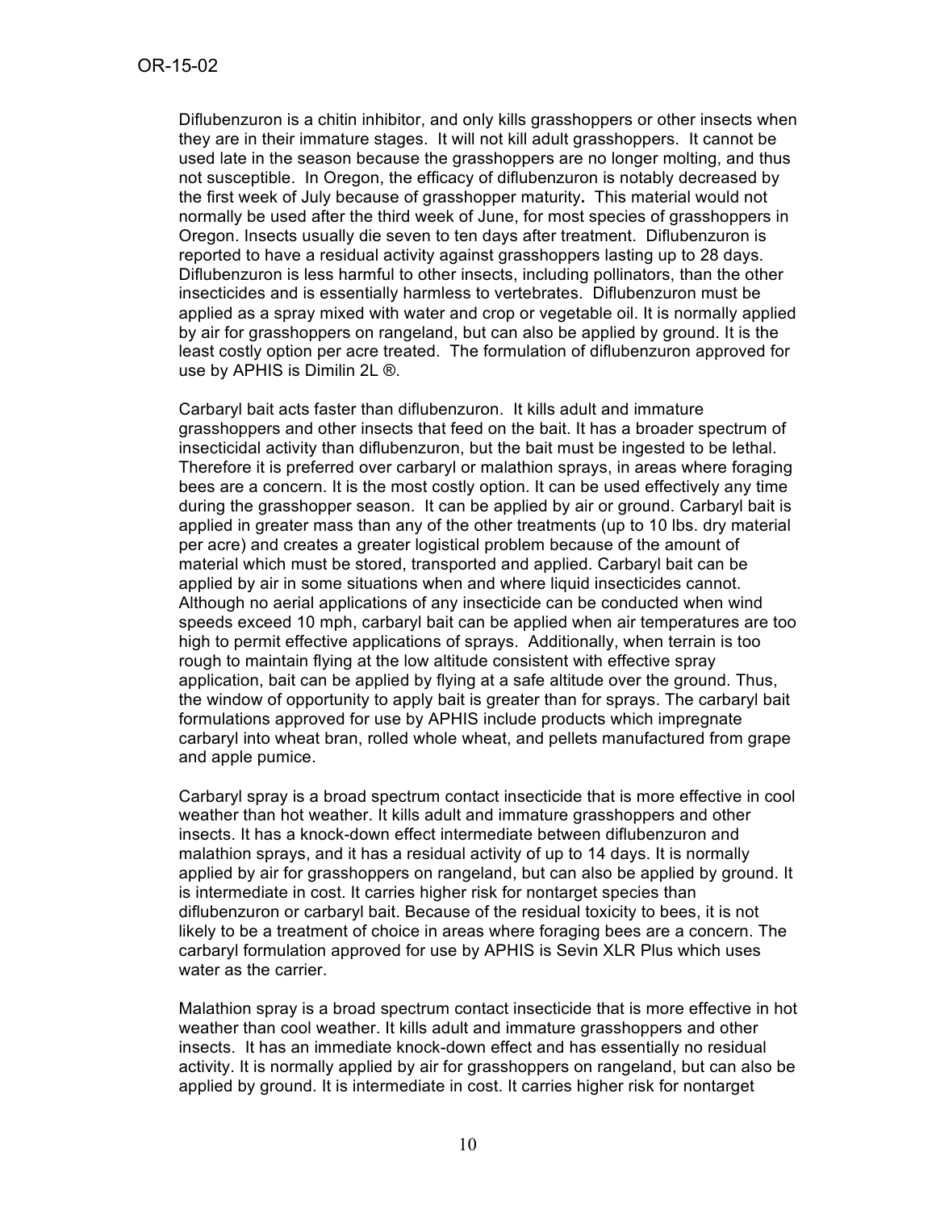Diflubenzuron is a chitin inhibitor, and only kills grasshoppers or other insects when they are in their immature stages. It will not kill adult grasshoppers. It cannot be used late in the season because the grasshoppers are no longer molting, and thus not susceptible. In Oregon, the efficacy of diflubenzuron is notably decreased by the first week of July because of grasshopper maturity**.** This material would not normally be used after the third week of June, for most species of grasshoppers in Oregon. Insects usually die seven to ten days after treatment. Diflubenzuron is reported to have a residual activity against grasshoppers lasting up to 28 days. Diflubenzuron is less harmful to other insects, including pollinators, than the other insecticides and is essentially harmless to vertebrates. Diflubenzuron must be applied as a spray mixed with water and crop or vegetable oil. It is normally applied by air for grasshoppers on rangeland, but can also be applied by ground. It is the least costly option per acre treated. The formulation of diflubenzuron approved for use by APHIS is Dimilin 2L ®.

Carbaryl bait acts faster than diflubenzuron. It kills adult and immature grasshoppers and other insects that feed on the bait. It has a broader spectrum of insecticidal activity than diflubenzuron, but the bait must be ingested to be lethal. Therefore it is preferred over carbaryl or malathion sprays, in areas where foraging bees are a concern. It is the most costly option. It can be used effectively any time during the grasshopper season. It can be applied by air or ground. Carbaryl bait is applied in greater mass than any of the other treatments (up to 10 lbs. dry material per acre) and creates a greater logistical problem because of the amount of material which must be stored, transported and applied. Carbaryl bait can be applied by air in some situations when and where liquid insecticides cannot. Although no aerial applications of any insecticide can be conducted when wind speeds exceed 10 mph, carbaryl bait can be applied when air temperatures are too high to permit effective applications of sprays. Additionally, when terrain is too rough to maintain flying at the low altitude consistent with effective spray application, bait can be applied by flying at a safe altitude over the ground. Thus, the window of opportunity to apply bait is greater than for sprays. The carbaryl bait formulations approved for use by APHIS include products which impregnate carbaryl into wheat bran, rolled whole wheat, and pellets manufactured from grape and apple pumice.

Carbaryl spray is a broad spectrum contact insecticide that is more effective in cool weather than hot weather. It kills adult and immature grasshoppers and other insects. It has a knock-down effect intermediate between diflubenzuron and malathion sprays, and it has a residual activity of up to 14 days. It is normally applied by air for grasshoppers on rangeland, but can also be applied by ground. It is intermediate in cost. It carries higher risk for nontarget species than diflubenzuron or carbaryl bait. Because of the residual toxicity to bees, it is not likely to be a treatment of choice in areas where foraging bees are a concern. The carbaryl formulation approved for use by APHIS is Sevin XLR Plus which uses water as the carrier.

Malathion spray is a broad spectrum contact insecticide that is more effective in hot weather than cool weather. It kills adult and immature grasshoppers and other insects. It has an immediate knock-down effect and has essentially no residual activity. It is normally applied by air for grasshoppers on rangeland, but can also be applied by ground. It is intermediate in cost. It carries higher risk for nontarget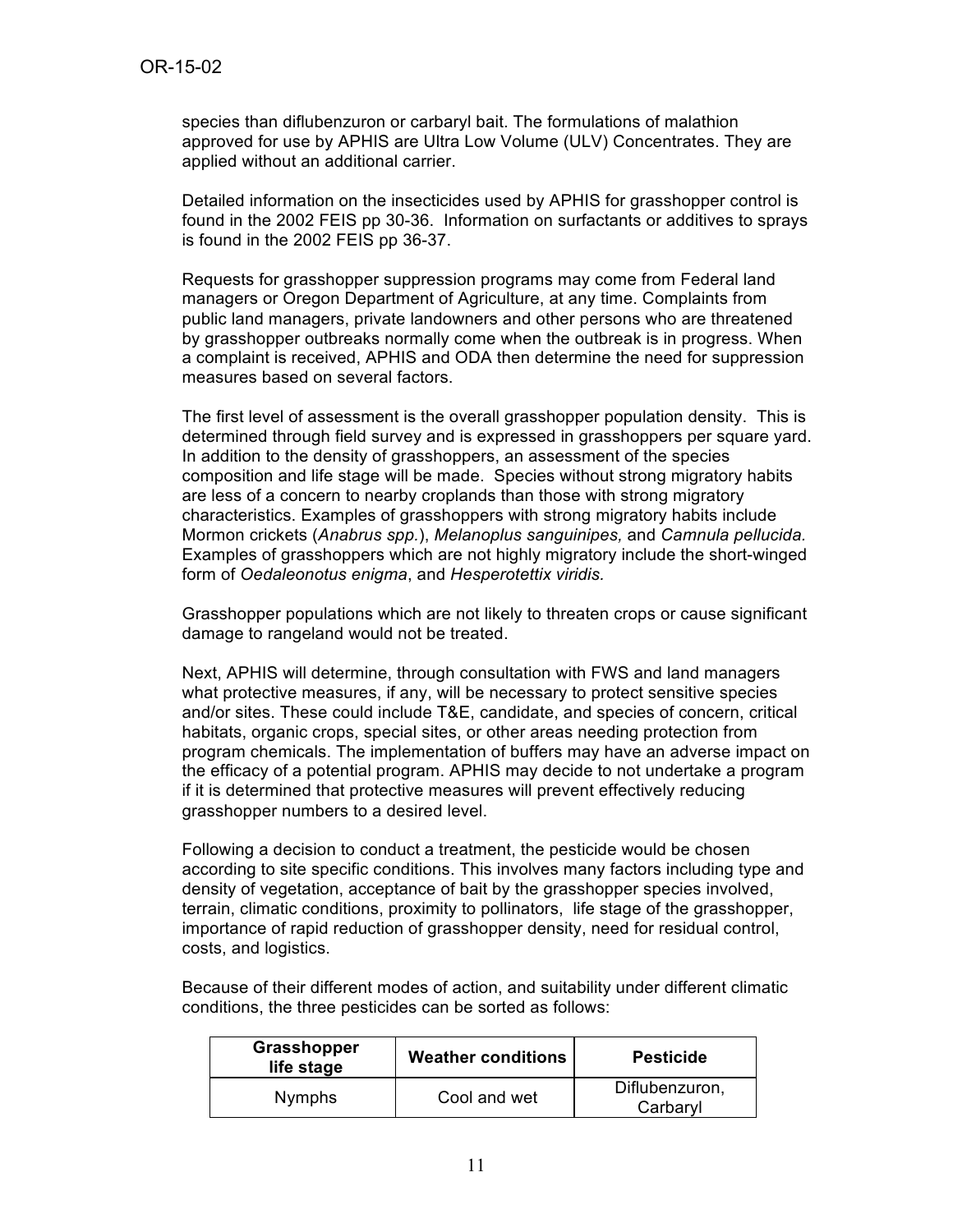species than diflubenzuron or carbaryl bait. The formulations of malathion approved for use by APHIS are Ultra Low Volume (ULV) Concentrates. They are applied without an additional carrier.

Detailed information on the insecticides used by APHIS for grasshopper control is found in the 2002 FEIS pp 30-36. Information on surfactants or additives to sprays is found in the 2002 FEIS pp 36-37.

Requests for grasshopper suppression programs may come from Federal land managers or Oregon Department of Agriculture, at any time. Complaints from public land managers, private landowners and other persons who are threatened by grasshopper outbreaks normally come when the outbreak is in progress. When a complaint is received, APHIS and ODA then determine the need for suppression measures based on several factors.

The first level of assessment is the overall grasshopper population density. This is determined through field survey and is expressed in grasshoppers per square yard. In addition to the density of grasshoppers, an assessment of the species composition and life stage will be made. Species without strong migratory habits are less of a concern to nearby croplands than those with strong migratory characteristics. Examples of grasshoppers with strong migratory habits include Mormon crickets (*Anabrus spp.*), *Melanoplus sanguinipes,* and *Camnula pellucida.* Examples of grasshoppers which are not highly migratory include the short-winged form of *Oedaleonotus enigma*, and *Hesperotettix viridis.*

Grasshopper populations which are not likely to threaten crops or cause significant damage to rangeland would not be treated.

Next, APHIS will determine, through consultation with FWS and land managers what protective measures, if any, will be necessary to protect sensitive species and/or sites. These could include T&E, candidate, and species of concern, critical habitats, organic crops, special sites, or other areas needing protection from program chemicals. The implementation of buffers may have an adverse impact on the efficacy of a potential program. APHIS may decide to not undertake a program if it is determined that protective measures will prevent effectively reducing grasshopper numbers to a desired level.

Following a decision to conduct a treatment, the pesticide would be chosen according to site specific conditions. This involves many factors including type and density of vegetation, acceptance of bait by the grasshopper species involved, terrain, climatic conditions, proximity to pollinators, life stage of the grasshopper, importance of rapid reduction of grasshopper density, need for residual control, costs, and logistics.

Because of their different modes of action, and suitability under different climatic conditions, the three pesticides can be sorted as follows:

| Grasshopper life stage | Weather conditions | Pesticide |
|---|---|---|
| Nymphs | Cool and wet | Diflubenzuron, Carbaryl |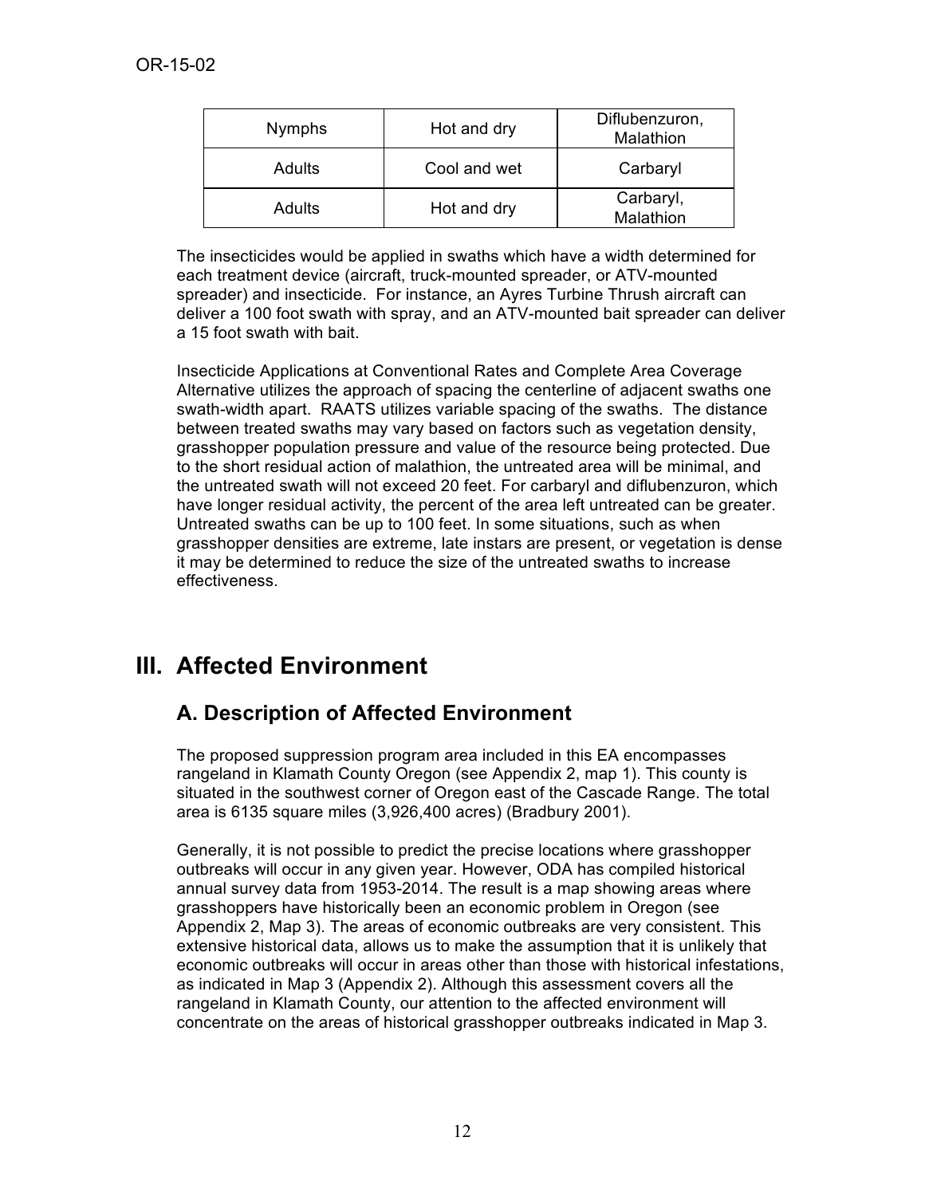| Nymphs | Hot and dry | Diflubenzuron, Malathion |
|---|---|---|
| Adults | Cool and wet | Carbaryl |
| Adults | Hot and dry | Carbaryl, Malathion |

The insecticides would be applied in swaths which have a width determined for each treatment device (aircraft, truck-mounted spreader, or ATV-mounted spreader) and insecticide. For instance, an Ayres Turbine Thrush aircraft can deliver a 100 foot swath with spray, and an ATV-mounted bait spreader can deliver a 15 foot swath with bait.

Insecticide Applications at Conventional Rates and Complete Area Coverage Alternative utilizes the approach of spacing the centerline of adjacent swaths one swath-width apart. RAATS utilizes variable spacing of the swaths. The distance between treated swaths may vary based on factors such as vegetation density, grasshopper population pressure and value of the resource being protected. Due to the short residual action of malathion, the untreated area will be minimal, and the untreated swath will not exceed 20 feet. For carbaryl and diflubenzuron, which have longer residual activity, the percent of the area left untreated can be greater. Untreated swaths can be up to 100 feet. In some situations, such as when grasshopper densities are extreme, late instars are present, or vegetation is dense it may be determined to reduce the size of the untreated swaths to increase effectiveness.

# III. Affected Environment

## A. Description of Affected Environment

The proposed suppression program area included in this EA encompasses rangeland in Klamath County Oregon (see Appendix 2, map 1). This county is situated in the southwest corner of Oregon east of the Cascade Range. The total area is 6135 square miles (3,926,400 acres) (Bradbury 2001).

Generally, it is not possible to predict the precise locations where grasshopper outbreaks will occur in any given year. However, ODA has compiled historical annual survey data from 1953-2014. The result is a map showing areas where grasshoppers have historically been an economic problem in Oregon (see Appendix 2, Map 3). The areas of economic outbreaks are very consistent. This extensive historical data, allows us to make the assumption that it is unlikely that economic outbreaks will occur in areas other than those with historical infestations, as indicated in Map 3 (Appendix 2). Although this assessment covers all the rangeland in Klamath County, our attention to the affected environment will concentrate on the areas of historical grasshopper outbreaks indicated in Map 3.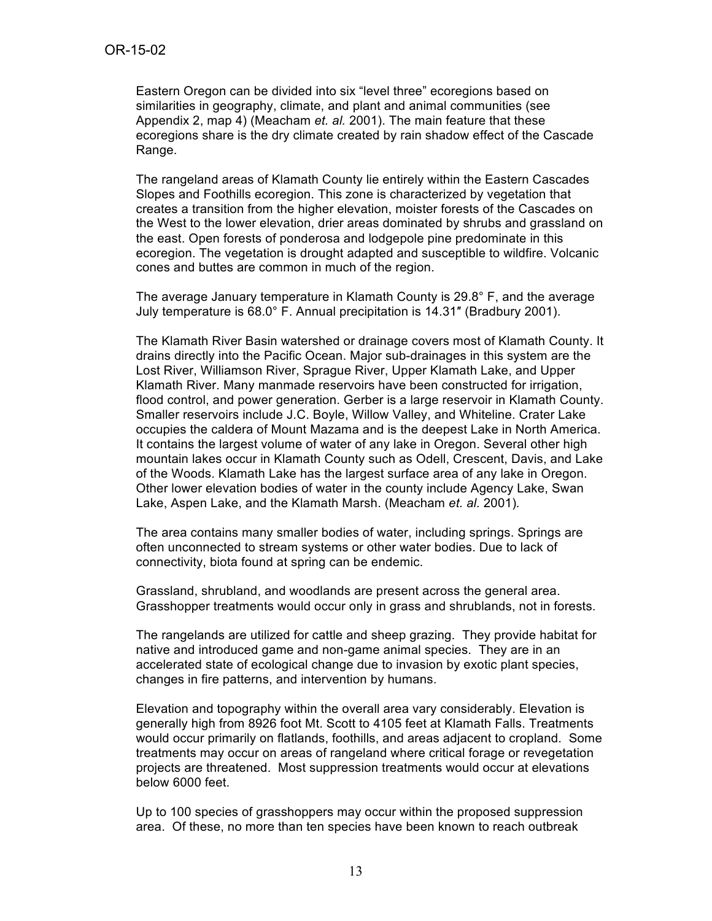Eastern Oregon can be divided into six “level three” ecoregions based on similarities in geography, climate, and plant and animal communities (see Appendix 2, map 4) (Meacham *et. al.* 2001). The main feature that these ecoregions share is the dry climate created by rain shadow effect of the Cascade Range.

The rangeland areas of Klamath County lie entirely within the Eastern Cascades Slopes and Foothills ecoregion. This zone is characterized by vegetation that creates a transition from the higher elevation, moister forests of the Cascades on the West to the lower elevation, drier areas dominated by shrubs and grassland on the east. Open forests of ponderosa and lodgepole pine predominate in this ecoregion. The vegetation is drought adapted and susceptible to wildfire. Volcanic cones and buttes are common in much of the region.

The average January temperature in Klamath County is 29.8° F, and the average July temperature is 68.0° F. Annual precipitation is 14.31″ (Bradbury 2001).

The Klamath River Basin watershed or drainage covers most of Klamath County. It drains directly into the Pacific Ocean. Major sub-drainages in this system are the Lost River, Williamson River, Sprague River, Upper Klamath Lake, and Upper Klamath River. Many manmade reservoirs have been constructed for irrigation, flood control, and power generation. Gerber is a large reservoir in Klamath County. Smaller reservoirs include J.C. Boyle, Willow Valley, and Whiteline. Crater Lake occupies the caldera of Mount Mazama and is the deepest Lake in North America. It contains the largest volume of water of any lake in Oregon. Several other high mountain lakes occur in Klamath County such as Odell, Crescent, Davis, and Lake of the Woods. Klamath Lake has the largest surface area of any lake in Oregon. Other lower elevation bodies of water in the county include Agency Lake, Swan Lake, Aspen Lake, and the Klamath Marsh. (Meacham *et. al.* 2001)*.*

The area contains many smaller bodies of water, including springs. Springs are often unconnected to stream systems or other water bodies. Due to lack of connectivity, biota found at spring can be endemic.

Grassland, shrubland, and woodlands are present across the general area. Grasshopper treatments would occur only in grass and shrublands, not in forests.

The rangelands are utilized for cattle and sheep grazing. They provide habitat for native and introduced game and non-game animal species. They are in an accelerated state of ecological change due to invasion by exotic plant species, changes in fire patterns, and intervention by humans.

Elevation and topography within the overall area vary considerably. Elevation is generally high from 8926 foot Mt. Scott to 4105 feet at Klamath Falls. Treatments would occur primarily on flatlands, foothills, and areas adjacent to cropland. Some treatments may occur on areas of rangeland where critical forage or revegetation projects are threatened. Most suppression treatments would occur at elevations below 6000 feet.

Up to 100 species of grasshoppers may occur within the proposed suppression area. Of these, no more than ten species have been known to reach outbreak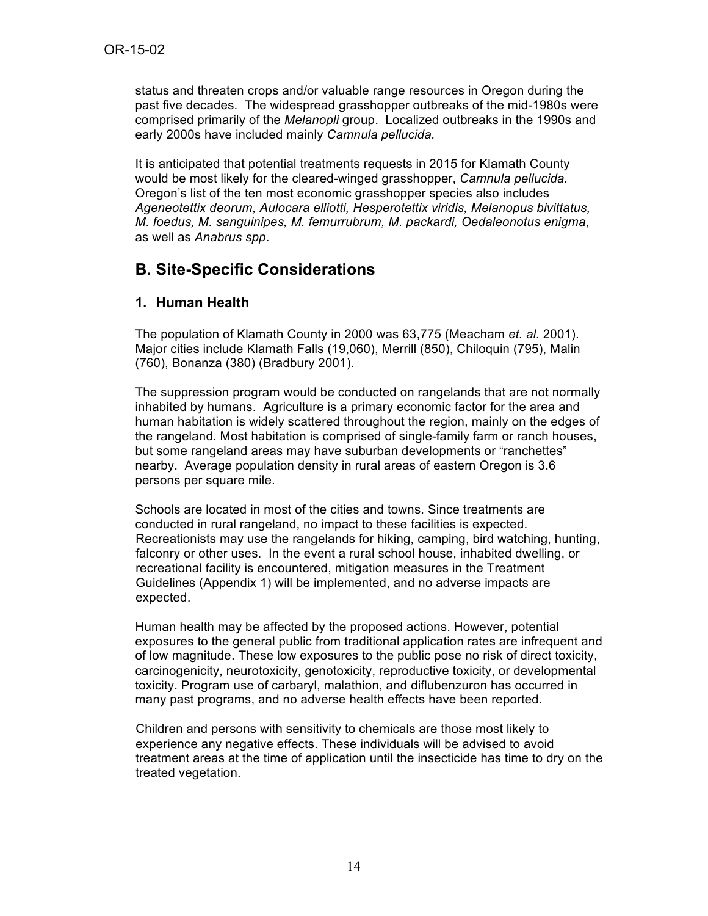status and threaten crops and/or valuable range resources in Oregon during the past five decades. The widespread grasshopper outbreaks of the mid-1980s were comprised primarily of the *Melanopli* group. Localized outbreaks in the 1990s and early 2000s have included mainly *Camnula pellucida.*

It is anticipated that potential treatments requests in 2015 for Klamath County would be most likely for the cleared-winged grasshopper, *Camnula pellucida.* Oregon's list of the ten most economic grasshopper species also includes *Ageneotettix deorum, Aulocara elliotti, Hesperotettix viridis, Melanopus bivittatus, M. foedus, M. sanguinipes, M. femurrubrum, M. packardi, Oedaleonotus enigma*, as well as *Anabrus spp*.

## B. Site-Specific Considerations

### 1. Human Health

The population of Klamath County in 2000 was 63,775 (Meacham *et. al.* 2001). Major cities include Klamath Falls (19,060), Merrill (850), Chiloquin (795), Malin (760), Bonanza (380) (Bradbury 2001).

The suppression program would be conducted on rangelands that are not normally inhabited by humans. Agriculture is a primary economic factor for the area and human habitation is widely scattered throughout the region, mainly on the edges of the rangeland. Most habitation is comprised of single-family farm or ranch houses, but some rangeland areas may have suburban developments or "ranchettes" nearby. Average population density in rural areas of eastern Oregon is 3.6 persons per square mile.

Schools are located in most of the cities and towns. Since treatments are conducted in rural rangeland, no impact to these facilities is expected. Recreationists may use the rangelands for hiking, camping, bird watching, hunting, falconry or other uses. In the event a rural school house, inhabited dwelling, or recreational facility is encountered, mitigation measures in the Treatment Guidelines (Appendix 1) will be implemented, and no adverse impacts are expected.

Human health may be affected by the proposed actions. However, potential exposures to the general public from traditional application rates are infrequent and of low magnitude. These low exposures to the public pose no risk of direct toxicity, carcinogenicity, neurotoxicity, genotoxicity, reproductive toxicity, or developmental toxicity. Program use of carbaryl, malathion, and diflubenzuron has occurred in many past programs, and no adverse health effects have been reported.

Children and persons with sensitivity to chemicals are those most likely to experience any negative effects. These individuals will be advised to avoid treatment areas at the time of application until the insecticide has time to dry on the treated vegetation.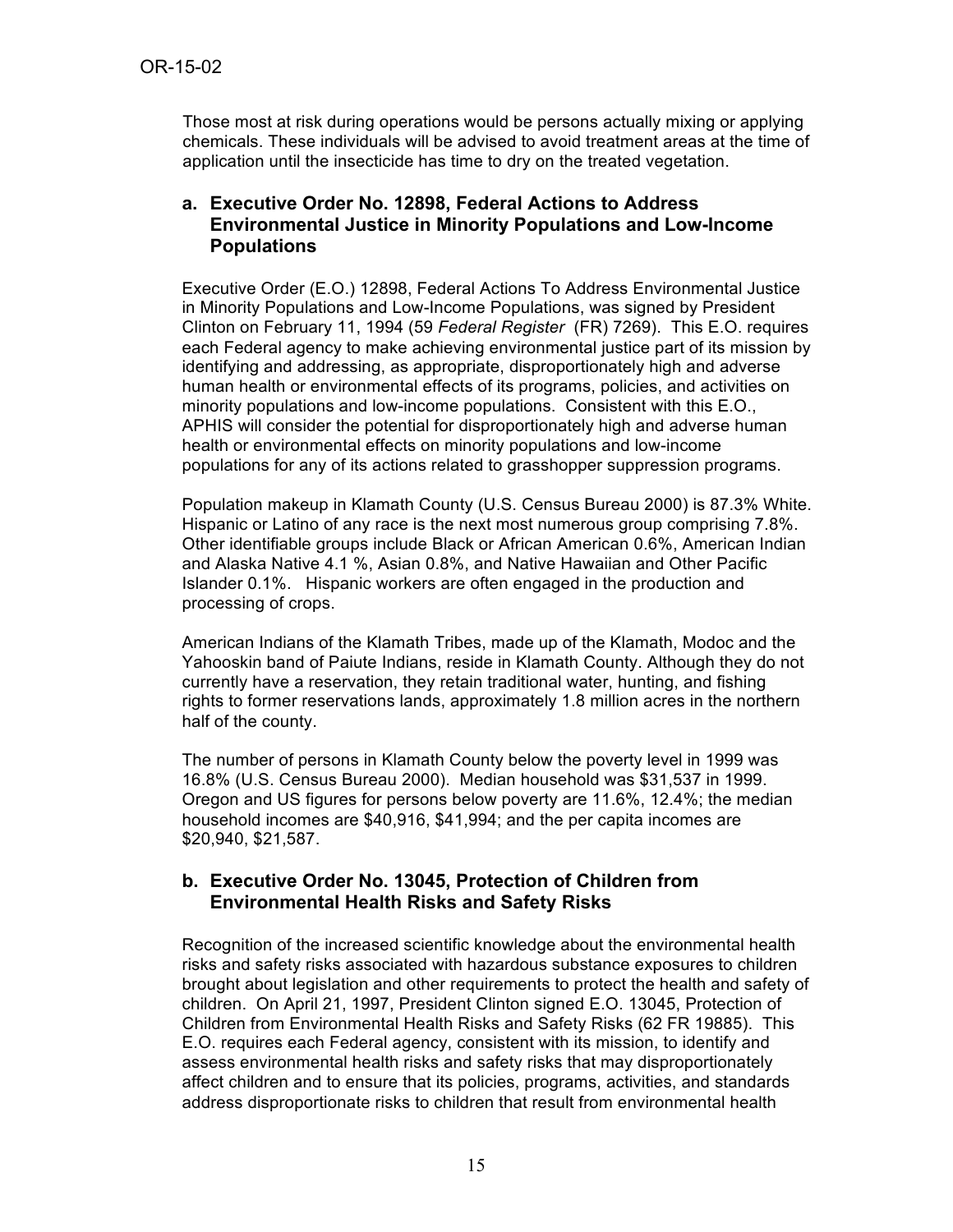Those most at risk during operations would be persons actually mixing or applying chemicals. These individuals will be advised to avoid treatment areas at the time of application until the insecticide has time to dry on the treated vegetation.

### a. Executive Order No. 12898, Federal Actions to Address Environmental Justice in Minority Populations and Low-Income Populations

Executive Order (E.O.) 12898, Federal Actions To Address Environmental Justice in Minority Populations and Low-Income Populations, was signed by President Clinton on February 11, 1994 (59 *Federal Register* (FR) 7269). This E.O. requires each Federal agency to make achieving environmental justice part of its mission by identifying and addressing, as appropriate, disproportionately high and adverse human health or environmental effects of its programs, policies, and activities on minority populations and low-income populations. Consistent with this E.O., APHIS will consider the potential for disproportionately high and adverse human health or environmental effects on minority populations and low-income populations for any of its actions related to grasshopper suppression programs.

Population makeup in Klamath County (U.S. Census Bureau 2000) is 87.3% White. Hispanic or Latino of any race is the next most numerous group comprising 7.8%. Other identifiable groups include Black or African American 0.6%, American Indian and Alaska Native 4.1 %, Asian 0.8%, and Native Hawaiian and Other Pacific Islander 0.1%. Hispanic workers are often engaged in the production and processing of crops.

American Indians of the Klamath Tribes, made up of the Klamath, Modoc and the Yahooskin band of Paiute Indians, reside in Klamath County. Although they do not currently have a reservation, they retain traditional water, hunting, and fishing rights to former reservations lands, approximately 1.8 million acres in the northern half of the county.

The number of persons in Klamath County below the poverty level in 1999 was 16.8% (U.S. Census Bureau 2000). Median household was $31,537 in 1999. Oregon and US figures for persons below poverty are 11.6%, 12.4%; the median household incomes are $40,916, $41,994; and the per capita incomes are $20,940, $21,587.

### b. Executive Order No. 13045, Protection of Children from Environmental Health Risks and Safety Risks

Recognition of the increased scientific knowledge about the environmental health risks and safety risks associated with hazardous substance exposures to children brought about legislation and other requirements to protect the health and safety of children. On April 21, 1997, President Clinton signed E.O. 13045, Protection of Children from Environmental Health Risks and Safety Risks (62 FR 19885). This E.O. requires each Federal agency, consistent with its mission, to identify and assess environmental health risks and safety risks that may disproportionately affect children and to ensure that its policies, programs, activities, and standards address disproportionate risks to children that result from environmental health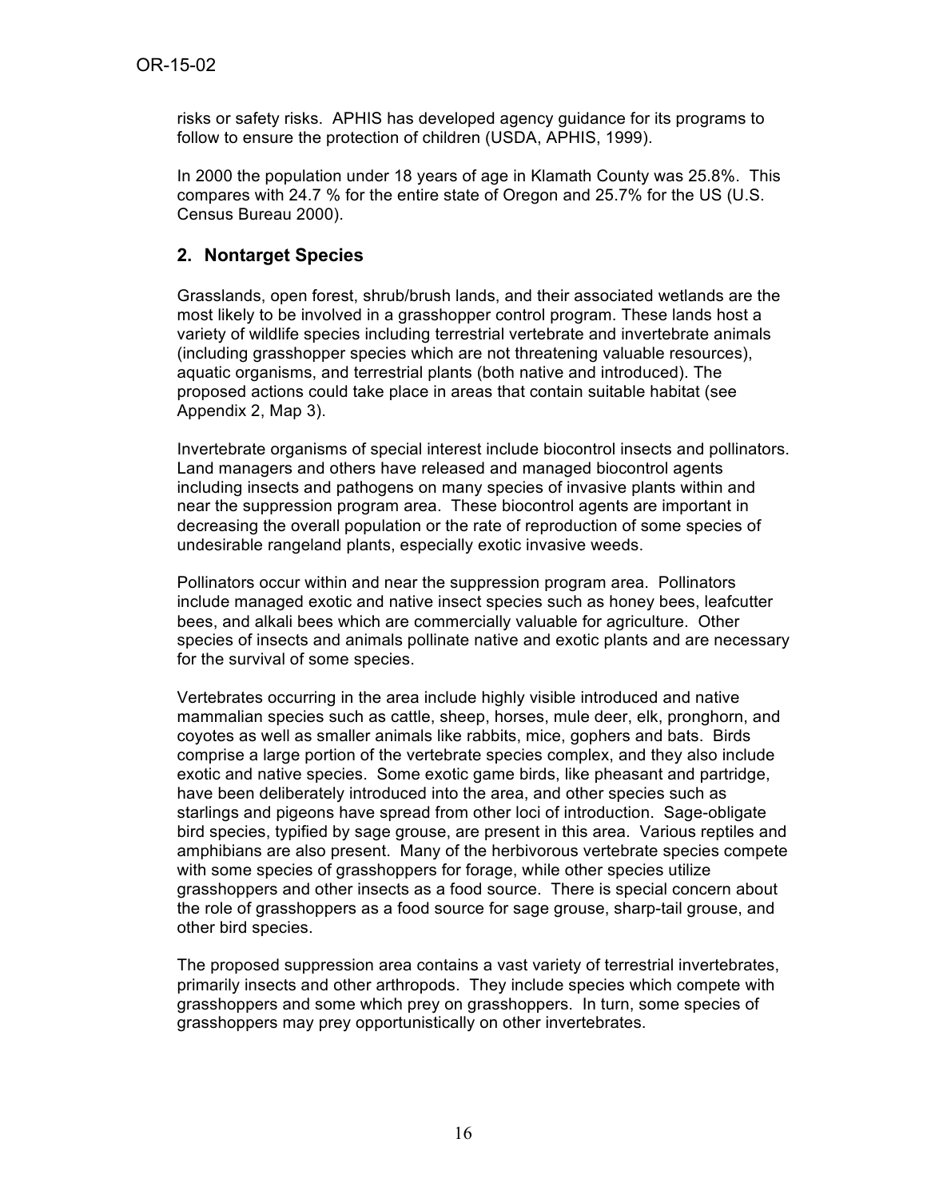risks or safety risks. APHIS has developed agency guidance for its programs to follow to ensure the protection of children (USDA, APHIS, 1999).

In 2000 the population under 18 years of age in Klamath County was 25.8%. This compares with 24.7 % for the entire state of Oregon and 25.7% for the US (U.S. Census Bureau 2000).

## 2. Nontarget Species

Grasslands, open forest, shrub/brush lands, and their associated wetlands are the most likely to be involved in a grasshopper control program. These lands host a variety of wildlife species including terrestrial vertebrate and invertebrate animals (including grasshopper species which are not threatening valuable resources), aquatic organisms, and terrestrial plants (both native and introduced). The proposed actions could take place in areas that contain suitable habitat (see Appendix 2, Map 3).

Invertebrate organisms of special interest include biocontrol insects and pollinators. Land managers and others have released and managed biocontrol agents including insects and pathogens on many species of invasive plants within and near the suppression program area. These biocontrol agents are important in decreasing the overall population or the rate of reproduction of some species of undesirable rangeland plants, especially exotic invasive weeds.

Pollinators occur within and near the suppression program area. Pollinators include managed exotic and native insect species such as honey bees, leafcutter bees, and alkali bees which are commercially valuable for agriculture. Other species of insects and animals pollinate native and exotic plants and are necessary for the survival of some species.

Vertebrates occurring in the area include highly visible introduced and native mammalian species such as cattle, sheep, horses, mule deer, elk, pronghorn, and coyotes as well as smaller animals like rabbits, mice, gophers and bats. Birds comprise a large portion of the vertebrate species complex, and they also include exotic and native species. Some exotic game birds, like pheasant and partridge, have been deliberately introduced into the area, and other species such as starlings and pigeons have spread from other loci of introduction. Sage-obligate bird species, typified by sage grouse, are present in this area. Various reptiles and amphibians are also present. Many of the herbivorous vertebrate species compete with some species of grasshoppers for forage, while other species utilize grasshoppers and other insects as a food source. There is special concern about the role of grasshoppers as a food source for sage grouse, sharp-tail grouse, and other bird species.

The proposed suppression area contains a vast variety of terrestrial invertebrates, primarily insects and other arthropods. They include species which compete with grasshoppers and some which prey on grasshoppers. In turn, some species of grasshoppers may prey opportunistically on other invertebrates.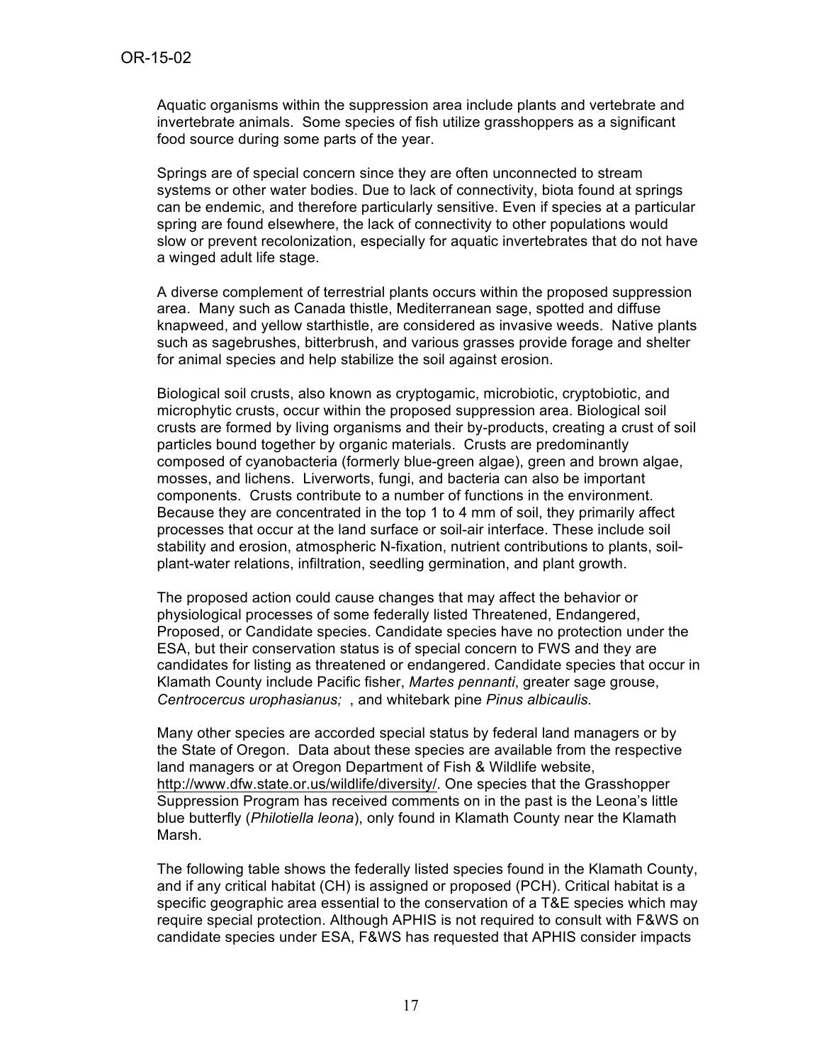Aquatic organisms within the suppression area include plants and vertebrate and invertebrate animals. Some species of fish utilize grasshoppers as a significant food source during some parts of the year.

Springs are of special concern since they are often unconnected to stream systems or other water bodies. Due to lack of connectivity, biota found at springs can be endemic, and therefore particularly sensitive. Even if species at a particular spring are found elsewhere, the lack of connectivity to other populations would slow or prevent recolonization, especially for aquatic invertebrates that do not have a winged adult life stage.

A diverse complement of terrestrial plants occurs within the proposed suppression area. Many such as Canada thistle, Mediterranean sage, spotted and diffuse knapweed, and yellow starthistle, are considered as invasive weeds. Native plants such as sagebrushes, bitterbrush, and various grasses provide forage and shelter for animal species and help stabilize the soil against erosion.

Biological soil crusts, also known as cryptogamic, microbiotic, cryptobiotic, and microphytic crusts, occur within the proposed suppression area. Biological soil crusts are formed by living organisms and their by-products, creating a crust of soil particles bound together by organic materials. Crusts are predominantly composed of cyanobacteria (formerly blue-green algae), green and brown algae, mosses, and lichens. Liverworts, fungi, and bacteria can also be important components. Crusts contribute to a number of functions in the environment. Because they are concentrated in the top 1 to 4 mm of soil, they primarily affect processes that occur at the land surface or soil-air interface. These include soil stability and erosion, atmospheric N-fixation, nutrient contributions to plants, soil-plant-water relations, infiltration, seedling germination, and plant growth.

The proposed action could cause changes that may affect the behavior or physiological processes of some federally listed Threatened, Endangered, Proposed, or Candidate species. Candidate species have no protection under the ESA, but their conservation status is of special concern to FWS and they are candidates for listing as threatened or endangered. Candidate species that occur in Klamath County include Pacific fisher, *Martes pennanti*, greater sage grouse, *Centrocercus urophasianus;* , and whitebark pine *Pinus albicaulis.*

Many other species are accorded special status by federal land managers or by the State of Oregon. Data about these species are available from the respective land managers or at Oregon Department of Fish & Wildlife website, http://www.dfw.state.or.us/wildlife/diversity/. One species that the Grasshopper Suppression Program has received comments on in the past is the Leona's little blue butterfly (*Philotiella leona*), only found in Klamath County near the Klamath Marsh.

The following table shows the federally listed species found in the Klamath County, and if any critical habitat (CH) is assigned or proposed (PCH). Critical habitat is a specific geographic area essential to the conservation of a T&E species which may require special protection. Although APHIS is not required to consult with F&WS on candidate species under ESA, F&WS has requested that APHIS consider impacts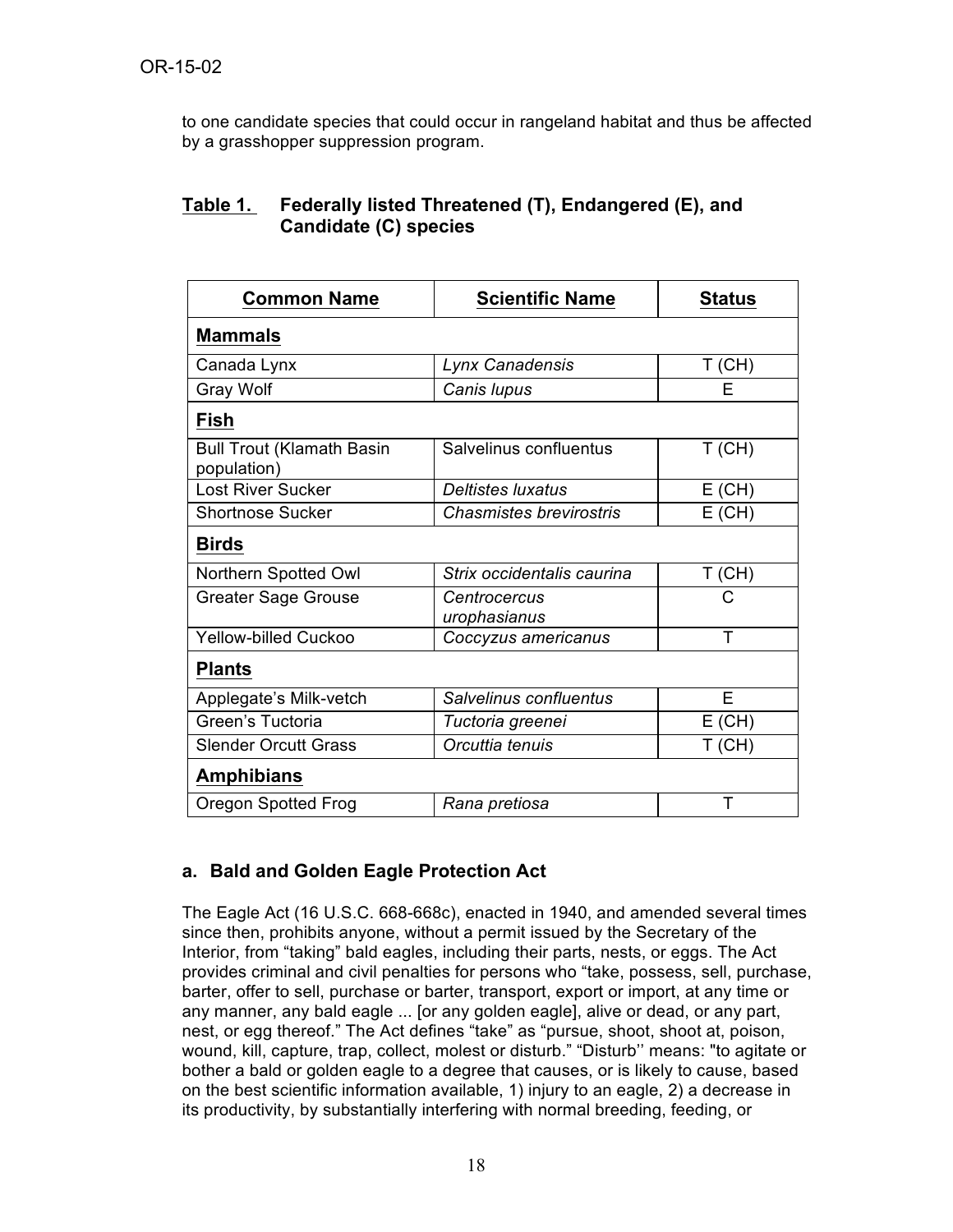to one candidate species that could occur in rangeland habitat and thus be affected by a grasshopper suppression program.

**Table 1. Federally listed Threatened (T), Endangered (E), and Candidate (C) species**

| **Common Name** | **Scientific Name** | **Status** |
|---|---|---|
| **Mammals** | | |
| Canada Lynx | *Lynx Canadensis* | T (CH) |
| Gray Wolf | *Canis lupus* | E |
| **Fish** | | |
| Bull Trout (Klamath Basin population) | Salvelinus confluentus | T (CH) |
| Lost River Sucker | *Deltistes luxatus* | E (CH) |
| Shortnose Sucker | *Chasmistes brevirostris* | E (CH) |
| **Birds** | | |
| Northern Spotted Owl | *Strix occidentalis caurina* | T (CH) |
| Greater Sage Grouse | *Centrocercus urophasianus* | C |
| Yellow-billed Cuckoo | *Coccyzus americanus* | T |
| **Plants** | | |
| Applegate's Milk-vetch | *Salvelinus confluentus* | E |
| Green's Tuctoria | *Tuctoria greenei* | E (CH) |
| Slender Orcutt Grass | *Orcuttia tenuis* | T (CH) |
| **Amphibians** | | |
| Oregon Spotted Frog | *Rana pretiosa* | T |

### a. Bald and Golden Eagle Protection Act

The Eagle Act (16 U.S.C. 668-668c), enacted in 1940, and amended several times since then, prohibits anyone, without a permit issued by the Secretary of the Interior, from "taking" bald eagles, including their parts, nests, or eggs. The Act provides criminal and civil penalties for persons who "take, possess, sell, purchase, barter, offer to sell, purchase or barter, transport, export or import, at any time or any manner, any bald eagle ... [or any golden eagle], alive or dead, or any part, nest, or egg thereof." The Act defines "take" as "pursue, shoot, shoot at, poison, wound, kill, capture, trap, collect, molest or disturb." "Disturb'' means: "to agitate or bother a bald or golden eagle to a degree that causes, or is likely to cause, based on the best scientific information available, 1) injury to an eagle, 2) a decrease in its productivity, by substantially interfering with normal breeding, feeding, or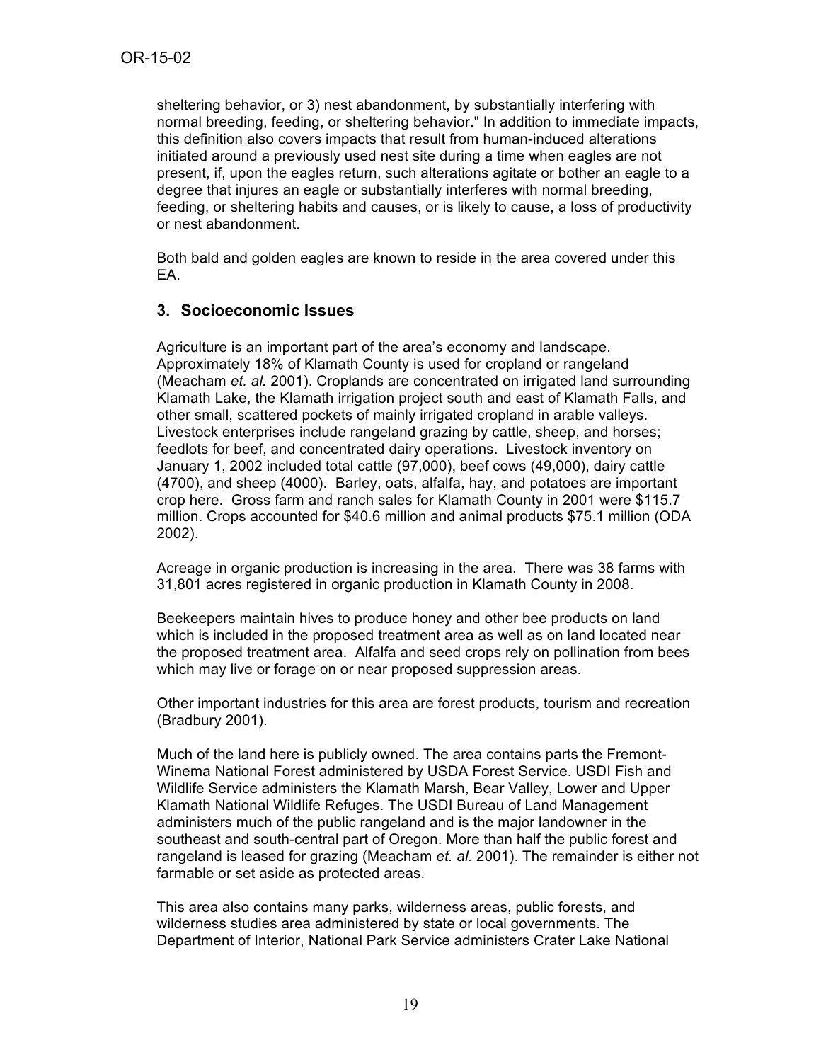sheltering behavior, or 3) nest abandonment, by substantially interfering with normal breeding, feeding, or sheltering behavior." In addition to immediate impacts, this definition also covers impacts that result from human-induced alterations initiated around a previously used nest site during a time when eagles are not present, if, upon the eagles return, such alterations agitate or bother an eagle to a degree that injures an eagle or substantially interferes with normal breeding, feeding, or sheltering habits and causes, or is likely to cause, a loss of productivity or nest abandonment.

Both bald and golden eagles are known to reside in the area covered under this EA.

## 3. Socioeconomic Issues

Agriculture is an important part of the area's economy and landscape. Approximately 18% of Klamath County is used for cropland or rangeland (Meacham *et. al.* 2001). Croplands are concentrated on irrigated land surrounding Klamath Lake, the Klamath irrigation project south and east of Klamath Falls, and other small, scattered pockets of mainly irrigated cropland in arable valleys. Livestock enterprises include rangeland grazing by cattle, sheep, and horses; feedlots for beef, and concentrated dairy operations. Livestock inventory on January 1, 2002 included total cattle (97,000), beef cows (49,000), dairy cattle (4700), and sheep (4000). Barley, oats, alfalfa, hay, and potatoes are important crop here. Gross farm and ranch sales for Klamath County in 2001 were $115.7 million. Crops accounted for $40.6 million and animal products $75.1 million (ODA 2002).

Acreage in organic production is increasing in the area. There was 38 farms with 31,801 acres registered in organic production in Klamath County in 2008.

Beekeepers maintain hives to produce honey and other bee products on land which is included in the proposed treatment area as well as on land located near the proposed treatment area. Alfalfa and seed crops rely on pollination from bees which may live or forage on or near proposed suppression areas.

Other important industries for this area are forest products, tourism and recreation (Bradbury 2001).

Much of the land here is publicly owned. The area contains parts the Fremont-Winema National Forest administered by USDA Forest Service. USDI Fish and Wildlife Service administers the Klamath Marsh, Bear Valley, Lower and Upper Klamath National Wildlife Refuges. The USDI Bureau of Land Management administers much of the public rangeland and is the major landowner in the southeast and south-central part of Oregon. More than half the public forest and rangeland is leased for grazing (Meacham *et. al.* 2001). The remainder is either not farmable or set aside as protected areas.

This area also contains many parks, wilderness areas, public forests, and wilderness studies area administered by state or local governments. The Department of Interior, National Park Service administers Crater Lake National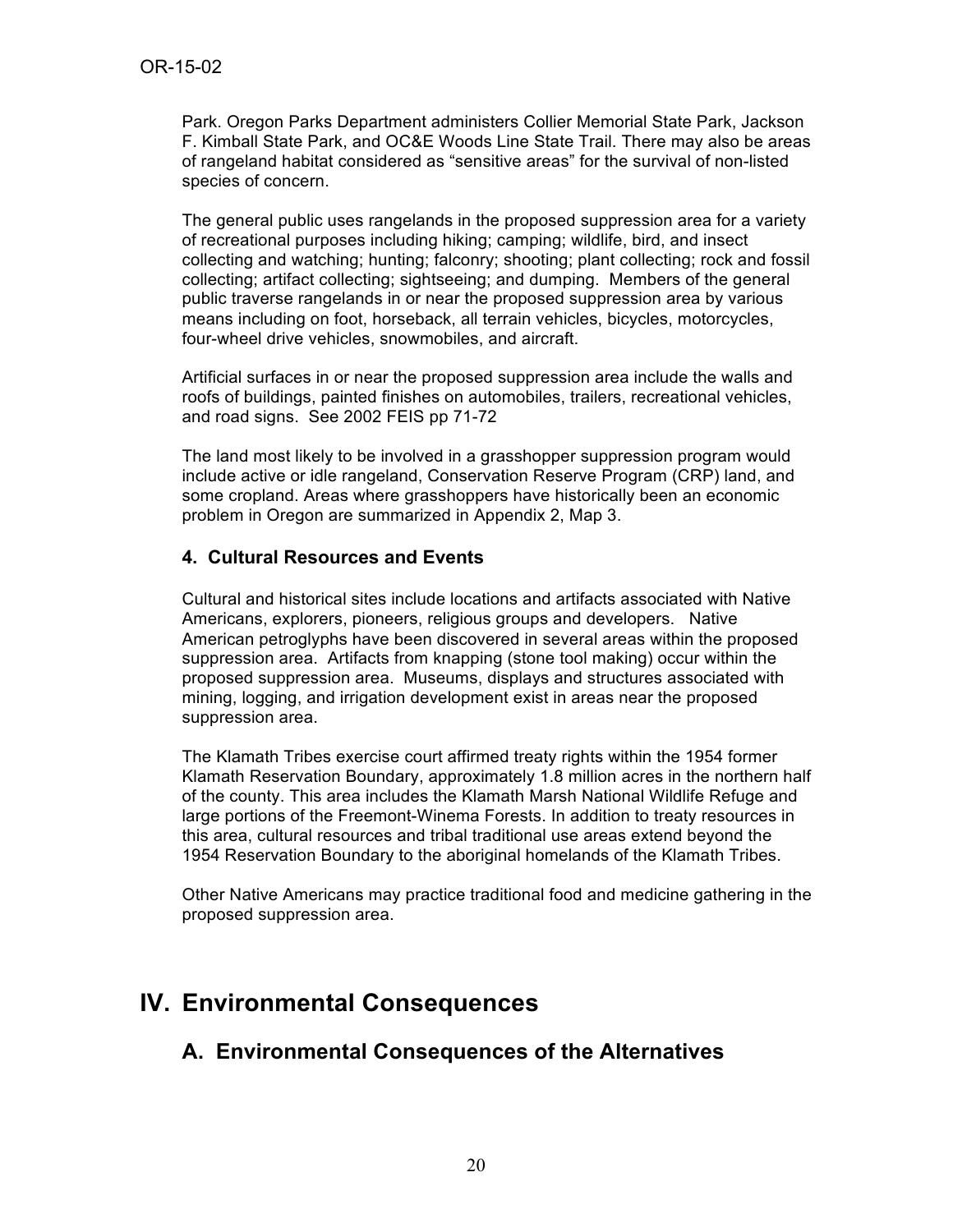Park. Oregon Parks Department administers Collier Memorial State Park, Jackson F. Kimball State Park, and OC&E Woods Line State Trail. There may also be areas of rangeland habitat considered as "sensitive areas" for the survival of non-listed species of concern.

The general public uses rangelands in the proposed suppression area for a variety of recreational purposes including hiking; camping; wildlife, bird, and insect collecting and watching; hunting; falconry; shooting; plant collecting; rock and fossil collecting; artifact collecting; sightseeing; and dumping. Members of the general public traverse rangelands in or near the proposed suppression area by various means including on foot, horseback, all terrain vehicles, bicycles, motorcycles, four-wheel drive vehicles, snowmobiles, and aircraft.

Artificial surfaces in or near the proposed suppression area include the walls and roofs of buildings, painted finishes on automobiles, trailers, recreational vehicles, and road signs. See 2002 FEIS pp 71-72

The land most likely to be involved in a grasshopper suppression program would include active or idle rangeland, Conservation Reserve Program (CRP) land, and some cropland. Areas where grasshoppers have historically been an economic problem in Oregon are summarized in Appendix 2, Map 3.

### 4. Cultural Resources and Events

Cultural and historical sites include locations and artifacts associated with Native Americans, explorers, pioneers, religious groups and developers. Native American petroglyphs have been discovered in several areas within the proposed suppression area. Artifacts from knapping (stone tool making) occur within the proposed suppression area. Museums, displays and structures associated with mining, logging, and irrigation development exist in areas near the proposed suppression area.

The Klamath Tribes exercise court affirmed treaty rights within the 1954 former Klamath Reservation Boundary, approximately 1.8 million acres in the northern half of the county. This area includes the Klamath Marsh National Wildlife Refuge and large portions of the Freemont-Winema Forests. In addition to treaty resources in this area, cultural resources and tribal traditional use areas extend beyond the 1954 Reservation Boundary to the aboriginal homelands of the Klamath Tribes.

Other Native Americans may practice traditional food and medicine gathering in the proposed suppression area.

# IV. Environmental Consequences

## A. Environmental Consequences of the Alternatives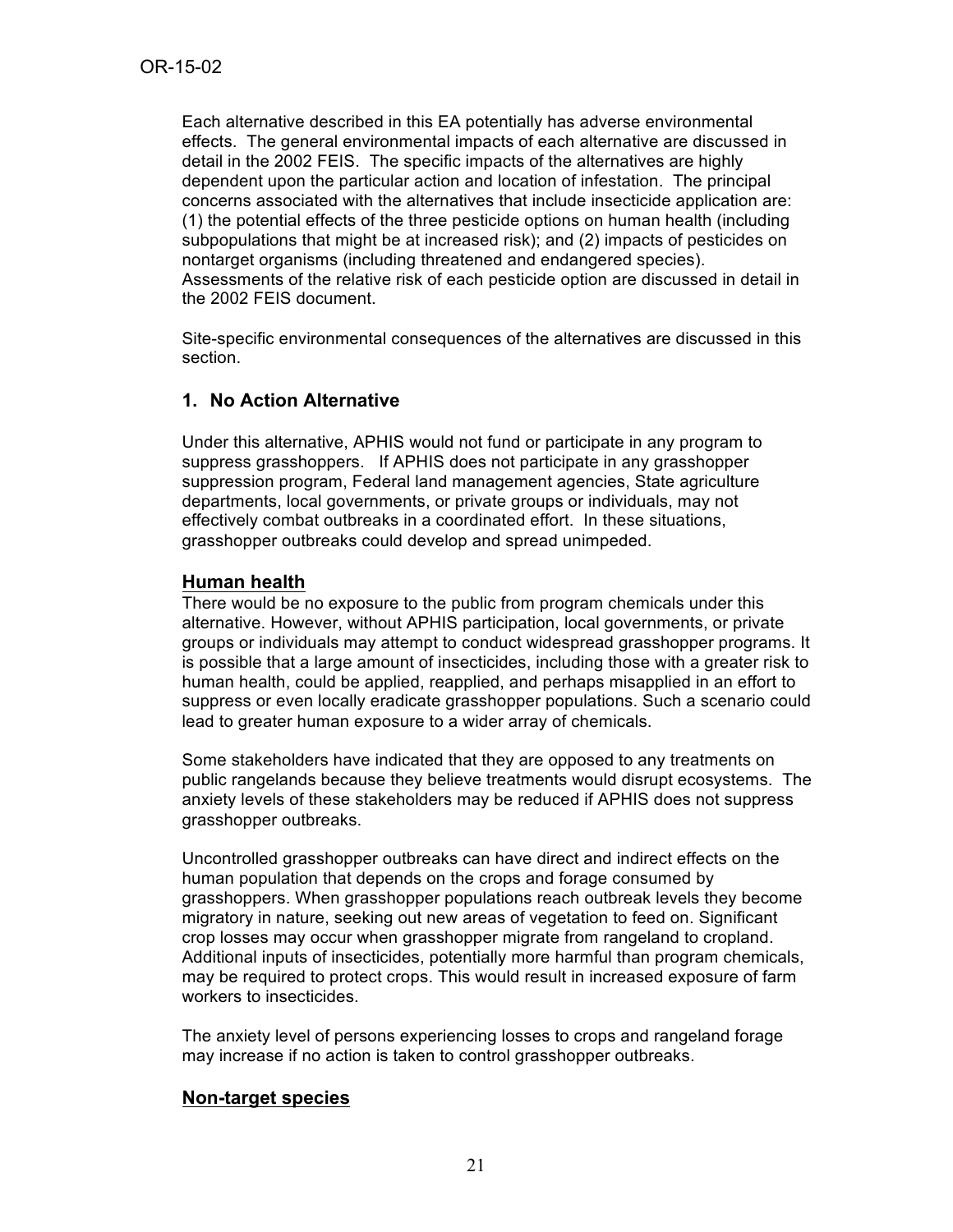Each alternative described in this EA potentially has adverse environmental effects. The general environmental impacts of each alternative are discussed in detail in the 2002 FEIS. The specific impacts of the alternatives are highly dependent upon the particular action and location of infestation. The principal concerns associated with the alternatives that include insecticide application are: (1) the potential effects of the three pesticide options on human health (including subpopulations that might be at increased risk); and (2) impacts of pesticides on nontarget organisms (including threatened and endangered species). Assessments of the relative risk of each pesticide option are discussed in detail in the 2002 FEIS document.

Site-specific environmental consequences of the alternatives are discussed in this section.

## 1. No Action Alternative

Under this alternative, APHIS would not fund or participate in any program to suppress grasshoppers. If APHIS does not participate in any grasshopper suppression program, Federal land management agencies, State agriculture departments, local governments, or private groups or individuals, may not effectively combat outbreaks in a coordinated effort. In these situations, grasshopper outbreaks could develop and spread unimpeded.

### Human health

There would be no exposure to the public from program chemicals under this alternative. However, without APHIS participation, local governments, or private groups or individuals may attempt to conduct widespread grasshopper programs. It is possible that a large amount of insecticides, including those with a greater risk to human health, could be applied, reapplied, and perhaps misapplied in an effort to suppress or even locally eradicate grasshopper populations. Such a scenario could lead to greater human exposure to a wider array of chemicals.

Some stakeholders have indicated that they are opposed to any treatments on public rangelands because they believe treatments would disrupt ecosystems. The anxiety levels of these stakeholders may be reduced if APHIS does not suppress grasshopper outbreaks.

Uncontrolled grasshopper outbreaks can have direct and indirect effects on the human population that depends on the crops and forage consumed by grasshoppers. When grasshopper populations reach outbreak levels they become migratory in nature, seeking out new areas of vegetation to feed on. Significant crop losses may occur when grasshopper migrate from rangeland to cropland. Additional inputs of insecticides, potentially more harmful than program chemicals, may be required to protect crops. This would result in increased exposure of farm workers to insecticides.

The anxiety level of persons experiencing losses to crops and rangeland forage may increase if no action is taken to control grasshopper outbreaks.

### Non-target species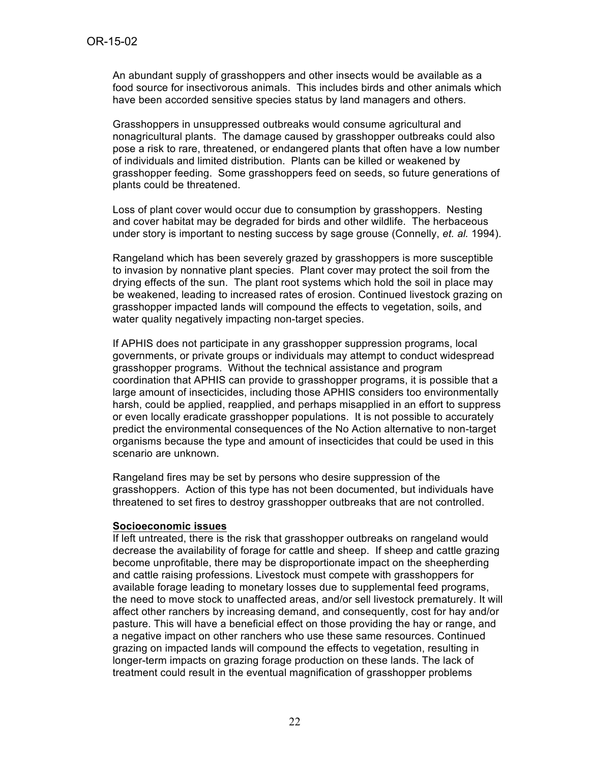An abundant supply of grasshoppers and other insects would be available as a food source for insectivorous animals. This includes birds and other animals which have been accorded sensitive species status by land managers and others.

Grasshoppers in unsuppressed outbreaks would consume agricultural and nonagricultural plants. The damage caused by grasshopper outbreaks could also pose a risk to rare, threatened, or endangered plants that often have a low number of individuals and limited distribution. Plants can be killed or weakened by grasshopper feeding. Some grasshoppers feed on seeds, so future generations of plants could be threatened.

Loss of plant cover would occur due to consumption by grasshoppers. Nesting and cover habitat may be degraded for birds and other wildlife. The herbaceous under story is important to nesting success by sage grouse (Connelly, *et. al.* 1994).

Rangeland which has been severely grazed by grasshoppers is more susceptible to invasion by nonnative plant species. Plant cover may protect the soil from the drying effects of the sun. The plant root systems which hold the soil in place may be weakened, leading to increased rates of erosion. Continued livestock grazing on grasshopper impacted lands will compound the effects to vegetation, soils, and water quality negatively impacting non-target species.

If APHIS does not participate in any grasshopper suppression programs, local governments, or private groups or individuals may attempt to conduct widespread grasshopper programs. Without the technical assistance and program coordination that APHIS can provide to grasshopper programs, it is possible that a large amount of insecticides, including those APHIS considers too environmentally harsh, could be applied, reapplied, and perhaps misapplied in an effort to suppress or even locally eradicate grasshopper populations. It is not possible to accurately predict the environmental consequences of the No Action alternative to non-target organisms because the type and amount of insecticides that could be used in this scenario are unknown.

Rangeland fires may be set by persons who desire suppression of the grasshoppers. Action of this type has not been documented, but individuals have threatened to set fires to destroy grasshopper outbreaks that are not controlled.

**Socioeconomic issues**

If left untreated, there is the risk that grasshopper outbreaks on rangeland would decrease the availability of forage for cattle and sheep. If sheep and cattle grazing become unprofitable, there may be disproportionate impact on the sheepherding and cattle raising professions. Livestock must compete with grasshoppers for available forage leading to monetary losses due to supplemental feed programs, the need to move stock to unaffected areas, and/or sell livestock prematurely. It will affect other ranchers by increasing demand, and consequently, cost for hay and/or pasture. This will have a beneficial effect on those providing the hay or range, and a negative impact on other ranchers who use these same resources. Continued grazing on impacted lands will compound the effects to vegetation, resulting in longer-term impacts on grazing forage production on these lands. The lack of treatment could result in the eventual magnification of grasshopper problems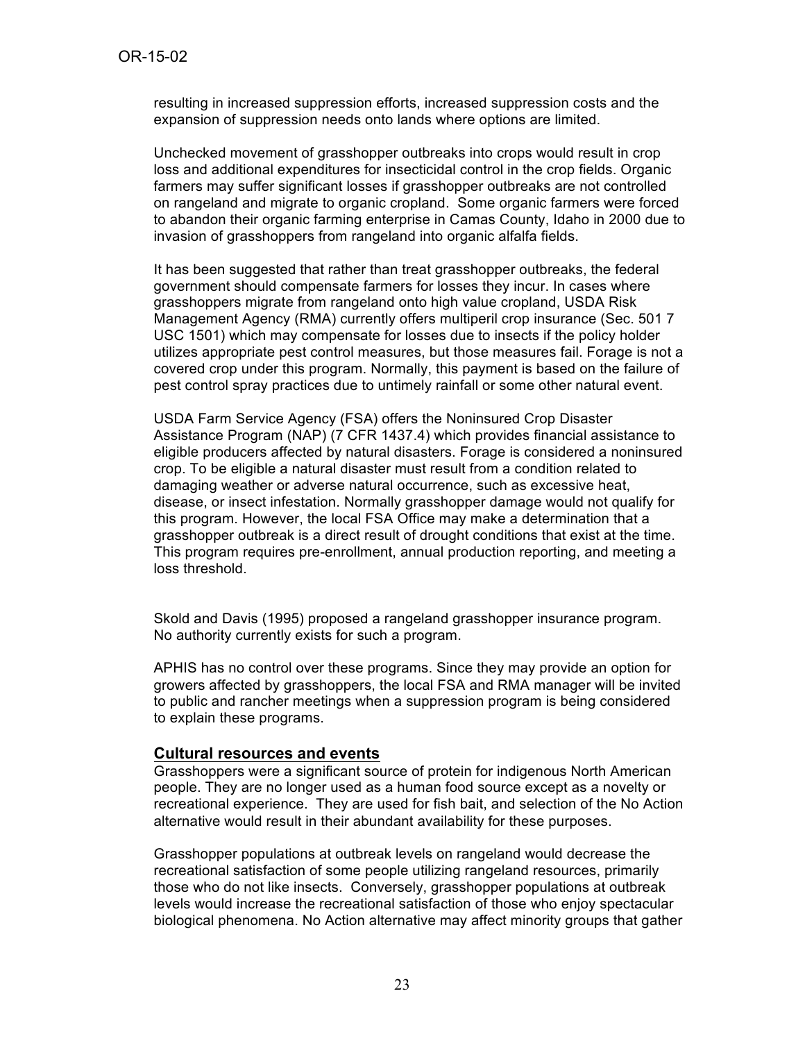resulting in increased suppression efforts, increased suppression costs and the expansion of suppression needs onto lands where options are limited.

Unchecked movement of grasshopper outbreaks into crops would result in crop loss and additional expenditures for insecticidal control in the crop fields. Organic farmers may suffer significant losses if grasshopper outbreaks are not controlled on rangeland and migrate to organic cropland. Some organic farmers were forced to abandon their organic farming enterprise in Camas County, Idaho in 2000 due to invasion of grasshoppers from rangeland into organic alfalfa fields.

It has been suggested that rather than treat grasshopper outbreaks, the federal government should compensate farmers for losses they incur. In cases where grasshoppers migrate from rangeland onto high value cropland, USDA Risk Management Agency (RMA) currently offers multiperil crop insurance (Sec. 501 7 USC 1501) which may compensate for losses due to insects if the policy holder utilizes appropriate pest control measures, but those measures fail. Forage is not a covered crop under this program. Normally, this payment is based on the failure of pest control spray practices due to untimely rainfall or some other natural event.

USDA Farm Service Agency (FSA) offers the Noninsured Crop Disaster Assistance Program (NAP) (7 CFR 1437.4) which provides financial assistance to eligible producers affected by natural disasters. Forage is considered a noninsured crop. To be eligible a natural disaster must result from a condition related to damaging weather or adverse natural occurrence, such as excessive heat, disease, or insect infestation. Normally grasshopper damage would not qualify for this program. However, the local FSA Office may make a determination that a grasshopper outbreak is a direct result of drought conditions that exist at the time. This program requires pre-enrollment, annual production reporting, and meeting a loss threshold.

Skold and Davis (1995) proposed a rangeland grasshopper insurance program. No authority currently exists for such a program.

APHIS has no control over these programs. Since they may provide an option for growers affected by grasshoppers, the local FSA and RMA manager will be invited to public and rancher meetings when a suppression program is being considered to explain these programs.

## Cultural resources and events

Grasshoppers were a significant source of protein for indigenous North American people. They are no longer used as a human food source except as a novelty or recreational experience. They are used for fish bait, and selection of the No Action alternative would result in their abundant availability for these purposes.

Grasshopper populations at outbreak levels on rangeland would decrease the recreational satisfaction of some people utilizing rangeland resources, primarily those who do not like insects. Conversely, grasshopper populations at outbreak levels would increase the recreational satisfaction of those who enjoy spectacular biological phenomena. No Action alternative may affect minority groups that gather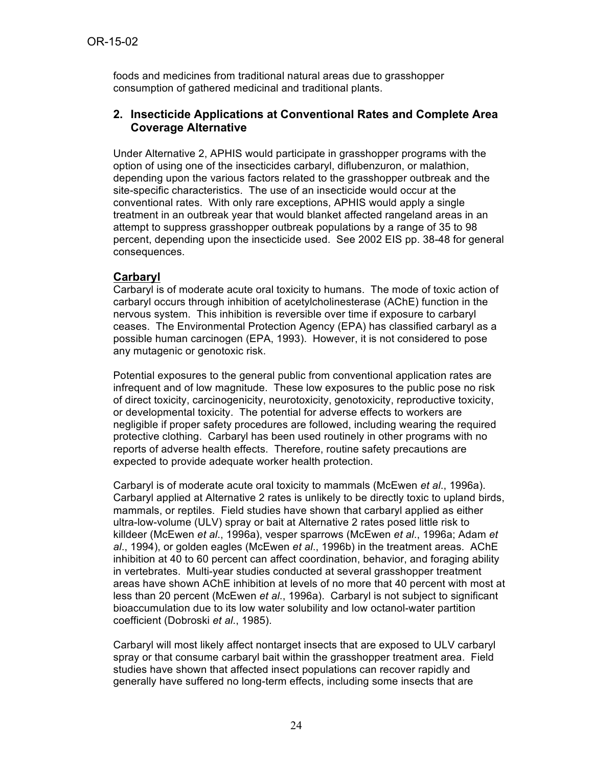foods and medicines from traditional natural areas due to grasshopper consumption of gathered medicinal and traditional plants.

## 2. Insecticide Applications at Conventional Rates and Complete Area Coverage Alternative

Under Alternative 2, APHIS would participate in grasshopper programs with the option of using one of the insecticides carbaryl, diflubenzuron, or malathion, depending upon the various factors related to the grasshopper outbreak and the site-specific characteristics. The use of an insecticide would occur at the conventional rates. With only rare exceptions, APHIS would apply a single treatment in an outbreak year that would blanket affected rangeland areas in an attempt to suppress grasshopper outbreak populations by a range of 35 to 98 percent, depending upon the insecticide used. See 2002 EIS pp. 38-48 for general consequences.

### Carbaryl

Carbaryl is of moderate acute oral toxicity to humans. The mode of toxic action of carbaryl occurs through inhibition of acetylcholinesterase (AChE) function in the nervous system. This inhibition is reversible over time if exposure to carbaryl ceases. The Environmental Protection Agency (EPA) has classified carbaryl as a possible human carcinogen (EPA, 1993). However, it is not considered to pose any mutagenic or genotoxic risk.

Potential exposures to the general public from conventional application rates are infrequent and of low magnitude. These low exposures to the public pose no risk of direct toxicity, carcinogenicity, neurotoxicity, genotoxicity, reproductive toxicity, or developmental toxicity. The potential for adverse effects to workers are negligible if proper safety procedures are followed, including wearing the required protective clothing. Carbaryl has been used routinely in other programs with no reports of adverse health effects. Therefore, routine safety precautions are expected to provide adequate worker health protection.

Carbaryl is of moderate acute oral toxicity to mammals (McEwen *et al*., 1996a). Carbaryl applied at Alternative 2 rates is unlikely to be directly toxic to upland birds, mammals, or reptiles. Field studies have shown that carbaryl applied as either ultra-low-volume (ULV) spray or bait at Alternative 2 rates posed little risk to killdeer (McEwen *et al*., 1996a), vesper sparrows (McEwen *et al*., 1996a; Adam *et al*., 1994), or golden eagles (McEwen *et al*., 1996b) in the treatment areas. AChE inhibition at 40 to 60 percent can affect coordination, behavior, and foraging ability in vertebrates. Multi-year studies conducted at several grasshopper treatment areas have shown AChE inhibition at levels of no more that 40 percent with most at less than 20 percent (McEwen *et al*., 1996a). Carbaryl is not subject to significant bioaccumulation due to its low water solubility and low octanol-water partition coefficient (Dobroski *et al*., 1985).

Carbaryl will most likely affect nontarget insects that are exposed to ULV carbaryl spray or that consume carbaryl bait within the grasshopper treatment area. Field studies have shown that affected insect populations can recover rapidly and generally have suffered no long-term effects, including some insects that are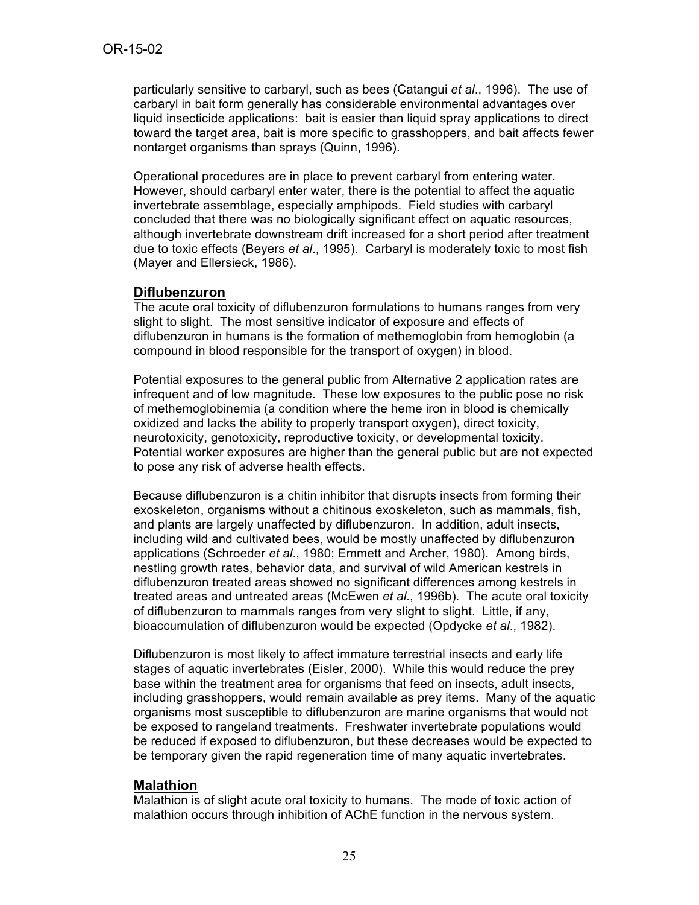particularly sensitive to carbaryl, such as bees (Catangui *et al*., 1996). The use of carbaryl in bait form generally has considerable environmental advantages over liquid insecticide applications: bait is easier than liquid spray applications to direct toward the target area, bait is more specific to grasshoppers, and bait affects fewer nontarget organisms than sprays (Quinn, 1996).

Operational procedures are in place to prevent carbaryl from entering water. However, should carbaryl enter water, there is the potential to affect the aquatic invertebrate assemblage, especially amphipods. Field studies with carbaryl concluded that there was no biologically significant effect on aquatic resources, although invertebrate downstream drift increased for a short period after treatment due to toxic effects (Beyers *et al*., 1995). Carbaryl is moderately toxic to most fish (Mayer and Ellersieck, 1986).

## Diflubenzuron

The acute oral toxicity of diflubenzuron formulations to humans ranges from very slight to slight. The most sensitive indicator of exposure and effects of diflubenzuron in humans is the formation of methemoglobin from hemoglobin (a compound in blood responsible for the transport of oxygen) in blood.

Potential exposures to the general public from Alternative 2 application rates are infrequent and of low magnitude. These low exposures to the public pose no risk of methemoglobinemia (a condition where the heme iron in blood is chemically oxidized and lacks the ability to properly transport oxygen), direct toxicity, neurotoxicity, genotoxicity, reproductive toxicity, or developmental toxicity. Potential worker exposures are higher than the general public but are not expected to pose any risk of adverse health effects.

Because diflubenzuron is a chitin inhibitor that disrupts insects from forming their exoskeleton, organisms without a chitinous exoskeleton, such as mammals, fish, and plants are largely unaffected by diflubenzuron. In addition, adult insects, including wild and cultivated bees, would be mostly unaffected by diflubenzuron applications (Schroeder *et al*., 1980; Emmett and Archer, 1980). Among birds, nestling growth rates, behavior data, and survival of wild American kestrels in diflubenzuron treated areas showed no significant differences among kestrels in treated areas and untreated areas (McEwen *et al*., 1996b). The acute oral toxicity of diflubenzuron to mammals ranges from very slight to slight. Little, if any, bioaccumulation of diflubenzuron would be expected (Opdycke *et al*., 1982).

Diflubenzuron is most likely to affect immature terrestrial insects and early life stages of aquatic invertebrates (Eisler, 2000). While this would reduce the prey base within the treatment area for organisms that feed on insects, adult insects, including grasshoppers, would remain available as prey items. Many of the aquatic organisms most susceptible to diflubenzuron are marine organisms that would not be exposed to rangeland treatments. Freshwater invertebrate populations would be reduced if exposed to diflubenzuron, but these decreases would be expected to be temporary given the rapid regeneration time of many aquatic invertebrates.

## Malathion

Malathion is of slight acute oral toxicity to humans. The mode of toxic action of malathion occurs through inhibition of AChE function in the nervous system.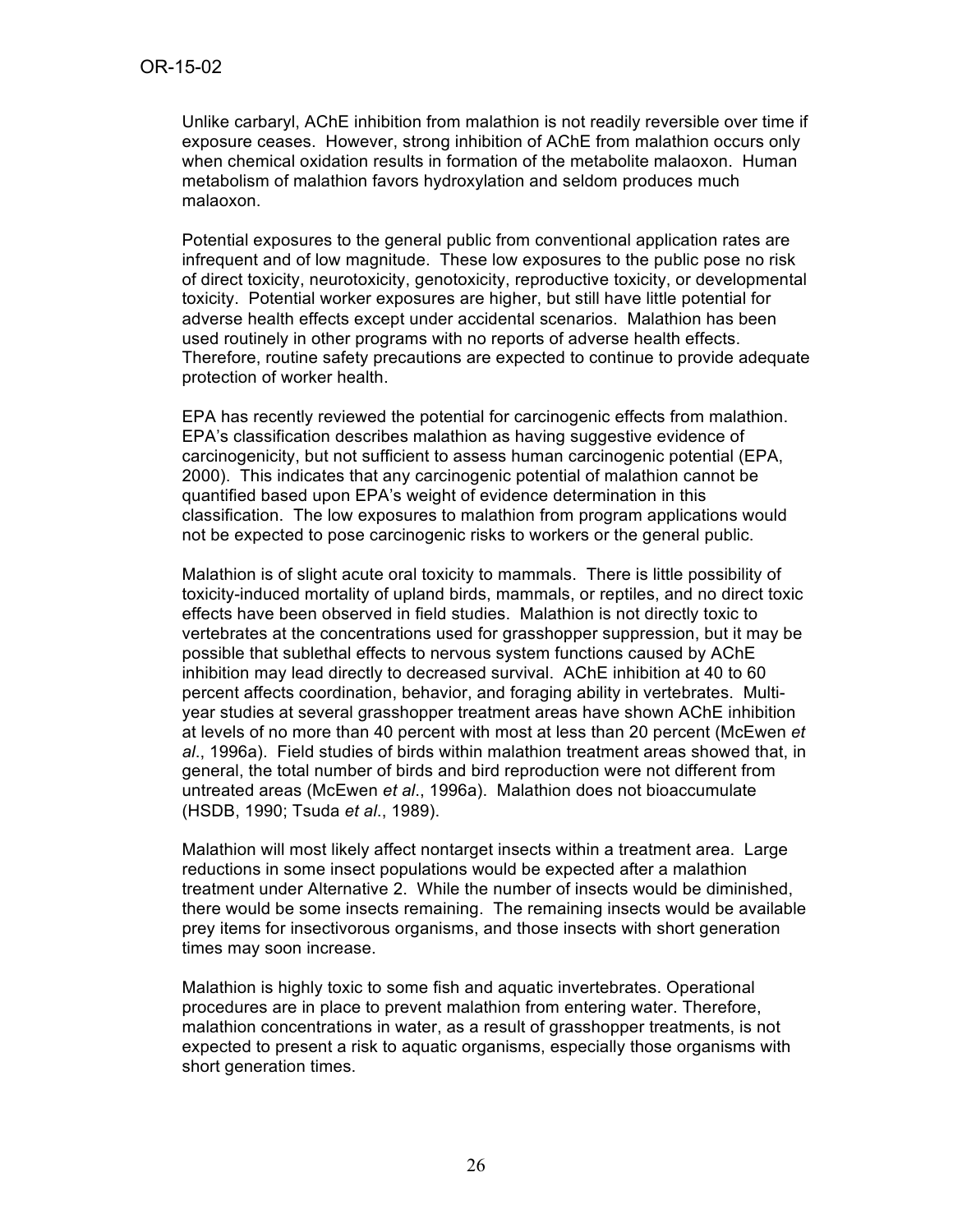Unlike carbaryl, AChE inhibition from malathion is not readily reversible over time if exposure ceases. However, strong inhibition of AChE from malathion occurs only when chemical oxidation results in formation of the metabolite malaoxon. Human metabolism of malathion favors hydroxylation and seldom produces much malaoxon.

Potential exposures to the general public from conventional application rates are infrequent and of low magnitude. These low exposures to the public pose no risk of direct toxicity, neurotoxicity, genotoxicity, reproductive toxicity, or developmental toxicity. Potential worker exposures are higher, but still have little potential for adverse health effects except under accidental scenarios. Malathion has been used routinely in other programs with no reports of adverse health effects. Therefore, routine safety precautions are expected to continue to provide adequate protection of worker health.

EPA has recently reviewed the potential for carcinogenic effects from malathion. EPA's classification describes malathion as having suggestive evidence of carcinogenicity, but not sufficient to assess human carcinogenic potential (EPA, 2000). This indicates that any carcinogenic potential of malathion cannot be quantified based upon EPA's weight of evidence determination in this classification. The low exposures to malathion from program applications would not be expected to pose carcinogenic risks to workers or the general public.

Malathion is of slight acute oral toxicity to mammals. There is little possibility of toxicity-induced mortality of upland birds, mammals, or reptiles, and no direct toxic effects have been observed in field studies. Malathion is not directly toxic to vertebrates at the concentrations used for grasshopper suppression, but it may be possible that sublethal effects to nervous system functions caused by AChE inhibition may lead directly to decreased survival. AChE inhibition at 40 to 60 percent affects coordination, behavior, and foraging ability in vertebrates. Multi-year studies at several grasshopper treatment areas have shown AChE inhibition at levels of no more than 40 percent with most at less than 20 percent (McEwen *et al*., 1996a). Field studies of birds within malathion treatment areas showed that, in general, the total number of birds and bird reproduction were not different from untreated areas (McEwen *et al*., 1996a). Malathion does not bioaccumulate (HSDB, 1990; Tsuda *et al*., 1989).

Malathion will most likely affect nontarget insects within a treatment area. Large reductions in some insect populations would be expected after a malathion treatment under Alternative 2. While the number of insects would be diminished, there would be some insects remaining. The remaining insects would be available prey items for insectivorous organisms, and those insects with short generation times may soon increase.

Malathion is highly toxic to some fish and aquatic invertebrates. Operational procedures are in place to prevent malathion from entering water. Therefore, malathion concentrations in water, as a result of grasshopper treatments, is not expected to present a risk to aquatic organisms, especially those organisms with short generation times.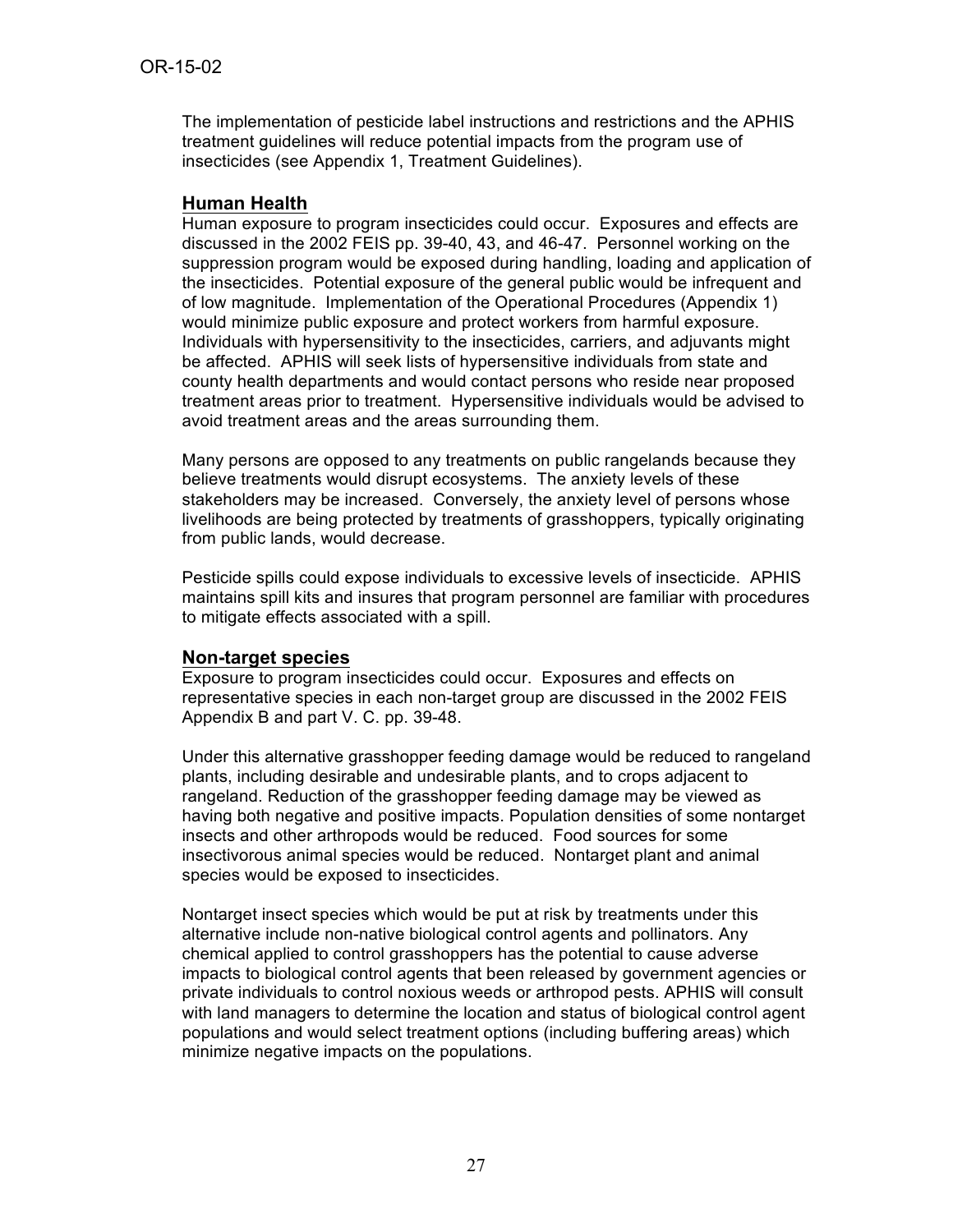The implementation of pesticide label instructions and restrictions and the APHIS treatment guidelines will reduce potential impacts from the program use of insecticides (see Appendix 1, Treatment Guidelines).

## Human Health

Human exposure to program insecticides could occur. Exposures and effects are discussed in the 2002 FEIS pp. 39-40, 43, and 46-47. Personnel working on the suppression program would be exposed during handling, loading and application of the insecticides. Potential exposure of the general public would be infrequent and of low magnitude. Implementation of the Operational Procedures (Appendix 1) would minimize public exposure and protect workers from harmful exposure. Individuals with hypersensitivity to the insecticides, carriers, and adjuvants might be affected. APHIS will seek lists of hypersensitive individuals from state and county health departments and would contact persons who reside near proposed treatment areas prior to treatment. Hypersensitive individuals would be advised to avoid treatment areas and the areas surrounding them.

Many persons are opposed to any treatments on public rangelands because they believe treatments would disrupt ecosystems. The anxiety levels of these stakeholders may be increased. Conversely, the anxiety level of persons whose livelihoods are being protected by treatments of grasshoppers, typically originating from public lands, would decrease.

Pesticide spills could expose individuals to excessive levels of insecticide. APHIS maintains spill kits and insures that program personnel are familiar with procedures to mitigate effects associated with a spill.

## Non-target species

Exposure to program insecticides could occur. Exposures and effects on representative species in each non-target group are discussed in the 2002 FEIS Appendix B and part V. C. pp. 39-48.

Under this alternative grasshopper feeding damage would be reduced to rangeland plants, including desirable and undesirable plants, and to crops adjacent to rangeland. Reduction of the grasshopper feeding damage may be viewed as having both negative and positive impacts. Population densities of some nontarget insects and other arthropods would be reduced. Food sources for some insectivorous animal species would be reduced. Nontarget plant and animal species would be exposed to insecticides.

Nontarget insect species which would be put at risk by treatments under this alternative include non-native biological control agents and pollinators. Any chemical applied to control grasshoppers has the potential to cause adverse impacts to biological control agents that been released by government agencies or private individuals to control noxious weeds or arthropod pests. APHIS will consult with land managers to determine the location and status of biological control agent populations and would select treatment options (including buffering areas) which minimize negative impacts on the populations.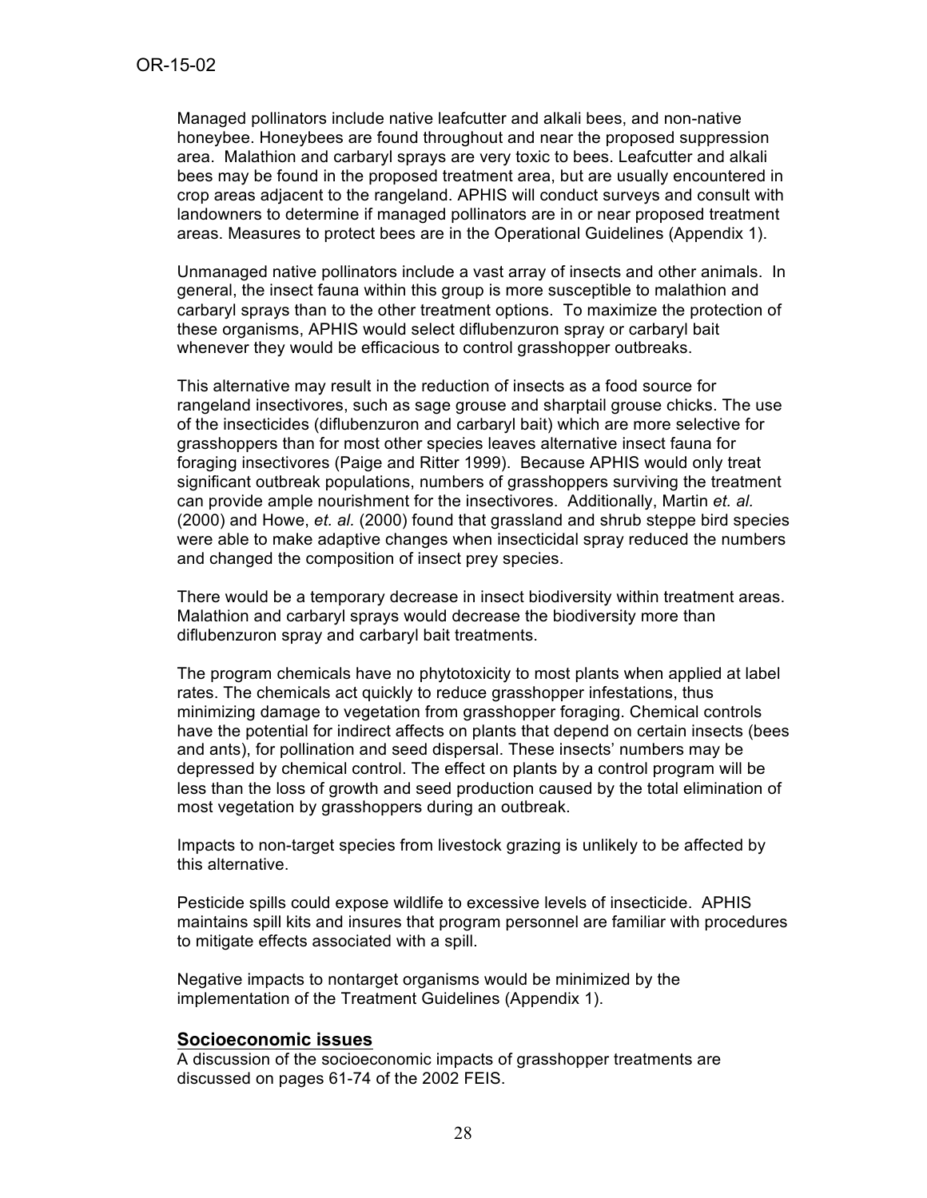Managed pollinators include native leafcutter and alkali bees, and non-native honeybee. Honeybees are found throughout and near the proposed suppression area. Malathion and carbaryl sprays are very toxic to bees. Leafcutter and alkali bees may be found in the proposed treatment area, but are usually encountered in crop areas adjacent to the rangeland. APHIS will conduct surveys and consult with landowners to determine if managed pollinators are in or near proposed treatment areas. Measures to protect bees are in the Operational Guidelines (Appendix 1).

Unmanaged native pollinators include a vast array of insects and other animals. In general, the insect fauna within this group is more susceptible to malathion and carbaryl sprays than to the other treatment options. To maximize the protection of these organisms, APHIS would select diflubenzuron spray or carbaryl bait whenever they would be efficacious to control grasshopper outbreaks.

This alternative may result in the reduction of insects as a food source for rangeland insectivores, such as sage grouse and sharptail grouse chicks. The use of the insecticides (diflubenzuron and carbaryl bait) which are more selective for grasshoppers than for most other species leaves alternative insect fauna for foraging insectivores (Paige and Ritter 1999). Because APHIS would only treat significant outbreak populations, numbers of grasshoppers surviving the treatment can provide ample nourishment for the insectivores. Additionally, Martin *et. al.* (2000) and Howe, *et. al.* (2000) found that grassland and shrub steppe bird species were able to make adaptive changes when insecticidal spray reduced the numbers and changed the composition of insect prey species.

There would be a temporary decrease in insect biodiversity within treatment areas. Malathion and carbaryl sprays would decrease the biodiversity more than diflubenzuron spray and carbaryl bait treatments.

The program chemicals have no phytotoxicity to most plants when applied at label rates. The chemicals act quickly to reduce grasshopper infestations, thus minimizing damage to vegetation from grasshopper foraging. Chemical controls have the potential for indirect affects on plants that depend on certain insects (bees and ants), for pollination and seed dispersal. These insects' numbers may be depressed by chemical control. The effect on plants by a control program will be less than the loss of growth and seed production caused by the total elimination of most vegetation by grasshoppers during an outbreak.

Impacts to non-target species from livestock grazing is unlikely to be affected by this alternative.

Pesticide spills could expose wildlife to excessive levels of insecticide. APHIS maintains spill kits and insures that program personnel are familiar with procedures to mitigate effects associated with a spill.

Negative impacts to nontarget organisms would be minimized by the implementation of the Treatment Guidelines (Appendix 1).

## Socioeconomic issues

A discussion of the socioeconomic impacts of grasshopper treatments are discussed on pages 61-74 of the 2002 FEIS.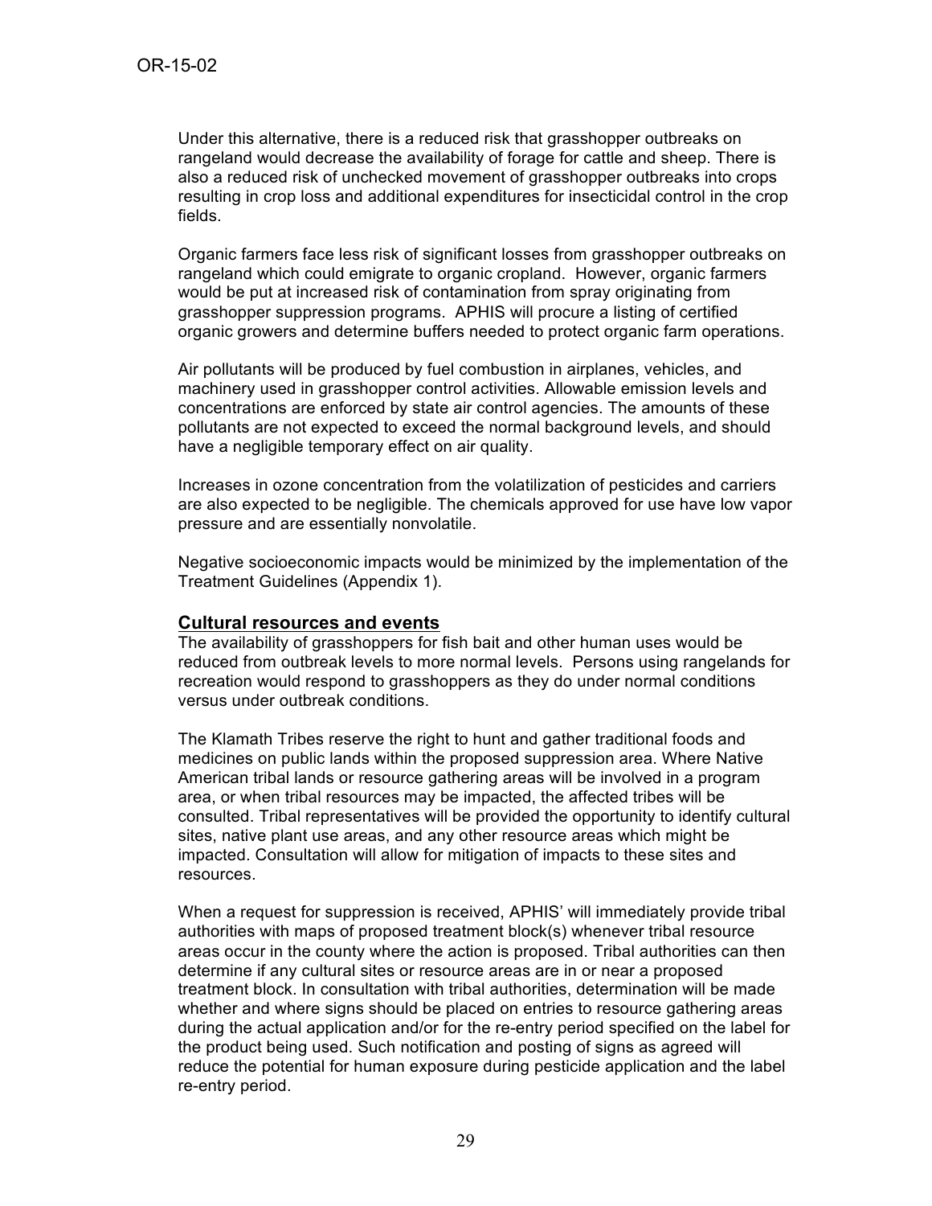Under this alternative, there is a reduced risk that grasshopper outbreaks on rangeland would decrease the availability of forage for cattle and sheep. There is also a reduced risk of unchecked movement of grasshopper outbreaks into crops resulting in crop loss and additional expenditures for insecticidal control in the crop fields.

Organic farmers face less risk of significant losses from grasshopper outbreaks on rangeland which could emigrate to organic cropland. However, organic farmers would be put at increased risk of contamination from spray originating from grasshopper suppression programs. APHIS will procure a listing of certified organic growers and determine buffers needed to protect organic farm operations.

Air pollutants will be produced by fuel combustion in airplanes, vehicles, and machinery used in grasshopper control activities. Allowable emission levels and concentrations are enforced by state air control agencies. The amounts of these pollutants are not expected to exceed the normal background levels, and should have a negligible temporary effect on air quality.

Increases in ozone concentration from the volatilization of pesticides and carriers are also expected to be negligible. The chemicals approved for use have low vapor pressure and are essentially nonvolatile.

Negative socioeconomic impacts would be minimized by the implementation of the Treatment Guidelines (Appendix 1).

## Cultural resources and events

The availability of grasshoppers for fish bait and other human uses would be reduced from outbreak levels to more normal levels. Persons using rangelands for recreation would respond to grasshoppers as they do under normal conditions versus under outbreak conditions.

The Klamath Tribes reserve the right to hunt and gather traditional foods and medicines on public lands within the proposed suppression area. Where Native American tribal lands or resource gathering areas will be involved in a program area, or when tribal resources may be impacted, the affected tribes will be consulted. Tribal representatives will be provided the opportunity to identify cultural sites, native plant use areas, and any other resource areas which might be impacted. Consultation will allow for mitigation of impacts to these sites and resources.

When a request for suppression is received, APHIS' will immediately provide tribal authorities with maps of proposed treatment block(s) whenever tribal resource areas occur in the county where the action is proposed. Tribal authorities can then determine if any cultural sites or resource areas are in or near a proposed treatment block. In consultation with tribal authorities, determination will be made whether and where signs should be placed on entries to resource gathering areas during the actual application and/or for the re-entry period specified on the label for the product being used. Such notification and posting of signs as agreed will reduce the potential for human exposure during pesticide application and the label re-entry period.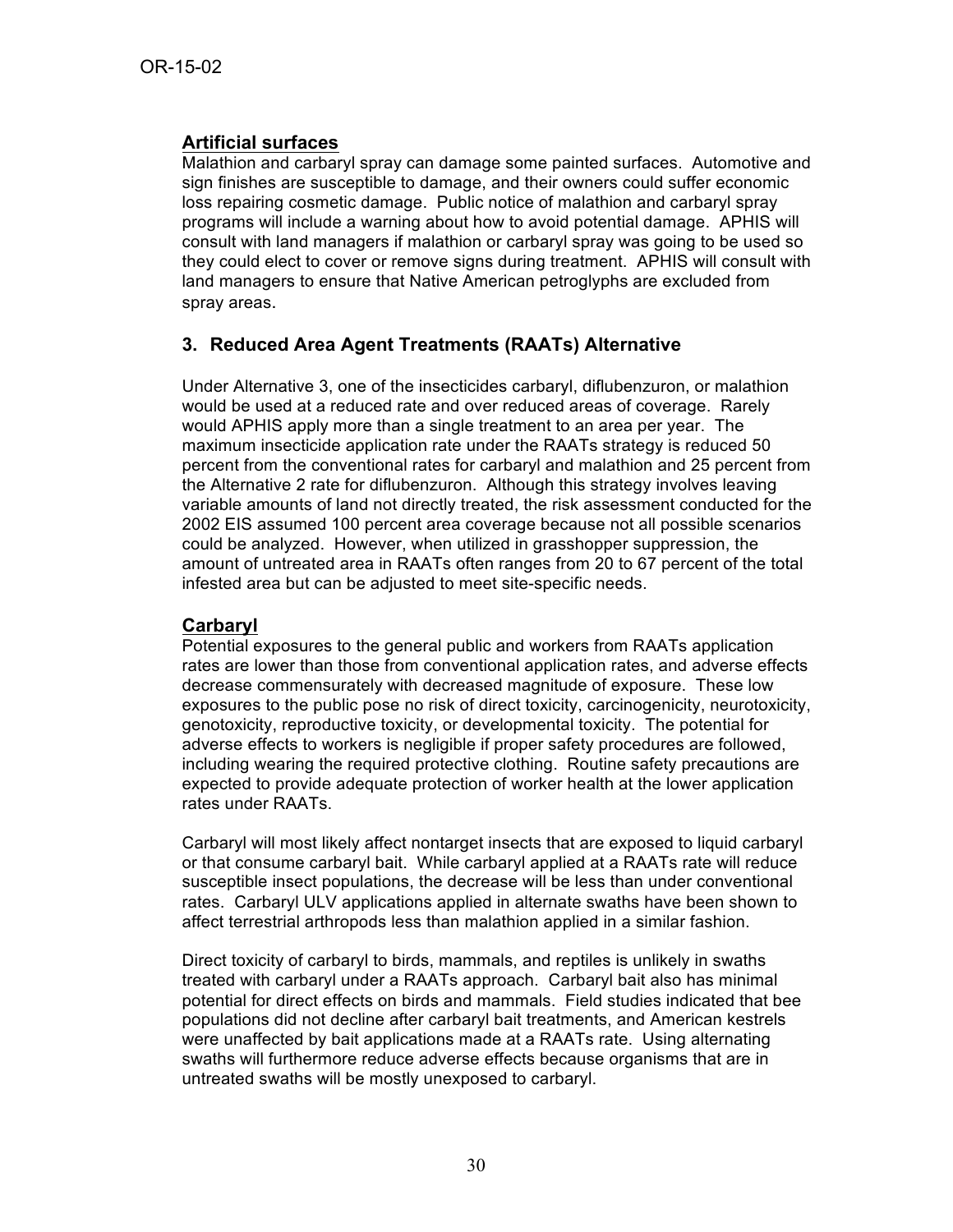## Artificial surfaces

Malathion and carbaryl spray can damage some painted surfaces. Automotive and sign finishes are susceptible to damage, and their owners could suffer economic loss repairing cosmetic damage. Public notice of malathion and carbaryl spray programs will include a warning about how to avoid potential damage. APHIS will consult with land managers if malathion or carbaryl spray was going to be used so they could elect to cover or remove signs during treatment. APHIS will consult with land managers to ensure that Native American petroglyphs are excluded from spray areas.

## 3. Reduced Area Agent Treatments (RAATs) Alternative

Under Alternative 3, one of the insecticides carbaryl, diflubenzuron, or malathion would be used at a reduced rate and over reduced areas of coverage. Rarely would APHIS apply more than a single treatment to an area per year. The maximum insecticide application rate under the RAATs strategy is reduced 50 percent from the conventional rates for carbaryl and malathion and 25 percent from the Alternative 2 rate for diflubenzuron. Although this strategy involves leaving variable amounts of land not directly treated, the risk assessment conducted for the 2002 EIS assumed 100 percent area coverage because not all possible scenarios could be analyzed. However, when utilized in grasshopper suppression, the amount of untreated area in RAATs often ranges from 20 to 67 percent of the total infested area but can be adjusted to meet site-specific needs.

## Carbaryl

Potential exposures to the general public and workers from RAATs application rates are lower than those from conventional application rates, and adverse effects decrease commensurately with decreased magnitude of exposure. These low exposures to the public pose no risk of direct toxicity, carcinogenicity, neurotoxicity, genotoxicity, reproductive toxicity, or developmental toxicity. The potential for adverse effects to workers is negligible if proper safety procedures are followed, including wearing the required protective clothing. Routine safety precautions are expected to provide adequate protection of worker health at the lower application rates under RAATs.

Carbaryl will most likely affect nontarget insects that are exposed to liquid carbaryl or that consume carbaryl bait. While carbaryl applied at a RAATs rate will reduce susceptible insect populations, the decrease will be less than under conventional rates. Carbaryl ULV applications applied in alternate swaths have been shown to affect terrestrial arthropods less than malathion applied in a similar fashion.

Direct toxicity of carbaryl to birds, mammals, and reptiles is unlikely in swaths treated with carbaryl under a RAATs approach. Carbaryl bait also has minimal potential for direct effects on birds and mammals. Field studies indicated that bee populations did not decline after carbaryl bait treatments, and American kestrels were unaffected by bait applications made at a RAATs rate. Using alternating swaths will furthermore reduce adverse effects because organisms that are in untreated swaths will be mostly unexposed to carbaryl.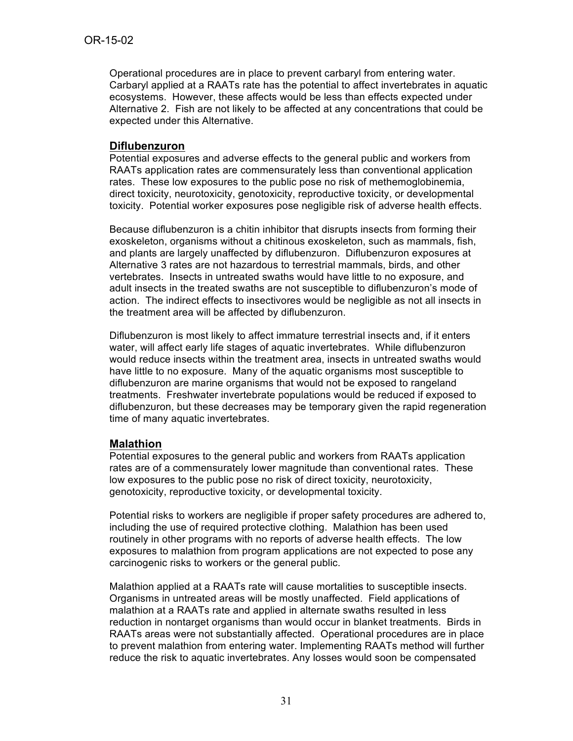Operational procedures are in place to prevent carbaryl from entering water. Carbaryl applied at a RAATs rate has the potential to affect invertebrates in aquatic ecosystems. However, these affects would be less than effects expected under Alternative 2. Fish are not likely to be affected at any concentrations that could be expected under this Alternative.

### Diflubenzuron

Potential exposures and adverse effects to the general public and workers from RAATs application rates are commensurately less than conventional application rates. These low exposures to the public pose no risk of methemoglobinemia, direct toxicity, neurotoxicity, genotoxicity, reproductive toxicity, or developmental toxicity. Potential worker exposures pose negligible risk of adverse health effects.

Because diflubenzuron is a chitin inhibitor that disrupts insects from forming their exoskeleton, organisms without a chitinous exoskeleton, such as mammals, fish, and plants are largely unaffected by diflubenzuron. Diflubenzuron exposures at Alternative 3 rates are not hazardous to terrestrial mammals, birds, and other vertebrates. Insects in untreated swaths would have little to no exposure, and adult insects in the treated swaths are not susceptible to diflubenzuron's mode of action. The indirect effects to insectivores would be negligible as not all insects in the treatment area will be affected by diflubenzuron.

Diflubenzuron is most likely to affect immature terrestrial insects and, if it enters water, will affect early life stages of aquatic invertebrates. While diflubenzuron would reduce insects within the treatment area, insects in untreated swaths would have little to no exposure. Many of the aquatic organisms most susceptible to diflubenzuron are marine organisms that would not be exposed to rangeland treatments. Freshwater invertebrate populations would be reduced if exposed to diflubenzuron, but these decreases may be temporary given the rapid regeneration time of many aquatic invertebrates.

### Malathion

Potential exposures to the general public and workers from RAATs application rates are of a commensurately lower magnitude than conventional rates. These low exposures to the public pose no risk of direct toxicity, neurotoxicity, genotoxicity, reproductive toxicity, or developmental toxicity.

Potential risks to workers are negligible if proper safety procedures are adhered to, including the use of required protective clothing. Malathion has been used routinely in other programs with no reports of adverse health effects. The low exposures to malathion from program applications are not expected to pose any carcinogenic risks to workers or the general public.

Malathion applied at a RAATs rate will cause mortalities to susceptible insects. Organisms in untreated areas will be mostly unaffected. Field applications of malathion at a RAATs rate and applied in alternate swaths resulted in less reduction in nontarget organisms than would occur in blanket treatments. Birds in RAATs areas were not substantially affected. Operational procedures are in place to prevent malathion from entering water. Implementing RAATs method will further reduce the risk to aquatic invertebrates. Any losses would soon be compensated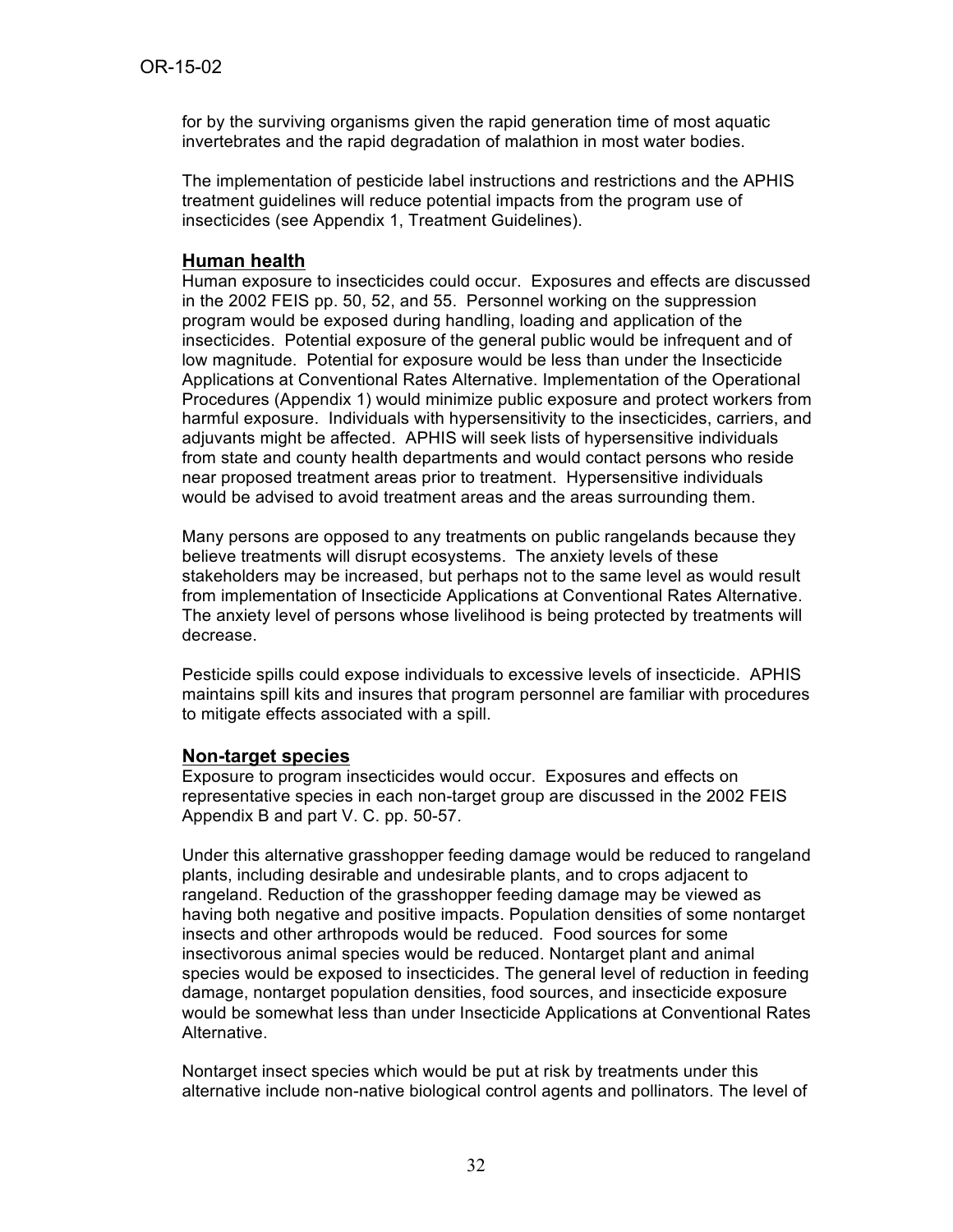for by the surviving organisms given the rapid generation time of most aquatic invertebrates and the rapid degradation of malathion in most water bodies.

The implementation of pesticide label instructions and restrictions and the APHIS treatment guidelines will reduce potential impacts from the program use of insecticides (see Appendix 1, Treatment Guidelines).

## Human health

Human exposure to insecticides could occur. Exposures and effects are discussed in the 2002 FEIS pp. 50, 52, and 55. Personnel working on the suppression program would be exposed during handling, loading and application of the insecticides. Potential exposure of the general public would be infrequent and of low magnitude. Potential for exposure would be less than under the Insecticide Applications at Conventional Rates Alternative. Implementation of the Operational Procedures (Appendix 1) would minimize public exposure and protect workers from harmful exposure. Individuals with hypersensitivity to the insecticides, carriers, and adjuvants might be affected. APHIS will seek lists of hypersensitive individuals from state and county health departments and would contact persons who reside near proposed treatment areas prior to treatment. Hypersensitive individuals would be advised to avoid treatment areas and the areas surrounding them.

Many persons are opposed to any treatments on public rangelands because they believe treatments will disrupt ecosystems. The anxiety levels of these stakeholders may be increased, but perhaps not to the same level as would result from implementation of Insecticide Applications at Conventional Rates Alternative. The anxiety level of persons whose livelihood is being protected by treatments will decrease.

Pesticide spills could expose individuals to excessive levels of insecticide. APHIS maintains spill kits and insures that program personnel are familiar with procedures to mitigate effects associated with a spill.

## Non-target species

Exposure to program insecticides would occur. Exposures and effects on representative species in each non-target group are discussed in the 2002 FEIS Appendix B and part V. C. pp. 50-57.

Under this alternative grasshopper feeding damage would be reduced to rangeland plants, including desirable and undesirable plants, and to crops adjacent to rangeland. Reduction of the grasshopper feeding damage may be viewed as having both negative and positive impacts. Population densities of some nontarget insects and other arthropods would be reduced. Food sources for some insectivorous animal species would be reduced. Nontarget plant and animal species would be exposed to insecticides. The general level of reduction in feeding damage, nontarget population densities, food sources, and insecticide exposure would be somewhat less than under Insecticide Applications at Conventional Rates Alternative.

Nontarget insect species which would be put at risk by treatments under this alternative include non-native biological control agents and pollinators. The level of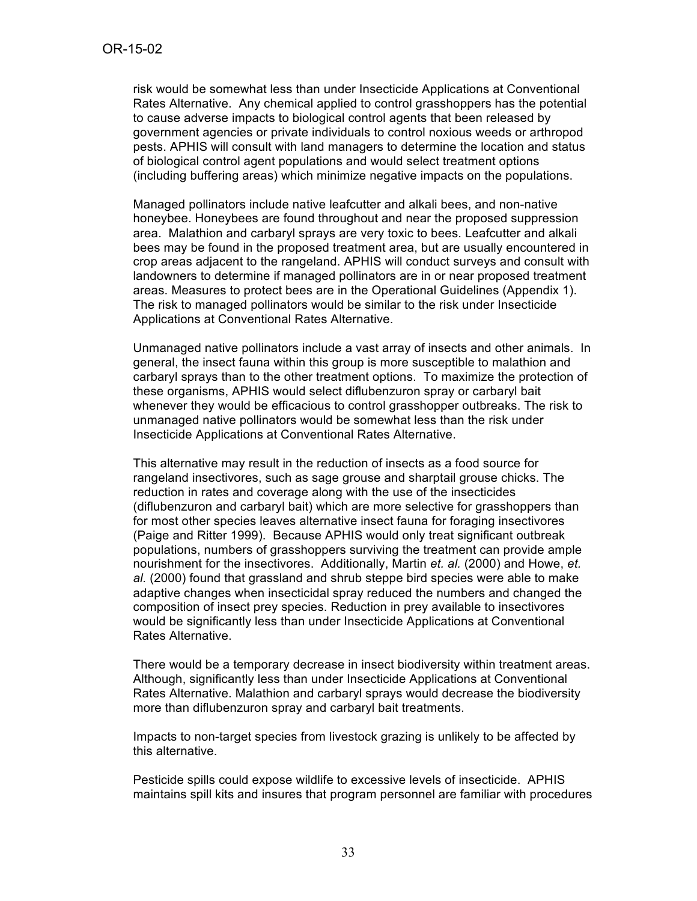risk would be somewhat less than under Insecticide Applications at Conventional Rates Alternative. Any chemical applied to control grasshoppers has the potential to cause adverse impacts to biological control agents that been released by government agencies or private individuals to control noxious weeds or arthropod pests. APHIS will consult with land managers to determine the location and status of biological control agent populations and would select treatment options (including buffering areas) which minimize negative impacts on the populations.

Managed pollinators include native leafcutter and alkali bees, and non-native honeybee. Honeybees are found throughout and near the proposed suppression area. Malathion and carbaryl sprays are very toxic to bees. Leafcutter and alkali bees may be found in the proposed treatment area, but are usually encountered in crop areas adjacent to the rangeland. APHIS will conduct surveys and consult with landowners to determine if managed pollinators are in or near proposed treatment areas. Measures to protect bees are in the Operational Guidelines (Appendix 1). The risk to managed pollinators would be similar to the risk under Insecticide Applications at Conventional Rates Alternative.

Unmanaged native pollinators include a vast array of insects and other animals. In general, the insect fauna within this group is more susceptible to malathion and carbaryl sprays than to the other treatment options. To maximize the protection of these organisms, APHIS would select diflubenzuron spray or carbaryl bait whenever they would be efficacious to control grasshopper outbreaks. The risk to unmanaged native pollinators would be somewhat less than the risk under Insecticide Applications at Conventional Rates Alternative.

This alternative may result in the reduction of insects as a food source for rangeland insectivores, such as sage grouse and sharptail grouse chicks. The reduction in rates and coverage along with the use of the insecticides (diflubenzuron and carbaryl bait) which are more selective for grasshoppers than for most other species leaves alternative insect fauna for foraging insectivores (Paige and Ritter 1999). Because APHIS would only treat significant outbreak populations, numbers of grasshoppers surviving the treatment can provide ample nourishment for the insectivores. Additionally, Martin *et. al.* (2000) and Howe, *et. al.* (2000) found that grassland and shrub steppe bird species were able to make adaptive changes when insecticidal spray reduced the numbers and changed the composition of insect prey species. Reduction in prey available to insectivores would be significantly less than under Insecticide Applications at Conventional Rates Alternative.

There would be a temporary decrease in insect biodiversity within treatment areas. Although, significantly less than under Insecticide Applications at Conventional Rates Alternative. Malathion and carbaryl sprays would decrease the biodiversity more than diflubenzuron spray and carbaryl bait treatments.

Impacts to non-target species from livestock grazing is unlikely to be affected by this alternative.

Pesticide spills could expose wildlife to excessive levels of insecticide. APHIS maintains spill kits and insures that program personnel are familiar with procedures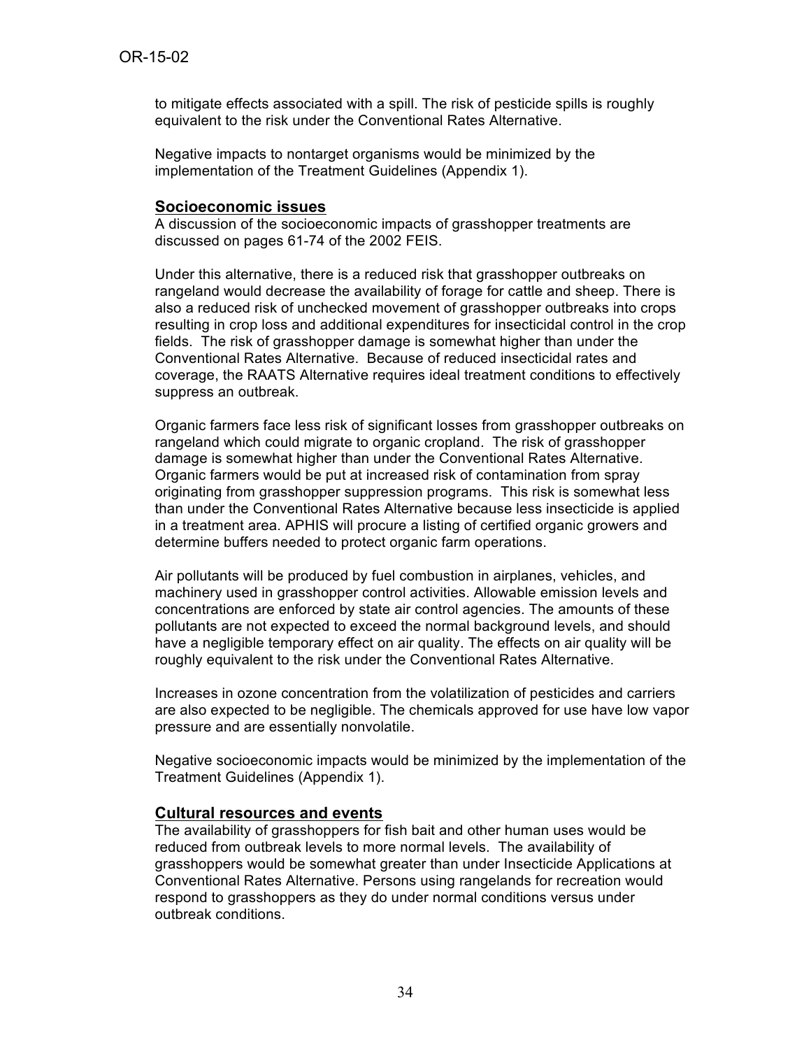to mitigate effects associated with a spill. The risk of pesticide spills is roughly equivalent to the risk under the Conventional Rates Alternative.

Negative impacts to nontarget organisms would be minimized by the implementation of the Treatment Guidelines (Appendix 1).

### Socioeconomic issues

A discussion of the socioeconomic impacts of grasshopper treatments are discussed on pages 61-74 of the 2002 FEIS.

Under this alternative, there is a reduced risk that grasshopper outbreaks on rangeland would decrease the availability of forage for cattle and sheep. There is also a reduced risk of unchecked movement of grasshopper outbreaks into crops resulting in crop loss and additional expenditures for insecticidal control in the crop fields. The risk of grasshopper damage is somewhat higher than under the Conventional Rates Alternative. Because of reduced insecticidal rates and coverage, the RAATS Alternative requires ideal treatment conditions to effectively suppress an outbreak.

Organic farmers face less risk of significant losses from grasshopper outbreaks on rangeland which could migrate to organic cropland. The risk of grasshopper damage is somewhat higher than under the Conventional Rates Alternative. Organic farmers would be put at increased risk of contamination from spray originating from grasshopper suppression programs. This risk is somewhat less than under the Conventional Rates Alternative because less insecticide is applied in a treatment area. APHIS will procure a listing of certified organic growers and determine buffers needed to protect organic farm operations.

Air pollutants will be produced by fuel combustion in airplanes, vehicles, and machinery used in grasshopper control activities. Allowable emission levels and concentrations are enforced by state air control agencies. The amounts of these pollutants are not expected to exceed the normal background levels, and should have a negligible temporary effect on air quality. The effects on air quality will be roughly equivalent to the risk under the Conventional Rates Alternative.

Increases in ozone concentration from the volatilization of pesticides and carriers are also expected to be negligible. The chemicals approved for use have low vapor pressure and are essentially nonvolatile.

Negative socioeconomic impacts would be minimized by the implementation of the Treatment Guidelines (Appendix 1).

### Cultural resources and events

The availability of grasshoppers for fish bait and other human uses would be reduced from outbreak levels to more normal levels. The availability of grasshoppers would be somewhat greater than under Insecticide Applications at Conventional Rates Alternative. Persons using rangelands for recreation would respond to grasshoppers as they do under normal conditions versus under outbreak conditions.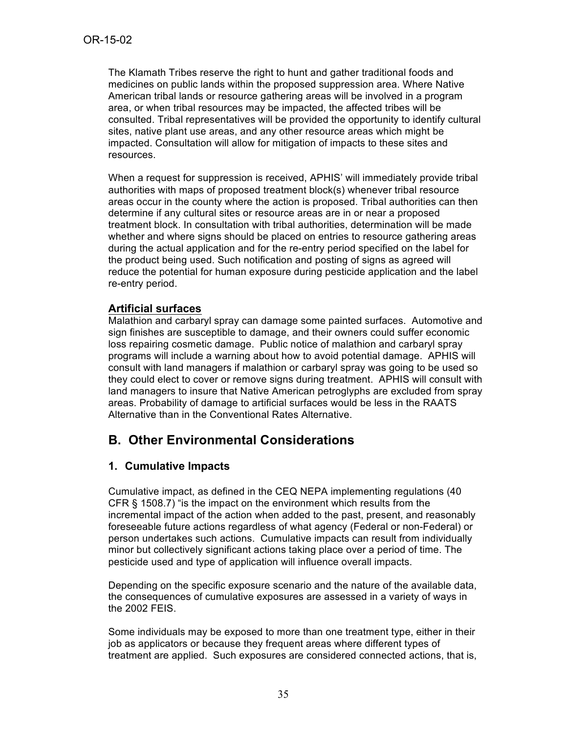The Klamath Tribes reserve the right to hunt and gather traditional foods and medicines on public lands within the proposed suppression area. Where Native American tribal lands or resource gathering areas will be involved in a program area, or when tribal resources may be impacted, the affected tribes will be consulted. Tribal representatives will be provided the opportunity to identify cultural sites, native plant use areas, and any other resource areas which might be impacted. Consultation will allow for mitigation of impacts to these sites and resources.

When a request for suppression is received, APHIS' will immediately provide tribal authorities with maps of proposed treatment block(s) whenever tribal resource areas occur in the county where the action is proposed. Tribal authorities can then determine if any cultural sites or resource areas are in or near a proposed treatment block. In consultation with tribal authorities, determination will be made whether and where signs should be placed on entries to resource gathering areas during the actual application and for the re-entry period specified on the label for the product being used. Such notification and posting of signs as agreed will reduce the potential for human exposure during pesticide application and the label re-entry period.

**Artificial surfaces**

Malathion and carbaryl spray can damage some painted surfaces. Automotive and sign finishes are susceptible to damage, and their owners could suffer economic loss repairing cosmetic damage. Public notice of malathion and carbaryl spray programs will include a warning about how to avoid potential damage. APHIS will consult with land managers if malathion or carbaryl spray was going to be used so they could elect to cover or remove signs during treatment. APHIS will consult with land managers to insure that Native American petroglyphs are excluded from spray areas. Probability of damage to artificial surfaces would be less in the RAATS Alternative than in the Conventional Rates Alternative.

## B. Other Environmental Considerations

### 1. Cumulative Impacts

Cumulative impact, as defined in the CEQ NEPA implementing regulations (40 CFR § 1508.7) "is the impact on the environment which results from the incremental impact of the action when added to the past, present, and reasonably foreseeable future actions regardless of what agency (Federal or non-Federal) or person undertakes such actions. Cumulative impacts can result from individually minor but collectively significant actions taking place over a period of time. The pesticide used and type of application will influence overall impacts.

Depending on the specific exposure scenario and the nature of the available data, the consequences of cumulative exposures are assessed in a variety of ways in the 2002 FEIS.

Some individuals may be exposed to more than one treatment type, either in their job as applicators or because they frequent areas where different types of treatment are applied. Such exposures are considered connected actions, that is,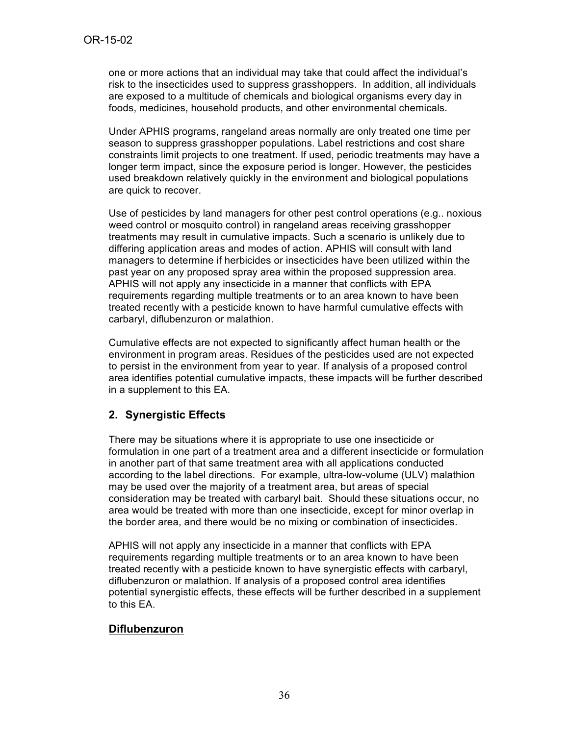one or more actions that an individual may take that could affect the individual's risk to the insecticides used to suppress grasshoppers. In addition, all individuals are exposed to a multitude of chemicals and biological organisms every day in foods, medicines, household products, and other environmental chemicals.

Under APHIS programs, rangeland areas normally are only treated one time per season to suppress grasshopper populations. Label restrictions and cost share constraints limit projects to one treatment. If used, periodic treatments may have a longer term impact, since the exposure period is longer. However, the pesticides used breakdown relatively quickly in the environment and biological populations are quick to recover.

Use of pesticides by land managers for other pest control operations (e.g.. noxious weed control or mosquito control) in rangeland areas receiving grasshopper treatments may result in cumulative impacts. Such a scenario is unlikely due to differing application areas and modes of action. APHIS will consult with land managers to determine if herbicides or insecticides have been utilized within the past year on any proposed spray area within the proposed suppression area. APHIS will not apply any insecticide in a manner that conflicts with EPA requirements regarding multiple treatments or to an area known to have been treated recently with a pesticide known to have harmful cumulative effects with carbaryl, diflubenzuron or malathion.

Cumulative effects are not expected to significantly affect human health or the environment in program areas. Residues of the pesticides used are not expected to persist in the environment from year to year. If analysis of a proposed control area identifies potential cumulative impacts, these impacts will be further described in a supplement to this EA.

## 2. Synergistic Effects

There may be situations where it is appropriate to use one insecticide or formulation in one part of a treatment area and a different insecticide or formulation in another part of that same treatment area with all applications conducted according to the label directions. For example, ultra-low-volume (ULV) malathion may be used over the majority of a treatment area, but areas of special consideration may be treated with carbaryl bait. Should these situations occur, no area would be treated with more than one insecticide, except for minor overlap in the border area, and there would be no mixing or combination of insecticides.

APHIS will not apply any insecticide in a manner that conflicts with EPA requirements regarding multiple treatments or to an area known to have been treated recently with a pesticide known to have synergistic effects with carbaryl, diflubenzuron or malathion. If analysis of a proposed control area identifies potential synergistic effects, these effects will be further described in a supplement to this EA.

### Diflubenzuron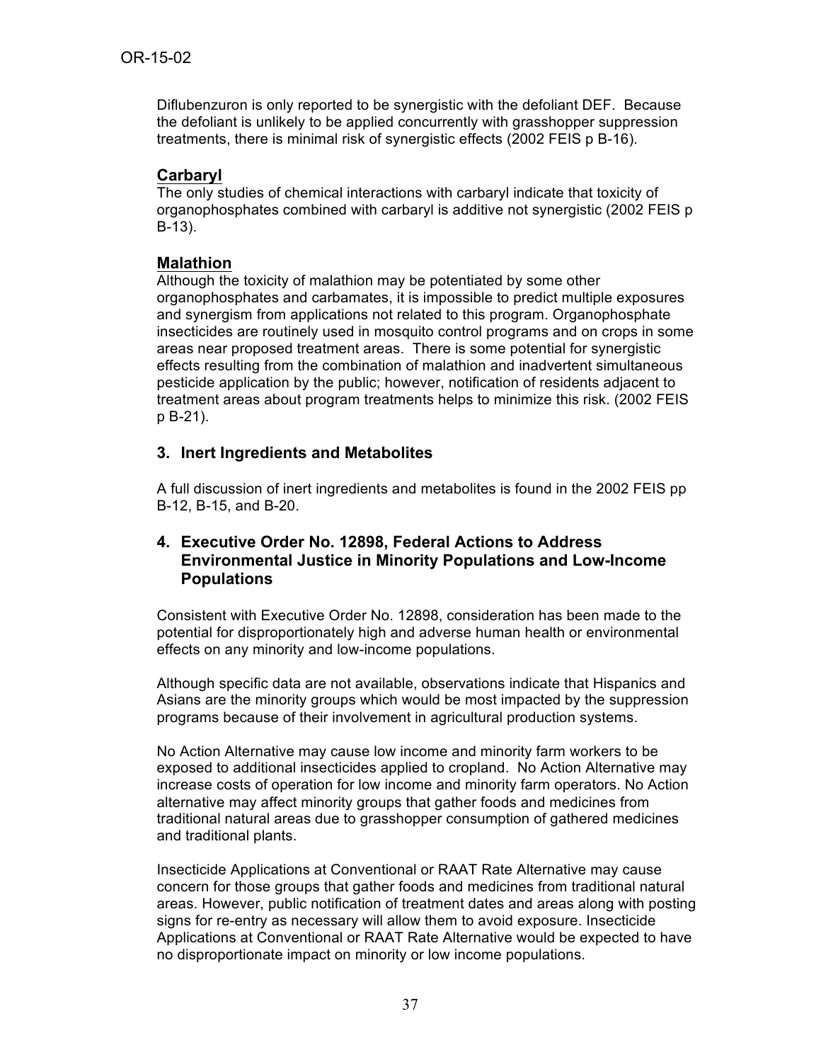Diflubenzuron is only reported to be synergistic with the defoliant DEF. Because the defoliant is unlikely to be applied concurrently with grasshopper suppression treatments, there is minimal risk of synergistic effects (2002 FEIS p B-16).

**Carbaryl**

The only studies of chemical interactions with carbaryl indicate that toxicity of organophosphates combined with carbaryl is additive not synergistic (2002 FEIS p B-13).

**Malathion**

Although the toxicity of malathion may be potentiated by some other organophosphates and carbamates, it is impossible to predict multiple exposures and synergism from applications not related to this program. Organophosphate insecticides are routinely used in mosquito control programs and on crops in some areas near proposed treatment areas. There is some potential for synergistic effects resulting from the combination of malathion and inadvertent simultaneous pesticide application by the public; however, notification of residents adjacent to treatment areas about program treatments helps to minimize this risk. (2002 FEIS p B-21).

### 3. Inert Ingredients and Metabolites

A full discussion of inert ingredients and metabolites is found in the 2002 FEIS pp B-12, B-15, and B-20.

### 4. Executive Order No. 12898, Federal Actions to Address Environmental Justice in Minority Populations and Low-Income Populations

Consistent with Executive Order No. 12898, consideration has been made to the potential for disproportionately high and adverse human health or environmental effects on any minority and low-income populations.

Although specific data are not available, observations indicate that Hispanics and Asians are the minority groups which would be most impacted by the suppression programs because of their involvement in agricultural production systems.

No Action Alternative may cause low income and minority farm workers to be exposed to additional insecticides applied to cropland. No Action Alternative may increase costs of operation for low income and minority farm operators. No Action alternative may affect minority groups that gather foods and medicines from traditional natural areas due to grasshopper consumption of gathered medicines and traditional plants.

Insecticide Applications at Conventional or RAAT Rate Alternative may cause concern for those groups that gather foods and medicines from traditional natural areas. However, public notification of treatment dates and areas along with posting signs for re-entry as necessary will allow them to avoid exposure. Insecticide Applications at Conventional or RAAT Rate Alternative would be expected to have no disproportionate impact on minority or low income populations.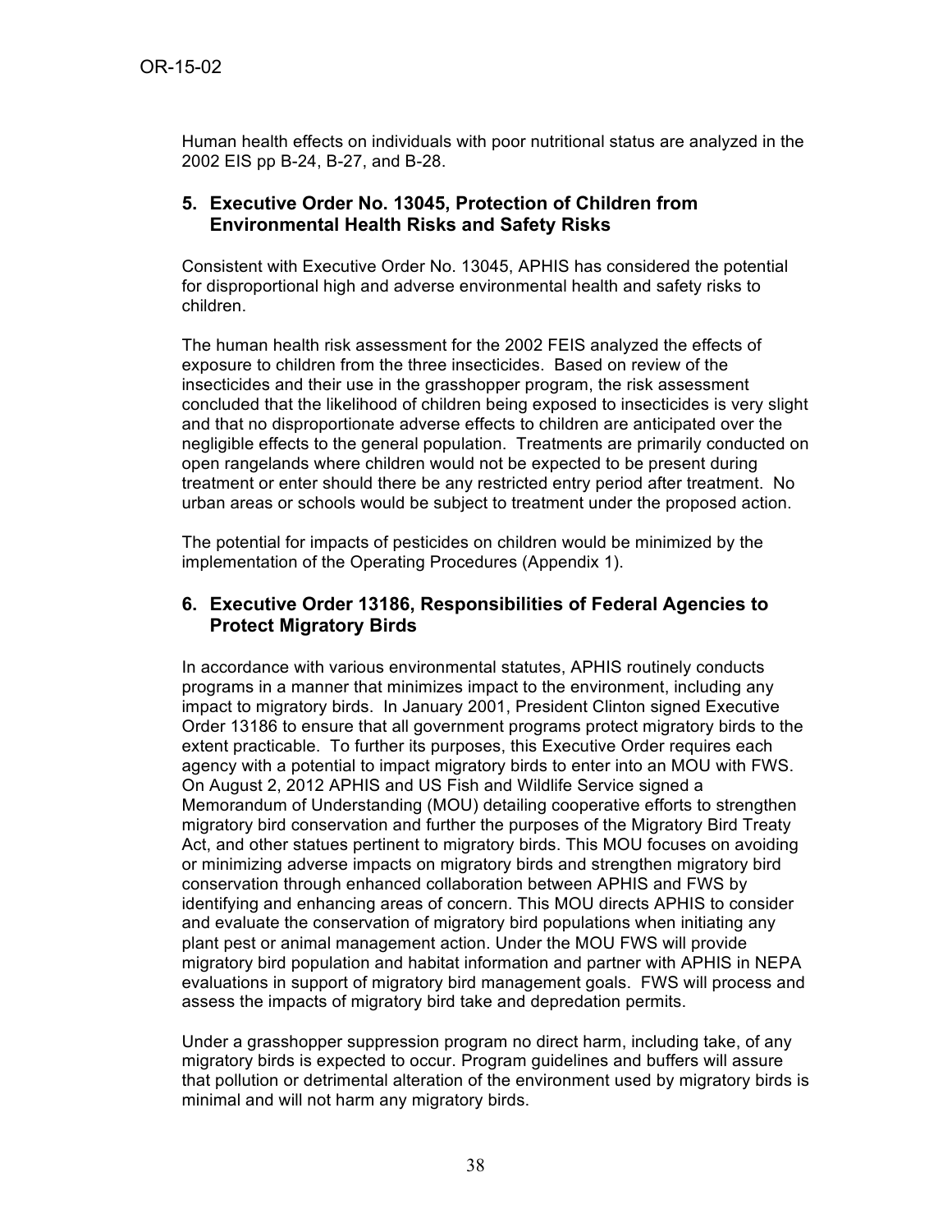Human health effects on individuals with poor nutritional status are analyzed in the 2002 EIS pp B-24, B-27, and B-28.

## 5. Executive Order No. 13045, Protection of Children from Environmental Health Risks and Safety Risks

Consistent with Executive Order No. 13045, APHIS has considered the potential for disproportional high and adverse environmental health and safety risks to children.

The human health risk assessment for the 2002 FEIS analyzed the effects of exposure to children from the three insecticides. Based on review of the insecticides and their use in the grasshopper program, the risk assessment concluded that the likelihood of children being exposed to insecticides is very slight and that no disproportionate adverse effects to children are anticipated over the negligible effects to the general population. Treatments are primarily conducted on open rangelands where children would not be expected to be present during treatment or enter should there be any restricted entry period after treatment. No urban areas or schools would be subject to treatment under the proposed action.

The potential for impacts of pesticides on children would be minimized by the implementation of the Operating Procedures (Appendix 1).

## 6. Executive Order 13186, Responsibilities of Federal Agencies to Protect Migratory Birds

In accordance with various environmental statutes, APHIS routinely conducts programs in a manner that minimizes impact to the environment, including any impact to migratory birds. In January 2001, President Clinton signed Executive Order 13186 to ensure that all government programs protect migratory birds to the extent practicable. To further its purposes, this Executive Order requires each agency with a potential to impact migratory birds to enter into an MOU with FWS. On August 2, 2012 APHIS and US Fish and Wildlife Service signed a Memorandum of Understanding (MOU) detailing cooperative efforts to strengthen migratory bird conservation and further the purposes of the Migratory Bird Treaty Act, and other statues pertinent to migratory birds. This MOU focuses on avoiding or minimizing adverse impacts on migratory birds and strengthen migratory bird conservation through enhanced collaboration between APHIS and FWS by identifying and enhancing areas of concern. This MOU directs APHIS to consider and evaluate the conservation of migratory bird populations when initiating any plant pest or animal management action. Under the MOU FWS will provide migratory bird population and habitat information and partner with APHIS in NEPA evaluations in support of migratory bird management goals. FWS will process and assess the impacts of migratory bird take and depredation permits.

Under a grasshopper suppression program no direct harm, including take, of any migratory birds is expected to occur. Program guidelines and buffers will assure that pollution or detrimental alteration of the environment used by migratory birds is minimal and will not harm any migratory birds.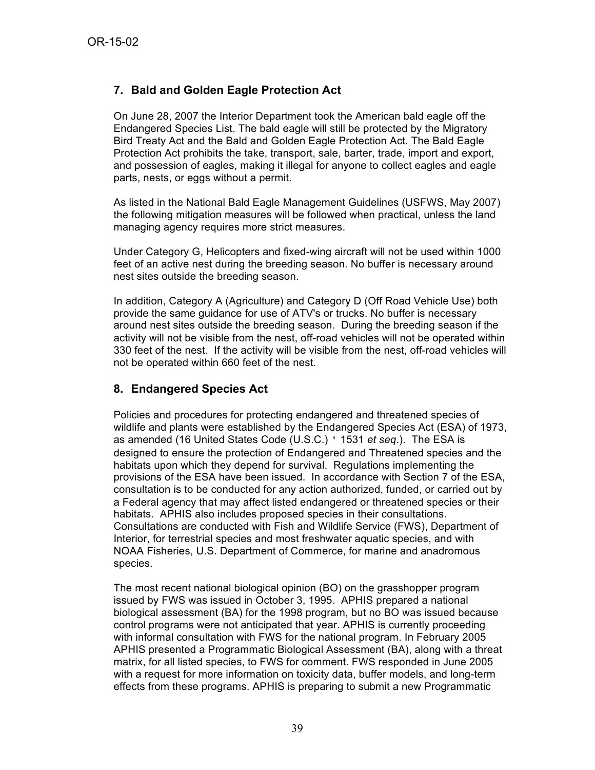## 7. Bald and Golden Eagle Protection Act

On June 28, 2007 the Interior Department took the American bald eagle off the Endangered Species List. The bald eagle will still be protected by the Migratory Bird Treaty Act and the Bald and Golden Eagle Protection Act. The Bald Eagle Protection Act prohibits the take, transport, sale, barter, trade, import and export, and possession of eagles, making it illegal for anyone to collect eagles and eagle parts, nests, or eggs without a permit.

As listed in the National Bald Eagle Management Guidelines (USFWS, May 2007) the following mitigation measures will be followed when practical, unless the land managing agency requires more strict measures.

Under Category G, Helicopters and fixed-wing aircraft will not be used within 1000 feet of an active nest during the breeding season. No buffer is necessary around nest sites outside the breeding season.

In addition, Category A (Agriculture) and Category D (Off Road Vehicle Use) both provide the same guidance for use of ATV's or trucks. No buffer is necessary around nest sites outside the breeding season. During the breeding season if the activity will not be visible from the nest, off-road vehicles will not be operated within 330 feet of the nest. If the activity will be visible from the nest, off-road vehicles will not be operated within 660 feet of the nest.

## 8. Endangered Species Act

Policies and procedures for protecting endangered and threatened species of wildlife and plants were established by the Endangered Species Act (ESA) of 1973, as amended (16 United States Code (U.S.C.) ' 1531 *et seq*.). The ESA is designed to ensure the protection of Endangered and Threatened species and the habitats upon which they depend for survival. Regulations implementing the provisions of the ESA have been issued. In accordance with Section 7 of the ESA, consultation is to be conducted for any action authorized, funded, or carried out by a Federal agency that may affect listed endangered or threatened species or their habitats. APHIS also includes proposed species in their consultations. Consultations are conducted with Fish and Wildlife Service (FWS), Department of Interior, for terrestrial species and most freshwater aquatic species, and with NOAA Fisheries, U.S. Department of Commerce, for marine and anadromous species.

The most recent national biological opinion (BO) on the grasshopper program issued by FWS was issued in October 3, 1995. APHIS prepared a national biological assessment (BA) for the 1998 program, but no BO was issued because control programs were not anticipated that year. APHIS is currently proceeding with informal consultation with FWS for the national program. In February 2005 APHIS presented a Programmatic Biological Assessment (BA), along with a threat matrix, for all listed species, to FWS for comment. FWS responded in June 2005 with a request for more information on toxicity data, buffer models, and long-term effects from these programs. APHIS is preparing to submit a new Programmatic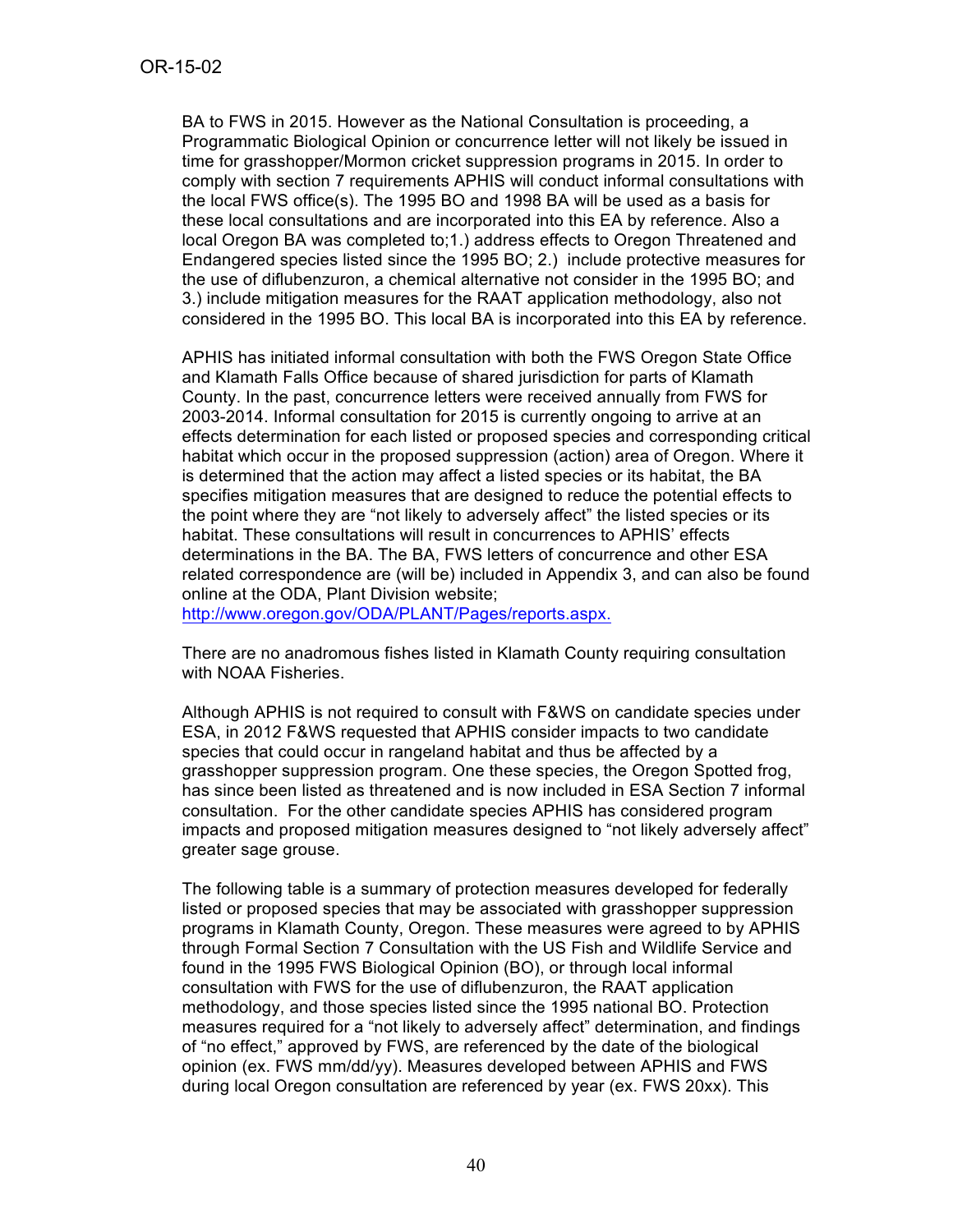BA to FWS in 2015. However as the National Consultation is proceeding, a Programmatic Biological Opinion or concurrence letter will not likely be issued in time for grasshopper/Mormon cricket suppression programs in 2015. In order to comply with section 7 requirements APHIS will conduct informal consultations with the local FWS office(s). The 1995 BO and 1998 BA will be used as a basis for these local consultations and are incorporated into this EA by reference. Also a local Oregon BA was completed to;1.) address effects to Oregon Threatened and Endangered species listed since the 1995 BO; 2.) include protective measures for the use of diflubenzuron, a chemical alternative not consider in the 1995 BO; and 3.) include mitigation measures for the RAAT application methodology, also not considered in the 1995 BO. This local BA is incorporated into this EA by reference.

APHIS has initiated informal consultation with both the FWS Oregon State Office and Klamath Falls Office because of shared jurisdiction for parts of Klamath County. In the past, concurrence letters were received annually from FWS for 2003-2014. Informal consultation for 2015 is currently ongoing to arrive at an effects determination for each listed or proposed species and corresponding critical habitat which occur in the proposed suppression (action) area of Oregon. Where it is determined that the action may affect a listed species or its habitat, the BA specifies mitigation measures that are designed to reduce the potential effects to the point where they are "not likely to adversely affect" the listed species or its habitat. These consultations will result in concurrences to APHIS' effects determinations in the BA. The BA, FWS letters of concurrence and other ESA related correspondence are (will be) included in Appendix 3, and can also be found online at the ODA, Plant Division website; http://www.oregon.gov/ODA/PLANT/Pages/reports.aspx.

There are no anadromous fishes listed in Klamath County requiring consultation with NOAA Fisheries.

Although APHIS is not required to consult with F&WS on candidate species under ESA, in 2012 F&WS requested that APHIS consider impacts to two candidate species that could occur in rangeland habitat and thus be affected by a grasshopper suppression program. One these species, the Oregon Spotted frog, has since been listed as threatened and is now included in ESA Section 7 informal consultation. For the other candidate species APHIS has considered program impacts and proposed mitigation measures designed to "not likely adversely affect" greater sage grouse.

The following table is a summary of protection measures developed for federally listed or proposed species that may be associated with grasshopper suppression programs in Klamath County, Oregon. These measures were agreed to by APHIS through Formal Section 7 Consultation with the US Fish and Wildlife Service and found in the 1995 FWS Biological Opinion (BO), or through local informal consultation with FWS for the use of diflubenzuron, the RAAT application methodology, and those species listed since the 1995 national BO. Protection measures required for a "not likely to adversely affect" determination, and findings of "no effect," approved by FWS, are referenced by the date of the biological opinion (ex. FWS mm/dd/yy). Measures developed between APHIS and FWS during local Oregon consultation are referenced by year (ex. FWS 20xx). This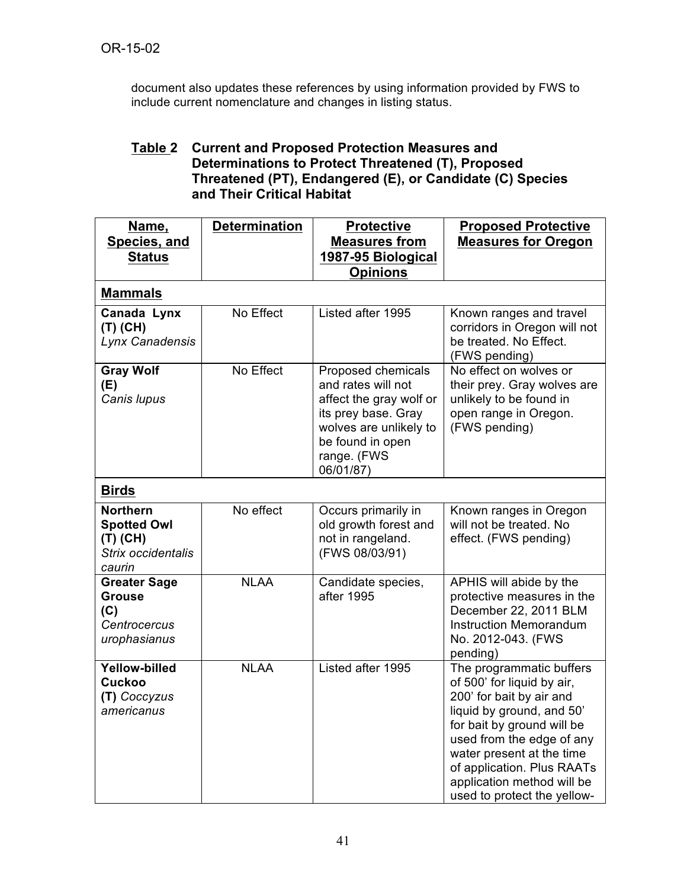document also updates these references by using information provided by FWS to include current nomenclature and changes in listing status.

**Table 2 Current and Proposed Protection Measures and Determinations to Protect Threatened (T), Proposed Threatened (PT), Endangered (E), or Candidate (C) Species and Their Critical Habitat**

| Name, Species, and Status | Determination | Protective Measures from 1987-95 Biological Opinions | Proposed Protective Measures for Oregon |
|---|---|---|---|
| **Mammals** | | | |
| **Canada Lynx (T) (CH)** *Lynx Canadensis* | No Effect | Listed after 1995 | Known ranges and travel corridors in Oregon will not be treated. No Effect. (FWS pending) |
| **Gray Wolf (E)** *Canis lupus* | No Effect | Proposed chemicals and rates will not affect the gray wolf or its prey base. Gray wolves are unlikely to be found in open range. (FWS 06/01/87) | No effect on wolves or their prey. Gray wolves are unlikely to be found in open range in Oregon. (FWS pending) |
| **Birds** | | | |
| **Northern Spotted Owl (T) (CH)** *Strix occidentalis caurin* | No effect | Occurs primarily in old growth forest and not in rangeland. (FWS 08/03/91) | Known ranges in Oregon will not be treated. No effect. (FWS pending) |
| **Greater Sage Grouse (C)** *Centrocercus urophasianus* | NLAA | Candidate species, after 1995 | APHIS will abide by the protective measures in the December 22, 2011 BLM Instruction Memorandum No. 2012-043. (FWS pending) |
| **Yellow-billed Cuckoo (T)** *Coccyzus americanus* | NLAA | Listed after 1995 | The programmatic buffers of 500' for liquid by air, 200' for bait by air and liquid by ground, and 50' for bait by ground will be used from the edge of any water present at the time of application. Plus RAATs application method will be used to protect the yellow- |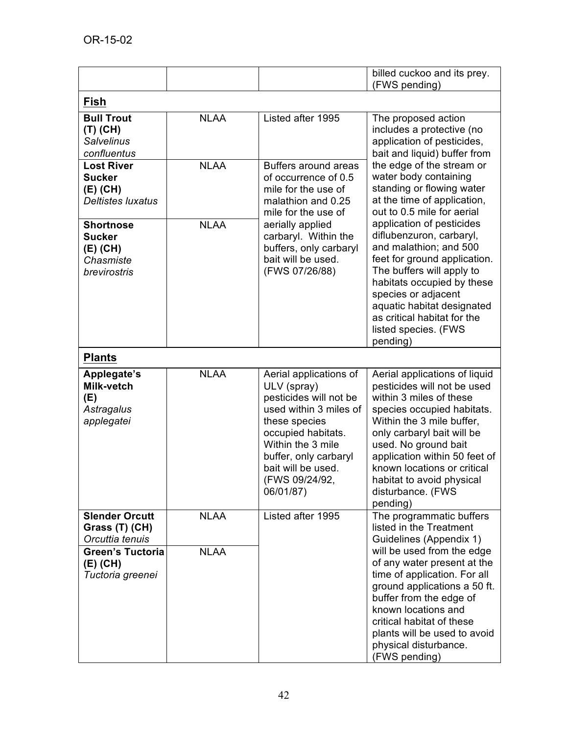| | | | |
|---|---|---|---|
| | | | billed cuckoo and its prey. (FWS pending) |
| **Fish** | | | |
| **Bull Trout (T) (CH)** *Salvelinus confluentus* | NLAA | Listed after 1995 | The proposed action includes a protective (no application of pesticides, bait and liquid) buffer from the edge of the stream or water body containing standing or flowing water at the time of application, out to 0.5 mile for aerial application of pesticides diflubenzuron, carbaryl, and malathion; and 500 feet for ground application. The buffers will apply to habitats occupied by these species or adjacent aquatic habitat designated as critical habitat for the listed species. (FWS pending) |
| **Lost River Sucker (E) (CH)** *Deltistes luxatus* | NLAA | Buffers around areas of occurrence of 0.5 mile for the use of malathion and 0.25 mile for the use of aerially applied carbaryl. Within the buffers, only carbaryl bait will be used. (FWS 07/26/88) | |
| **Shortnose Sucker (E) (CH)** *Chasmiste brevirostris* | NLAA | | |
| **Plants** | | | |
| **Applegate's Milk-vetch (E)** *Astragalus applegatei* | NLAA | Aerial applications of ULV (spray) pesticides will not be used within 3 miles of these species occupied habitats. Within the 3 mile buffer, only carbaryl bait will be used. (FWS 09/24/92, 06/01/87) | Aerial applications of liquid pesticides will not be used within 3 miles of these species occupied habitats. Within the 3 mile buffer, only carbaryl bait will be used. No ground bait application within 50 feet of known locations or critical habitat to avoid physical disturbance. (FWS pending) |
| **Slender Orcutt Grass (T) (CH)** *Orcuttia tenuis* | NLAA | Listed after 1995 | The programmatic buffers listed in the Treatment Guidelines (Appendix 1) will be used from the edge of any water present at the time of application. For all ground applications a 50 ft. buffer from the edge of known locations and critical habitat of these plants will be used to avoid physical disturbance. (FWS pending) |
| **Green's Tuctoria (E) (CH)** *Tuctoria greenei* | NLAA | | |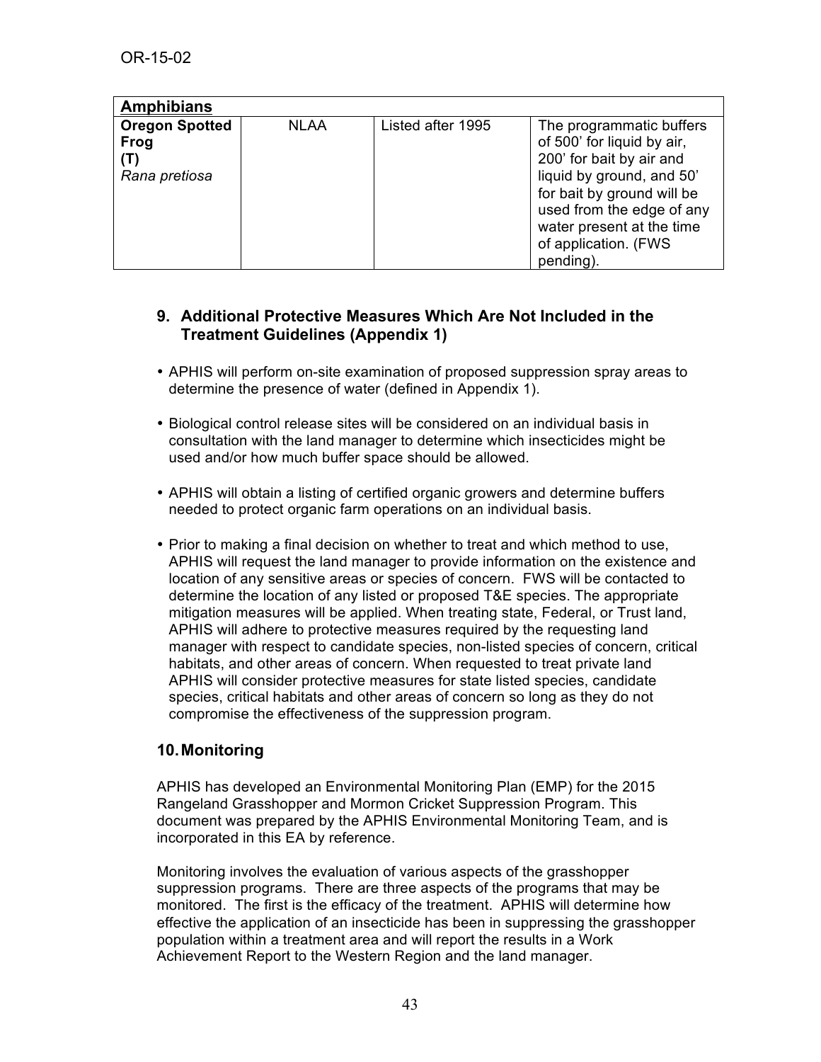| **Amphibians** | | | |
|---|---|---|---|
| **Oregon Spotted Frog (T)** *Rana pretiosa* | NLAA | Listed after 1995 | The programmatic buffers of 500' for liquid by air, 200' for bait by air and liquid by ground, and 50' for bait by ground will be used from the edge of any water present at the time of application. (FWS pending). |

## 9. Additional Protective Measures Which Are Not Included in the Treatment Guidelines (Appendix 1)

- APHIS will perform on-site examination of proposed suppression spray areas to determine the presence of water (defined in Appendix 1).
- Biological control release sites will be considered on an individual basis in consultation with the land manager to determine which insecticides might be used and/or how much buffer space should be allowed.
- APHIS will obtain a listing of certified organic growers and determine buffers needed to protect organic farm operations on an individual basis.
- Prior to making a final decision on whether to treat and which method to use, APHIS will request the land manager to provide information on the existence and location of any sensitive areas or species of concern. FWS will be contacted to determine the location of any listed or proposed T&E species. The appropriate mitigation measures will be applied. When treating state, Federal, or Trust land, APHIS will adhere to protective measures required by the requesting land manager with respect to candidate species, non-listed species of concern, critical habitats, and other areas of concern. When requested to treat private land APHIS will consider protective measures for state listed species, candidate species, critical habitats and other areas of concern so long as they do not compromise the effectiveness of the suppression program.

## 10. Monitoring

APHIS has developed an Environmental Monitoring Plan (EMP) for the 2015 Rangeland Grasshopper and Mormon Cricket Suppression Program. This document was prepared by the APHIS Environmental Monitoring Team, and is incorporated in this EA by reference.

Monitoring involves the evaluation of various aspects of the grasshopper suppression programs. There are three aspects of the programs that may be monitored. The first is the efficacy of the treatment. APHIS will determine how effective the application of an insecticide has been in suppressing the grasshopper population within a treatment area and will report the results in a Work Achievement Report to the Western Region and the land manager.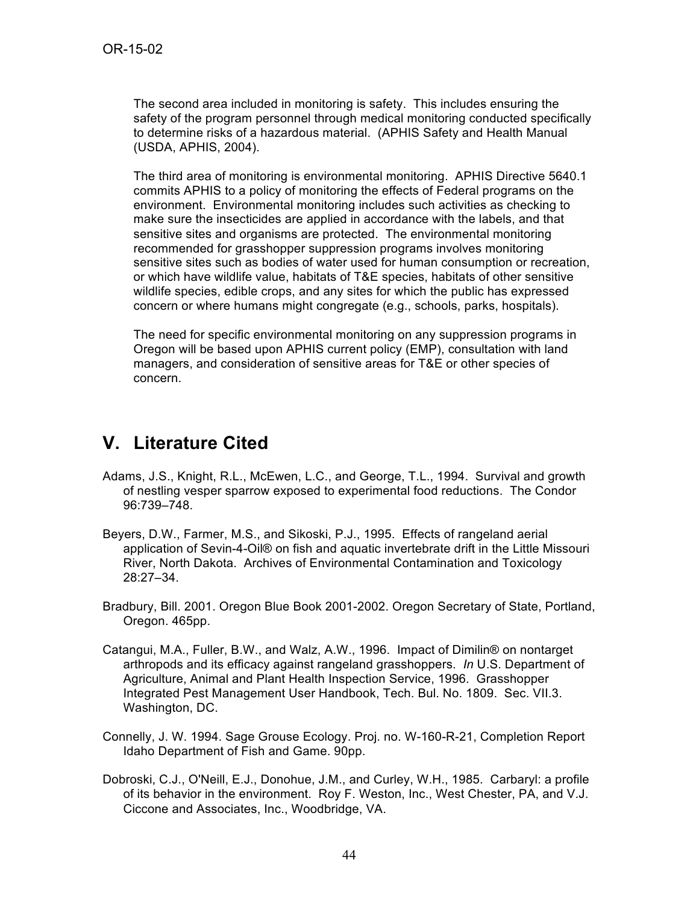The second area included in monitoring is safety. This includes ensuring the safety of the program personnel through medical monitoring conducted specifically to determine risks of a hazardous material. (APHIS Safety and Health Manual (USDA, APHIS, 2004).

The third area of monitoring is environmental monitoring. APHIS Directive 5640.1 commits APHIS to a policy of monitoring the effects of Federal programs on the environment. Environmental monitoring includes such activities as checking to make sure the insecticides are applied in accordance with the labels, and that sensitive sites and organisms are protected. The environmental monitoring recommended for grasshopper suppression programs involves monitoring sensitive sites such as bodies of water used for human consumption or recreation, or which have wildlife value, habitats of T&E species, habitats of other sensitive wildlife species, edible crops, and any sites for which the public has expressed concern or where humans might congregate (e.g., schools, parks, hospitals).

The need for specific environmental monitoring on any suppression programs in Oregon will be based upon APHIS current policy (EMP), consultation with land managers, and consideration of sensitive areas for T&E or other species of concern.

# V. Literature Cited

Adams, J.S., Knight, R.L., McEwen, L.C., and George, T.L., 1994. Survival and growth of nestling vesper sparrow exposed to experimental food reductions. The Condor 96:739–748.

Beyers, D.W., Farmer, M.S., and Sikoski, P.J., 1995. Effects of rangeland aerial application of Sevin-4-Oil® on fish and aquatic invertebrate drift in the Little Missouri River, North Dakota. Archives of Environmental Contamination and Toxicology 28:27–34.

Bradbury, Bill. 2001. Oregon Blue Book 2001-2002. Oregon Secretary of State, Portland, Oregon. 465pp.

Catangui, M.A., Fuller, B.W., and Walz, A.W., 1996. Impact of Dimilin® on nontarget arthropods and its efficacy against rangeland grasshoppers. *In* U.S. Department of Agriculture, Animal and Plant Health Inspection Service, 1996. Grasshopper Integrated Pest Management User Handbook, Tech. Bul. No. 1809. Sec. VII.3. Washington, DC.

Connelly, J. W. 1994. Sage Grouse Ecology. Proj. no. W-160-R-21, Completion Report Idaho Department of Fish and Game. 90pp.

Dobroski, C.J., O'Neill, E.J., Donohue, J.M., and Curley, W.H., 1985. Carbaryl: a profile of its behavior in the environment. Roy F. Weston, Inc., West Chester, PA, and V.J. Ciccone and Associates, Inc., Woodbridge, VA.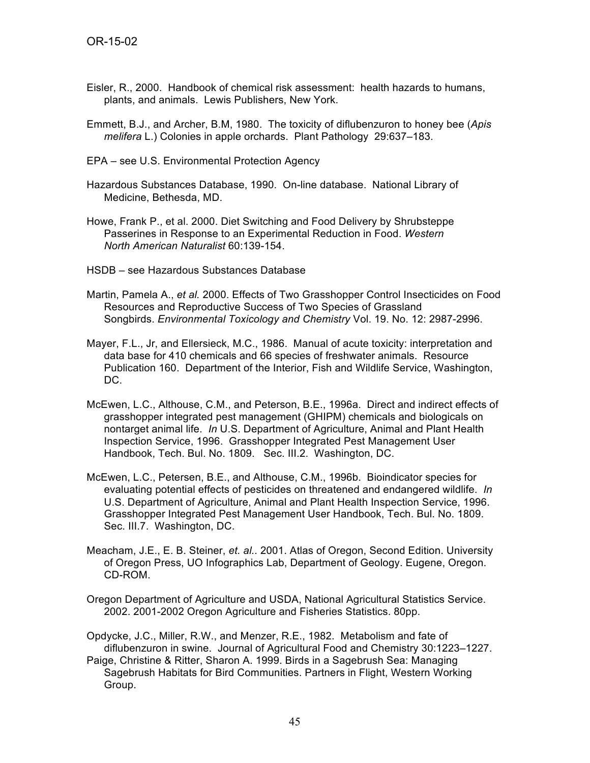Eisler, R., 2000. Handbook of chemical risk assessment: health hazards to humans, plants, and animals. Lewis Publishers, New York.

Emmett, B.J., and Archer, B.M, 1980. The toxicity of diflubenzuron to honey bee (*Apis melifera* L.) Colonies in apple orchards. Plant Pathology 29:637–183.

EPA – see U.S. Environmental Protection Agency

Hazardous Substances Database, 1990. On-line database. National Library of Medicine, Bethesda, MD.

Howe, Frank P., et al. 2000. Diet Switching and Food Delivery by Shrubsteppe Passerines in Response to an Experimental Reduction in Food. *Western North American Naturalist* 60:139-154.

HSDB – see Hazardous Substances Database

Martin, Pamela A., *et al.* 2000. Effects of Two Grasshopper Control Insecticides on Food Resources and Reproductive Success of Two Species of Grassland Songbirds. *Environmental Toxicology and Chemistry* Vol. 19. No. 12: 2987-2996.

Mayer, F.L., Jr, and Ellersieck, M.C., 1986. Manual of acute toxicity: interpretation and data base for 410 chemicals and 66 species of freshwater animals. Resource Publication 160. Department of the Interior, Fish and Wildlife Service, Washington, DC.

McEwen, L.C., Althouse, C.M., and Peterson, B.E., 1996a. Direct and indirect effects of grasshopper integrated pest management (GHIPM) chemicals and biologicals on nontarget animal life. *In* U.S. Department of Agriculture, Animal and Plant Health Inspection Service, 1996. Grasshopper Integrated Pest Management User Handbook, Tech. Bul. No. 1809. Sec. III.2. Washington, DC.

McEwen, L.C., Petersen, B.E., and Althouse, C.M., 1996b. Bioindicator species for evaluating potential effects of pesticides on threatened and endangered wildlife. *In* U.S. Department of Agriculture, Animal and Plant Health Inspection Service, 1996. Grasshopper Integrated Pest Management User Handbook, Tech. Bul. No. 1809. Sec. III.7. Washington, DC.

Meacham, J.E., E. B. Steiner, *et. al.*. 2001. Atlas of Oregon, Second Edition. University of Oregon Press, UO Infographics Lab, Department of Geology. Eugene, Oregon. CD-ROM.

Oregon Department of Agriculture and USDA, National Agricultural Statistics Service. 2002. 2001-2002 Oregon Agriculture and Fisheries Statistics. 80pp.

Opdycke, J.C., Miller, R.W., and Menzer, R.E., 1982. Metabolism and fate of diflubenzuron in swine. Journal of Agricultural Food and Chemistry 30:1223–1227.

Paige, Christine & Ritter, Sharon A. 1999. Birds in a Sagebrush Sea: Managing Sagebrush Habitats for Bird Communities. Partners in Flight, Western Working Group.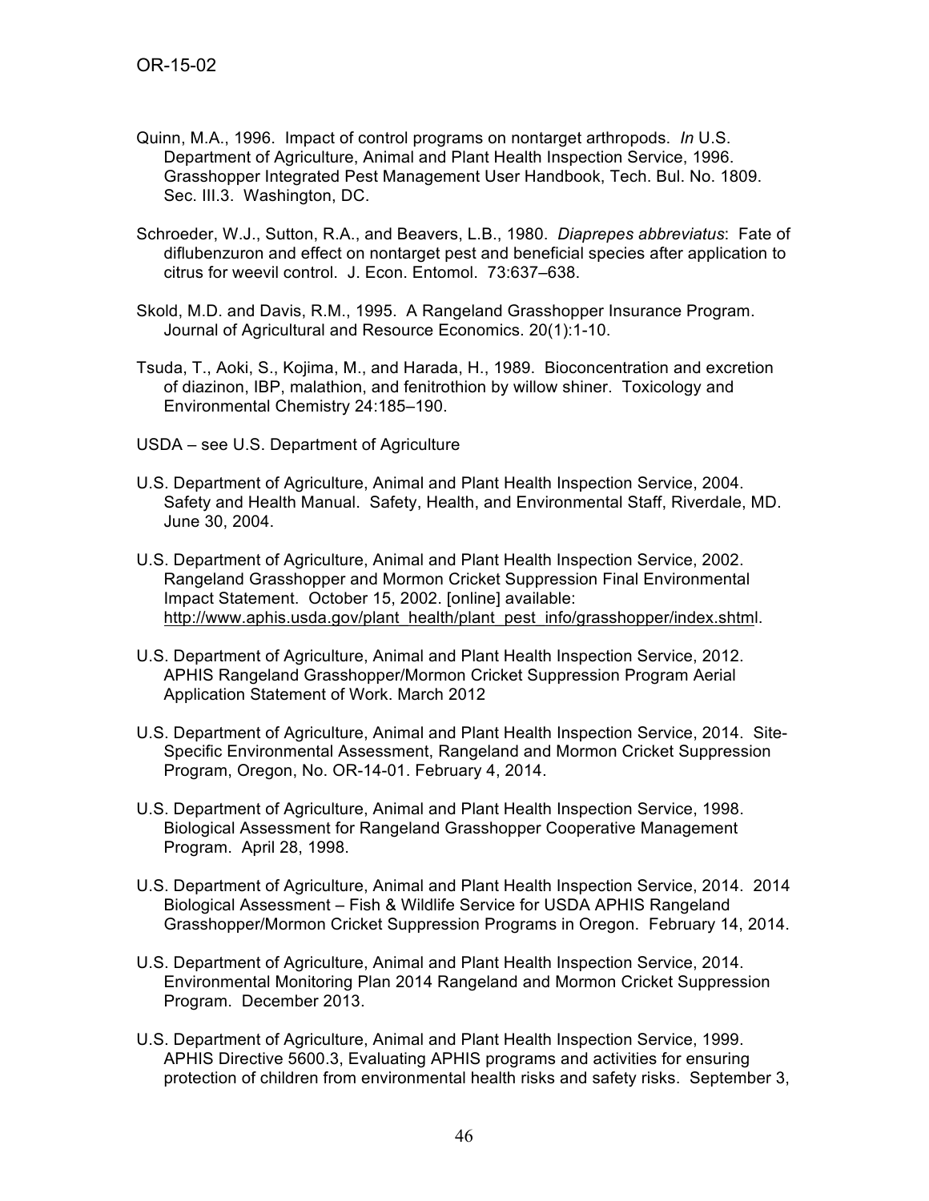Quinn, M.A., 1996. Impact of control programs on nontarget arthropods. *In* U.S. Department of Agriculture, Animal and Plant Health Inspection Service, 1996. Grasshopper Integrated Pest Management User Handbook, Tech. Bul. No. 1809. Sec. III.3. Washington, DC.

Schroeder, W.J., Sutton, R.A., and Beavers, L.B., 1980. *Diaprepes abbreviatus*: Fate of diflubenzuron and effect on nontarget pest and beneficial species after application to citrus for weevil control. J. Econ. Entomol. 73:637–638.

Skold, M.D. and Davis, R.M., 1995. A Rangeland Grasshopper Insurance Program. Journal of Agricultural and Resource Economics. 20(1):1-10.

Tsuda, T., Aoki, S., Kojima, M., and Harada, H., 1989. Bioconcentration and excretion of diazinon, IBP, malathion, and fenitrothion by willow shiner. Toxicology and Environmental Chemistry 24:185–190.

USDA – see U.S. Department of Agriculture

U.S. Department of Agriculture, Animal and Plant Health Inspection Service, 2004. Safety and Health Manual. Safety, Health, and Environmental Staff, Riverdale, MD. June 30, 2004.

U.S. Department of Agriculture, Animal and Plant Health Inspection Service, 2002. Rangeland Grasshopper and Mormon Cricket Suppression Final Environmental Impact Statement. October 15, 2002. [online] available: http://www.aphis.usda.gov/plant_health/plant_pest_info/grasshopper/index.shtml.

U.S. Department of Agriculture, Animal and Plant Health Inspection Service, 2012. APHIS Rangeland Grasshopper/Mormon Cricket Suppression Program Aerial Application Statement of Work. March 2012

U.S. Department of Agriculture, Animal and Plant Health Inspection Service, 2014. Site-Specific Environmental Assessment, Rangeland and Mormon Cricket Suppression Program, Oregon, No. OR-14-01. February 4, 2014.

U.S. Department of Agriculture, Animal and Plant Health Inspection Service, 1998. Biological Assessment for Rangeland Grasshopper Cooperative Management Program. April 28, 1998.

U.S. Department of Agriculture, Animal and Plant Health Inspection Service, 2014. 2014 Biological Assessment – Fish & Wildlife Service for USDA APHIS Rangeland Grasshopper/Mormon Cricket Suppression Programs in Oregon. February 14, 2014.

U.S. Department of Agriculture, Animal and Plant Health Inspection Service, 2014. Environmental Monitoring Plan 2014 Rangeland and Mormon Cricket Suppression Program. December 2013.

U.S. Department of Agriculture, Animal and Plant Health Inspection Service, 1999. APHIS Directive 5600.3, Evaluating APHIS programs and activities for ensuring protection of children from environmental health risks and safety risks. September 3,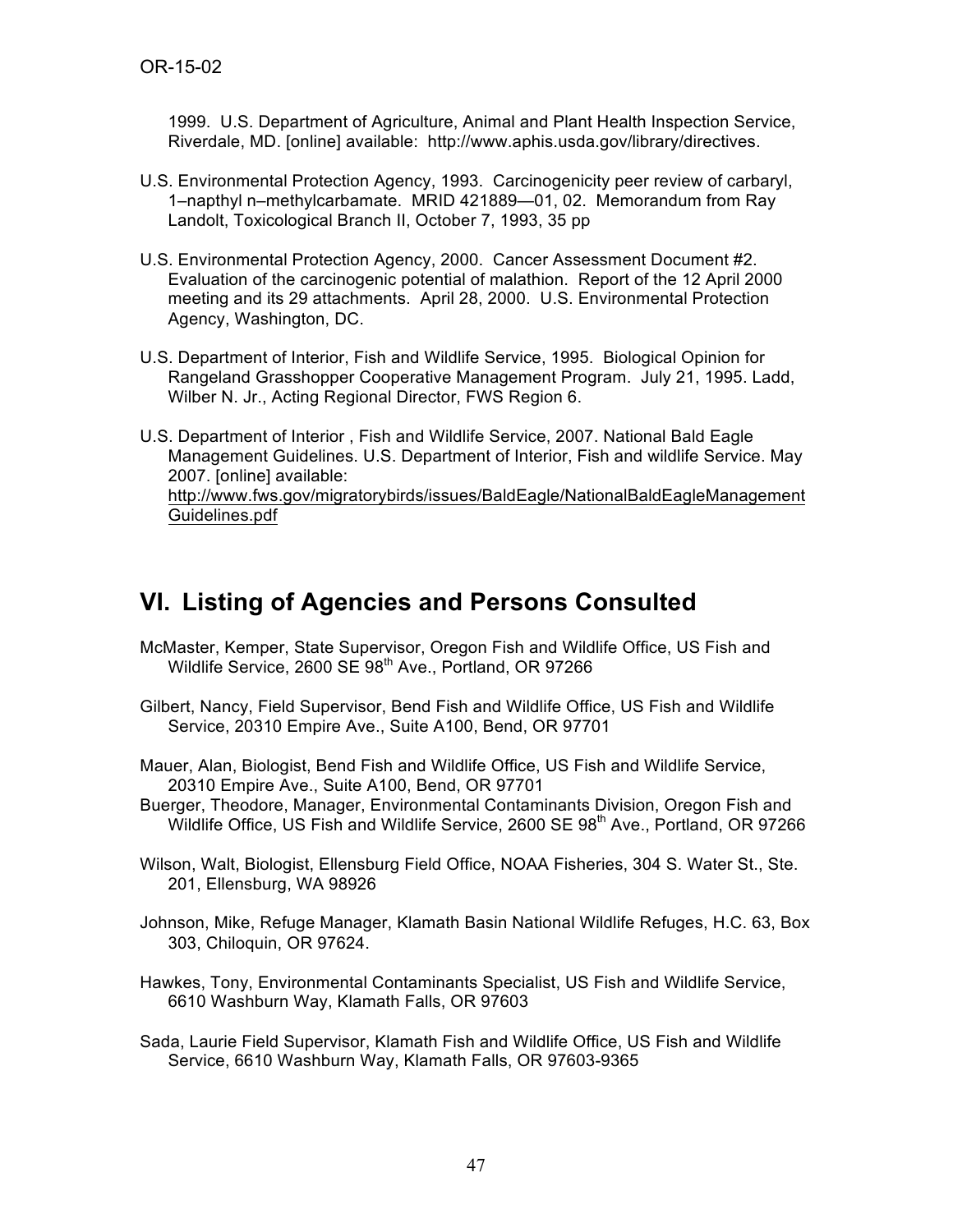1999. U.S. Department of Agriculture, Animal and Plant Health Inspection Service, Riverdale, MD. [online] available: http://www.aphis.usda.gov/library/directives.

U.S. Environmental Protection Agency, 1993. Carcinogenicity peer review of carbaryl, 1–napthyl n–methylcarbamate. MRID 421889—01, 02. Memorandum from Ray Landolt, Toxicological Branch II, October 7, 1993, 35 pp

U.S. Environmental Protection Agency, 2000. Cancer Assessment Document #2. Evaluation of the carcinogenic potential of malathion. Report of the 12 April 2000 meeting and its 29 attachments. April 28, 2000. U.S. Environmental Protection Agency, Washington, DC.

U.S. Department of Interior, Fish and Wildlife Service, 1995. Biological Opinion for Rangeland Grasshopper Cooperative Management Program. July 21, 1995. Ladd, Wilber N. Jr., Acting Regional Director, FWS Region 6.

U.S. Department of Interior , Fish and Wildlife Service, 2007. National Bald Eagle Management Guidelines. U.S. Department of Interior, Fish and wildlife Service. May 2007. [online] available: http://www.fws.gov/migratorybirds/issues/BaldEagle/NationalBaldEagleManagementGuidelines.pdf

## VI. Listing of Agencies and Persons Consulted

McMaster, Kemper, State Supervisor, Oregon Fish and Wildlife Office, US Fish and Wildlife Service, 2600 SE 98th Ave., Portland, OR 97266

Gilbert, Nancy, Field Supervisor, Bend Fish and Wildlife Office, US Fish and Wildlife Service, 20310 Empire Ave., Suite A100, Bend, OR 97701

Mauer, Alan, Biologist, Bend Fish and Wildlife Office, US Fish and Wildlife Service, 20310 Empire Ave., Suite A100, Bend, OR 97701

Buerger, Theodore, Manager, Environmental Contaminants Division, Oregon Fish and Wildlife Office, US Fish and Wildlife Service, 2600 SE 98th Ave., Portland, OR 97266

Wilson, Walt, Biologist, Ellensburg Field Office, NOAA Fisheries, 304 S. Water St., Ste. 201, Ellensburg, WA 98926

Johnson, Mike, Refuge Manager, Klamath Basin National Wildlife Refuges, H.C. 63, Box 303, Chiloquin, OR 97624.

Hawkes, Tony, Environmental Contaminants Specialist, US Fish and Wildlife Service, 6610 Washburn Way, Klamath Falls, OR 97603

Sada, Laurie Field Supervisor, Klamath Fish and Wildlife Office, US Fish and Wildlife Service, 6610 Washburn Way, Klamath Falls, OR 97603-9365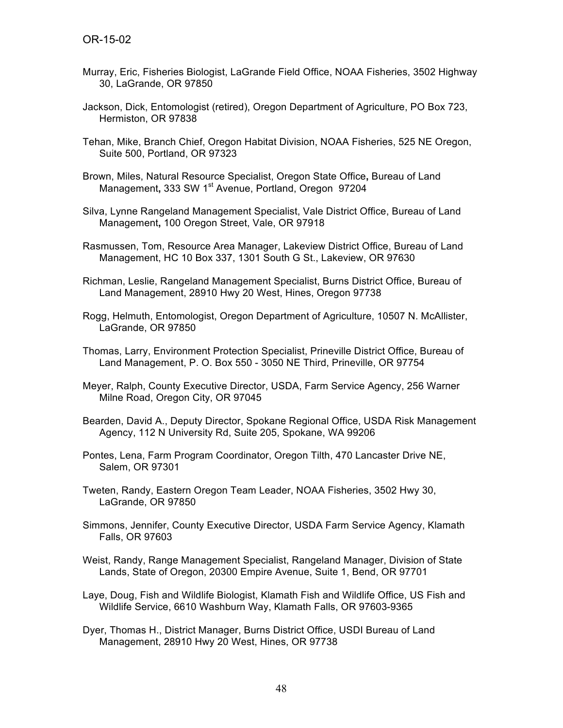Murray, Eric, Fisheries Biologist, LaGrande Field Office, NOAA Fisheries, 3502 Highway 30, LaGrande, OR 97850

Jackson, Dick, Entomologist (retired), Oregon Department of Agriculture, PO Box 723, Hermiston, OR 97838

Tehan, Mike, Branch Chief, Oregon Habitat Division, NOAA Fisheries, 525 NE Oregon, Suite 500, Portland, OR 97323

Brown, Miles, Natural Resource Specialist, Oregon State Office**,** Bureau of Land Management**,** 333 SW 1st Avenue, Portland, Oregon 97204

Silva, Lynne Rangeland Management Specialist, Vale District Office, Bureau of Land Management**,** 100 Oregon Street, Vale, OR 97918

Rasmussen, Tom, Resource Area Manager, Lakeview District Office, Bureau of Land Management, HC 10 Box 337, 1301 South G St., Lakeview, OR 97630

Richman, Leslie, Rangeland Management Specialist, Burns District Office, Bureau of Land Management, 28910 Hwy 20 West, Hines, Oregon 97738

Rogg, Helmuth, Entomologist, Oregon Department of Agriculture, 10507 N. McAllister, LaGrande, OR 97850

Thomas, Larry, Environment Protection Specialist, Prineville District Office, Bureau of Land Management, P. O. Box 550 - 3050 NE Third, Prineville, OR 97754

Meyer, Ralph, County Executive Director, USDA, Farm Service Agency, 256 Warner Milne Road, Oregon City, OR 97045

Bearden, David A., Deputy Director, Spokane Regional Office, USDA Risk Management Agency, 112 N University Rd, Suite 205, Spokane, WA 99206

Pontes, Lena, Farm Program Coordinator, Oregon Tilth, 470 Lancaster Drive NE, Salem, OR 97301

Tweten, Randy, Eastern Oregon Team Leader, NOAA Fisheries, 3502 Hwy 30, LaGrande, OR 97850

Simmons, Jennifer, County Executive Director, USDA Farm Service Agency, Klamath Falls, OR 97603

Weist, Randy, Range Management Specialist, Rangeland Manager, Division of State Lands, State of Oregon, 20300 Empire Avenue, Suite 1, Bend, OR 97701

Laye, Doug, Fish and Wildlife Biologist, Klamath Fish and Wildlife Office, US Fish and Wildlife Service, 6610 Washburn Way, Klamath Falls, OR 97603-9365

Dyer, Thomas H., District Manager, Burns District Office, USDI Bureau of Land Management, 28910 Hwy 20 West, Hines, OR 97738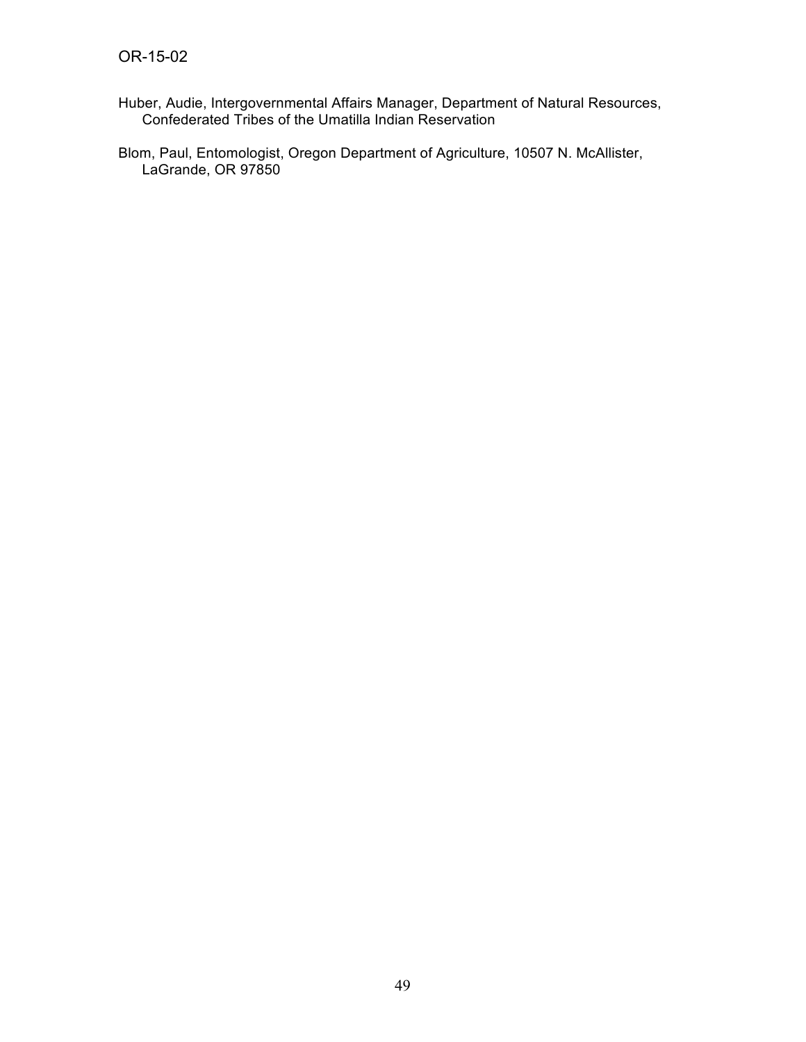Huber, Audie, Intergovernmental Affairs Manager, Department of Natural Resources, Confederated Tribes of the Umatilla Indian Reservation

Blom, Paul, Entomologist, Oregon Department of Agriculture, 10507 N. McAllister, LaGrande, OR 97850